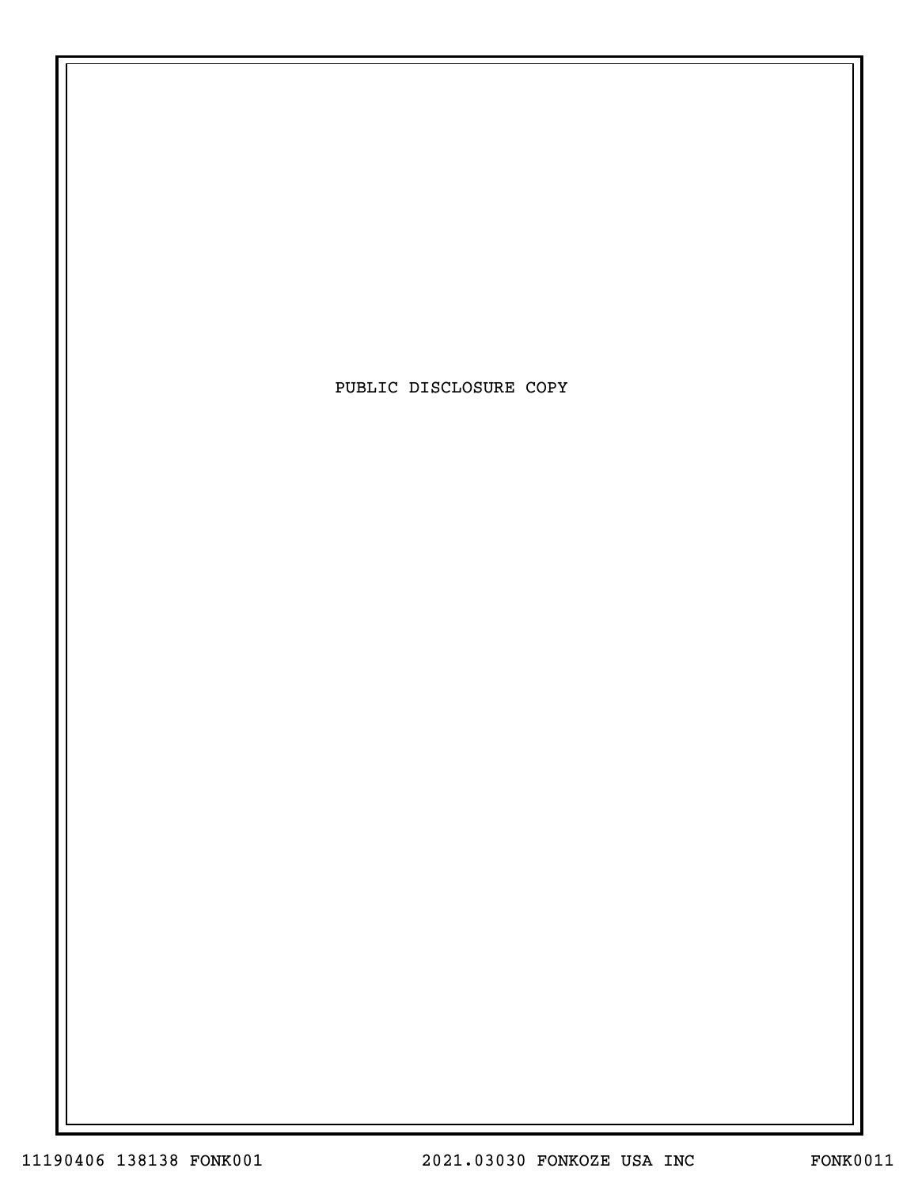PUBLIC DISCLOSURE COPY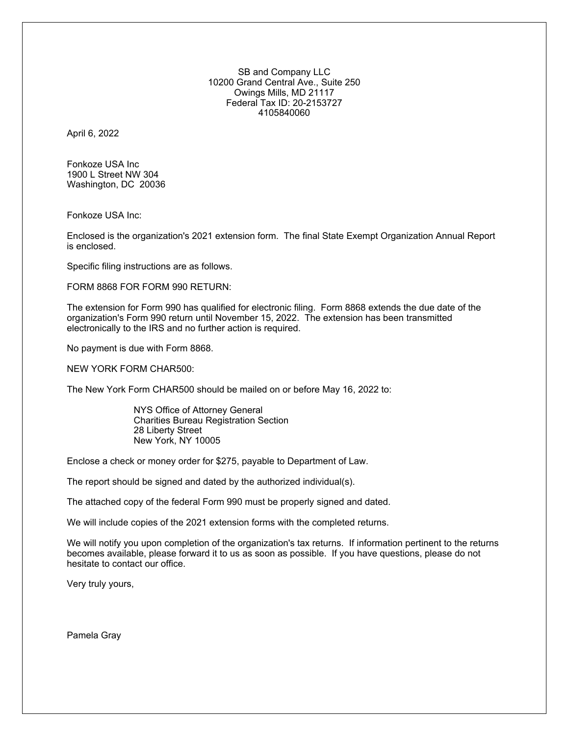SB and Company LLC
10200 Grand Central Ave., Suite 250
Owings Mills, MD 21117
Federal Tax ID: 20-2153727
4105840060

April 6, 2022

Fonkoze USA Inc
1900 L Street NW 304
Washington, DC 20036

Fonkoze USA Inc:

Enclosed is the organization's 2021 extension form. The final State Exempt Organization Annual Report is enclosed.

Specific filing instructions are as follows.

FORM 8868 FOR FORM 990 RETURN:

The extension for Form 990 has qualified for electronic filing. Form 8868 extends the due date of the organization's Form 990 return until November 15, 2022. The extension has been transmitted electronically to the IRS and no further action is required.

No payment is due with Form 8868.

NEW YORK FORM CHAR500:

The New York Form CHAR500 should be mailed on or before May 16, 2022 to:

> NYS Office of Attorney General
> Charities Bureau Registration Section
> 28 Liberty Street
> New York, NY 10005

Enclose a check or money order for $275, payable to Department of Law.

The report should be signed and dated by the authorized individual(s).

The attached copy of the federal Form 990 must be properly signed and dated.

We will include copies of the 2021 extension forms with the completed returns.

We will notify you upon completion of the organization's tax returns. If information pertinent to the returns becomes available, please forward it to us as soon as possible. If you have questions, please do not hesitate to contact our office.

Very truly yours,

Pamela Gray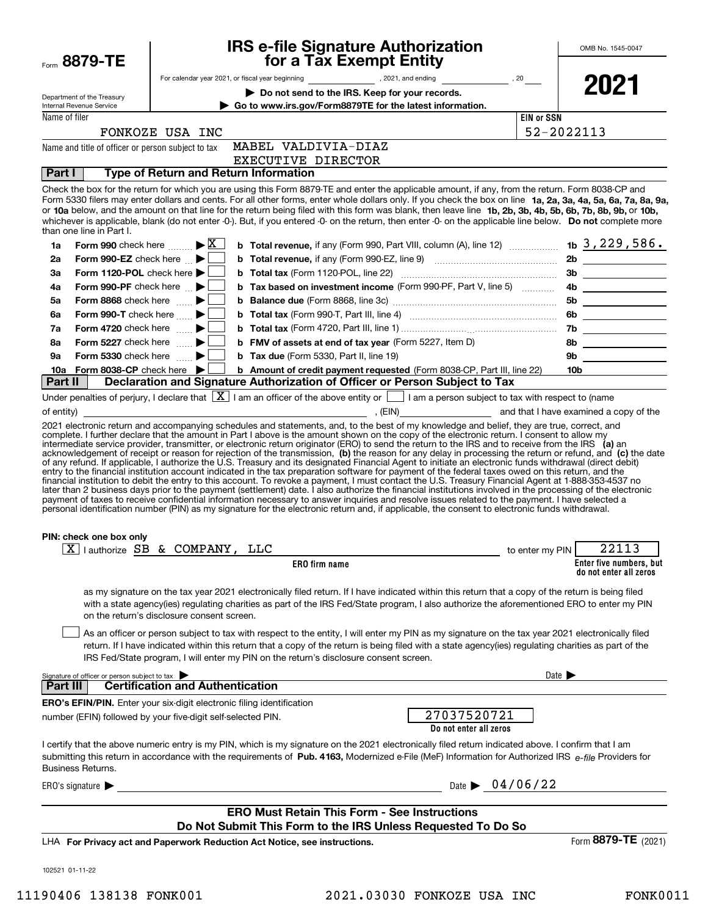Form **8879-TE**

Department of the Treasury
Internal Revenue Service

# IRS e-file Signature Authorization for a Tax Exempt Entity

For calendar year 2021, or fiscal year beginning , 2021, and ending , 20

▶ **Do not send to the IRS. Keep for your records.**

▶ **Go to www.irs.gov/Form8879TE for the latest information.**

OMB No. 1545-0047

**2021**

Name of filer: FONKOZE USA INC

EIN or SSN: 52-2022113

Name and title of officer or person subject to tax: MABEL VALDIVIA-DIAZ, EXECUTIVE DIRECTOR

## Part I — Type of Return and Return Information

Check the box for the return for which you are using this Form 8879-TE and enter the applicable amount, if any, from the return. Form 8038-CP and Form 5330 filers may enter dollars and cents. For all other forms, enter whole dollars only. If you check the box on line **1a, 2a, 3a, 4a, 5a, 6a, 7a, 8a, 9a,** or **10a** below, and the amount on that line for the return being filed with this form was blank, then leave line **1b, 2b, 3b, 4b, 5b, 6b, 7b, 8b, 9b,** or **10b,** whichever is applicable, blank (do not enter -0-). But, if you entered -0- on the return, then enter -0- on the applicable line below. **Do not** complete more than one line in Part I.

| | | | | | |
|---|---|---|---|---|---|
| 1a | **Form 990** check here ▶ [X] | **b** | **Total revenue,** if any (Form 990, Part VIII, column (A), line 12) | 1b | 3,229,586. |
| 2a | **Form 990-EZ** check here ▶ [ ] | **b** | **Total revenue,** if any (Form 990-EZ, line 9) | 2b | |
| 3a | **Form 1120-POL** check here ▶ [ ] | **b** | **Total tax** (Form 1120-POL, line 22) | 3b | |
| 4a | **Form 990-PF** check here ▶ [ ] | **b** | **Tax based on investment income** (Form 990-PF, Part V, line 5) | 4b | |
| 5a | **Form 8868** check here ▶ [ ] | **b** | **Balance due** (Form 8868, line 3c) | 5b | |
| 6a | **Form 990-T** check here ▶ [ ] | **b** | **Total tax** (Form 990-T, Part III, line 4) | 6b | |
| 7a | **Form 4720** check here ▶ [ ] | **b** | **Total tax** (Form 4720, Part III, line 1) | 7b | |
| 8a | **Form 5227** check here ▶ [ ] | **b** | **FMV of assets at end of tax year** (Form 5227, Item D) | 8b | |
| 9a | **Form 5330** check here ▶ [ ] | **b** | **Tax due** (Form 5330, Part II, line 19) | 9b | |
| 10a | **Form 8038-CP** check here ▶ [ ] | **b** | **Amount of credit payment requested** (Form 8038-CP, Part III, line 22) | 10b | |

## Part II — Declaration and Signature Authorization of Officer or Person Subject to Tax

Under penalties of perjury, I declare that [X] I am an officer of the above entity or [ ] I am a person subject to tax with respect to (name of entity) ______, (EIN) ______ and that I have examined a copy of the 2021 electronic return and accompanying schedules and statements, and, to the best of my knowledge and belief, they are true, correct, and complete. I further declare that the amount in Part I above is the amount shown on the copy of the electronic return. I consent to allow my intermediate service provider, transmitter, or electronic return originator (ERO) to send the return to the IRS and to receive from the IRS **(a)** an acknowledgement of receipt or reason for rejection of the transmission, **(b)** the reason for any delay in processing the return or refund, and **(c)** the date of any refund. If applicable, I authorize the U.S. Treasury and its designated Financial Agent to initiate an electronic funds withdrawal (direct debit) entry to the financial institution account indicated in the tax preparation software for payment of the federal taxes owed on this return, and the financial institution to debit the entry to this account. To revoke a payment, I must contact the U.S. Treasury Financial Agent at 1-888-353-4537 no later than 2 business days prior to the payment (settlement) date. I also authorize the financial institutions involved in the processing of the electronic payment of taxes to receive confidential information necessary to answer inquiries and resolve issues related to the payment. I have selected a personal identification number (PIN) as my signature for the electronic return and, if applicable, the consent to electronic funds withdrawal.

**PIN: check one box only**

[X] I authorize SB & COMPANY, LLC (ERO firm name) to enter my PIN 22113 (Enter five numbers, but do not enter all zeros)

as my signature on the tax year 2021 electronically filed return. If I have indicated within this return that a copy of the return is being filed with a state agency(ies) regulating charities as part of the IRS Fed/State program, I also authorize the aforementioned ERO to enter my PIN on the return's disclosure consent screen.

[ ] As an officer or person subject to tax with respect to the entity, I will enter my PIN as my signature on the tax year 2021 electronically filed return. If I have indicated within this return that a copy of the return is being filed with a state agency(ies) regulating charities as part of the IRS Fed/State program, I will enter my PIN on the return's disclosure consent screen.

Signature of officer or person subject to tax ▶ ______ Date ▶ ______

## Part III — Certification and Authentication

**ERO's EFIN/PIN.** Enter your six-digit electronic filing identification number (EFIN) followed by your five-digit self-selected PIN.

27037520721 (Do not enter all zeros)

I certify that the above numeric entry is my PIN, which is my signature on the 2021 electronically filed return indicated above. I confirm that I am submitting this return in accordance with the requirements of **Pub. 4163,** Modernized e-File (MeF) Information for Authorized IRS *e-file* Providers for Business Returns.

ERO's signature ▶ ______ Date ▶ 04/06/22

**ERO Must Retain This Form - See Instructions**
**Do Not Submit This Form to the IRS Unless Requested To Do So**

LHA **For Privacy act and Paperwork Reduction Act Notice, see instructions.** Form **8879-TE** (2021)

102521 01-11-22

11190406 138138 FONK001 2021.03030 FONKOZE USA INC FONK0011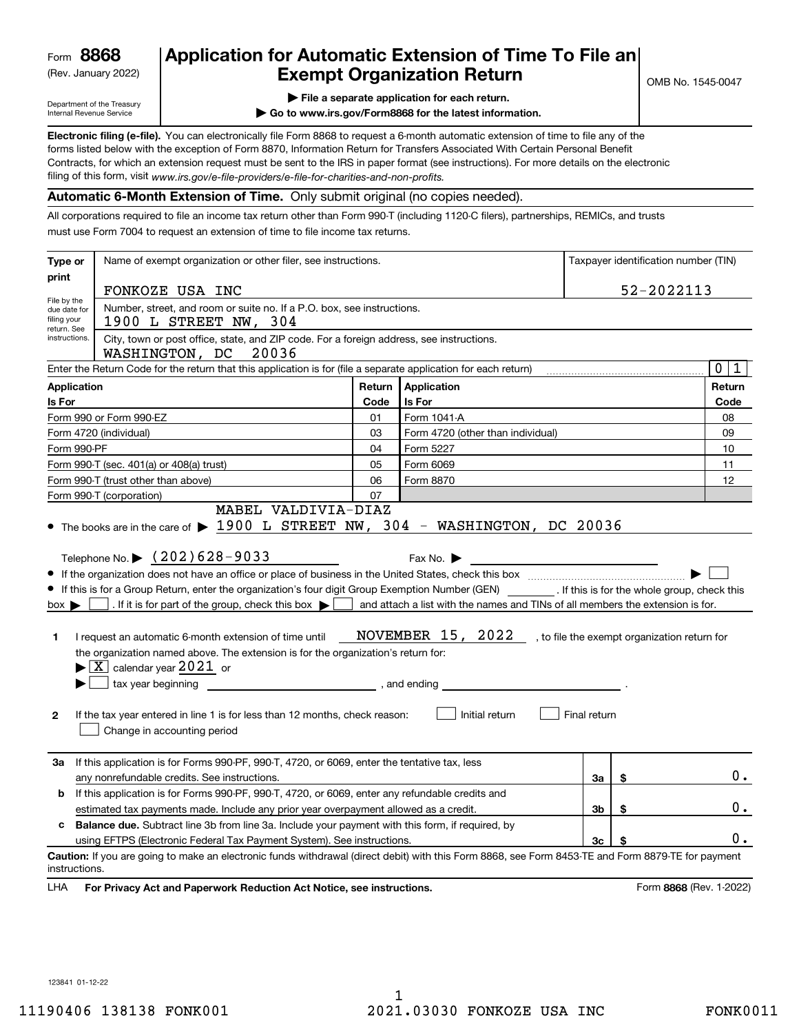Form **8868**
(Rev. January 2022)
Department of the Treasury
Internal Revenue Service

# Application for Automatic Extension of Time To File an Exempt Organization Return

OMB No. 1545-0047

▶ **File a separate application for each return.**
▶ **Go to www.irs.gov/Form8868 for the latest information.**

**Electronic filing (e-file).** You can electronically file Form 8868 to request a 6-month automatic extension of time to file any of the forms listed below with the exception of Form 8870, Information Return for Transfers Associated With Certain Personal Benefit Contracts, for which an extension request must be sent to the IRS in paper format (see instructions). For more details on the electronic filing of this form, visit *www.irs.gov/e-file-providers/e-file-for-charities-and-non-profits.*

**Automatic 6-Month Extension of Time.** Only submit original (no copies needed).

All corporations required to file an income tax return other than Form 990-T (including 1120-C filers), partnerships, REMICs, and trusts must use Form 7004 to request an extension of time to file income tax returns.

**Type or print** — File by the due date for filing your return. See instructions.

Name of exempt organization or other filer, see instructions: FONKOZE USA INC
Taxpayer identification number (TIN): 52-2022113

Number, street, and room or suite no. If a P.O. box, see instructions: 1900 L STREET NW, 304

City, town or post office, state, and ZIP code. For a foreign address, see instructions: WASHINGTON, DC 20036

Enter the Return Code for the return that this application is for (file a separate application for each return): 01

| Application Is For | Return Code | Application Is For | Return Code |
|---|---|---|---|
| Form 990 or Form 990-EZ | 01 | Form 1041-A | 08 |
| Form 4720 (individual) | 03 | Form 4720 (other than individual) | 09 |
| Form 990-PF | 04 | Form 5227 | 10 |
| Form 990-T (sec. 401(a) or 408(a) trust) | 05 | Form 6069 | 11 |
| Form 990-T (trust other than above) | 06 | Form 8870 | 12 |
| Form 990-T (corporation) | 07 | | |

- The books are in the care of ▶ MABEL VALDIVIA-DIAZ
1900 L STREET NW, 304 - WASHINGTON, DC 20036

Telephone No. ▶ (202)628-9033 Fax No. ▶

- If the organization does not have an office or place of business in the United States, check this box ▶ ☐
- If this is for a Group Return, enter the organization's four digit Group Exemption Number (GEN) ______. If this is for the whole group, check this box ▶ ☐. If it is for part of the group, check this box ▶ ☐ and attach a list with the names and TINs of all members the extension is for.

**1** I request an automatic 6-month extension of time until NOVEMBER 15, 2022, to file the exempt organization return for the organization named above. The extension is for the organization's return for:
▶ ☒ calendar year 2021 or
▶ ☐ tax year beginning ______, and ending ______.

**2** If the tax year entered in line 1 is for less than 12 months, check reason: ☐ Initial return ☐ Final return ☐ Change in accounting period

| | | | |
|---|---|---|---|
| **3a** | If this application is for Forms 990-PF, 990-T, 4720, or 6069, enter the tentative tax, less any nonrefundable credits. See instructions. | 3a | $ 0. |
| **b** | If this application is for Forms 990-PF, 990-T, 4720, or 6069, enter any refundable credits and estimated tax payments made. Include any prior year overpayment allowed as a credit. | 3b | $ 0. |
| **c** | **Balance due.** Subtract line 3b from line 3a. Include your payment with this form, if required, by using EFTPS (Electronic Federal Tax Payment System). See instructions. | 3c | $ 0. |

**Caution:** If you are going to make an electronic funds withdrawal (direct debit) with this Form 8868, see Form 8453-TE and Form 8879-TE for payment instructions.

LHA **For Privacy Act and Paperwork Reduction Act Notice, see instructions.** Form **8868** (Rev. 1-2022)

123841 01-12-22

11190406 138138 FONK001 2021.03030 FONKOZE USA INC FONK0011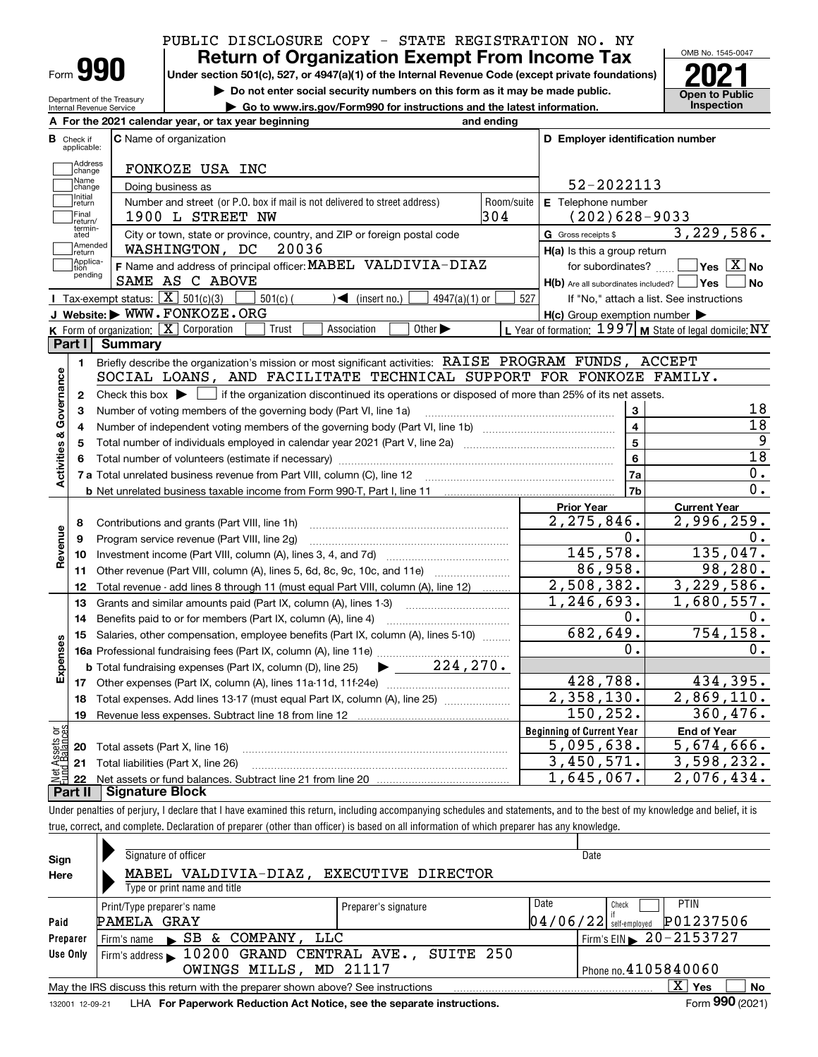PUBLIC DISCLOSURE COPY - STATE REGISTRATION NO. NY

# Form 990 — Return of Organization Exempt From Income Tax (2021)

Under section 501(c), 527, or 4947(a)(1) of the Internal Revenue Code (except private foundations)

▶ Do not enter social security numbers on this form as it may be made public.

▶ Go to www.irs.gov/Form990 for instructions and the latest information.

Department of the Treasury
Internal Revenue Service

OMB No. 1545-0047

**Open to Public Inspection**

**A** For the 2021 calendar year, or tax year beginning and ending

**B** Check if applicable: Address change / Name change / Initial return / Final return/terminated / Amended return / Application pending

**C** Name of organization: FONKOZE USA INC

Doing business as

Number and street (or P.O. box if mail is not delivered to street address): 1900 L STREET NW — Room/suite: 304

City or town, state or province, country, and ZIP or foreign postal code: WASHINGTON, DC 20036

**D** Employer identification number: 52-2022113

**E** Telephone number: (202)628-9033

**G** Gross receipts $ 3,229,586.

**F** Name and address of principal officer: MABEL VALDIVIA-DIAZ, SAME AS C ABOVE

**H(a)** Is this a group return for subordinates? ☐ Yes ☒ No

**H(b)** Are all subordinates included? ☐ Yes ☐ No — If "No," attach a list. See instructions

**H(c)** Group exemption number ▶

**I** Tax-exempt status: ☒ 501(c)(3) ☐ 501(c)( ) ◀ (insert no.) ☐ 4947(a)(1) or ☐ 527

**J** Website: ▶ WWW.FONKOZE.ORG

**K** Form of organization: ☒ Corporation ☐ Trust ☐ Association ☐ Other ▶

**L** Year of formation: 1997 **M** State of legal domicile: NY

## Part I Summary

**Activities & Governance**

1. Briefly describe the organization's mission or most significant activities: RAISE PROGRAM FUNDS, ACCEPT SOCIAL LOANS, AND FACILITATE TECHNICAL SUPPORT FOR FONKOZE FAMILY.
2. Check this box ▶ ☐ if the organization discontinued its operations or disposed of more than 25% of its net assets.

| Line | Description | | Value |
|---|---|---|---|
| 3 | Number of voting members of the governing body (Part VI, line 1a) | 3 | 18 |
| 4 | Number of independent voting members of the governing body (Part VI, line 1b) | 4 | 18 |
| 5 | Total number of individuals employed in calendar year 2021 (Part V, line 2a) | 5 | 9 |
| 6 | Total number of volunteers (estimate if necessary) | 6 | 18 |
| 7a | Total unrelated business revenue from Part VIII, column (C), line 12 | 7a | 0. |
| 7b | Net unrelated business taxable income from Form 990-T, Part I, line 11 | 7b | 0. |

| Line | Description | Prior Year | Current Year |
|---|---|---|---|
| | **Revenue** | | |
| 8 | Contributions and grants (Part VIII, line 1h) | 2,275,846. | 2,996,259. |
| 9 | Program service revenue (Part VIII, line 2g) | 0. | 0. |
| 10 | Investment income (Part VIII, column (A), lines 3, 4, and 7d) | 145,578. | 135,047. |
| 11 | Other revenue (Part VIII, column (A), lines 5, 6d, 8c, 9c, 10c, and 11e) | 86,958. | 98,280. |
| 12 | Total revenue - add lines 8 through 11 (must equal Part VIII, column (A), line 12) | 2,508,382. | 3,229,586. |
| | **Expenses** | | |
| 13 | Grants and similar amounts paid (Part IX, column (A), lines 1-3) | 1,246,693. | 1,680,557. |
| 14 | Benefits paid to or for members (Part IX, column (A), line 4) | 0. | 0. |
| 15 | Salaries, other compensation, employee benefits (Part IX, column (A), lines 5-10) | 682,649. | 754,158. |
| 16a | Professional fundraising fees (Part IX, column (A), line 11e) | 0. | 0. |
| b | Total fundraising expenses (Part IX, column (D), line 25) ▶ 224,270. | | |
| 17 | Other expenses (Part IX, column (A), lines 11a-11d, 11f-24e) | 428,788. | 434,395. |
| 18 | Total expenses. Add lines 13-17 (must equal Part IX, column (A), line 25) | 2,358,130. | 2,869,110. |
| 19 | Revenue less expenses. Subtract line 18 from line 12 | 150,252. | 360,476. |

| Line | Net Assets or Fund Balances | Beginning of Current Year | End of Year |
|---|---|---|---|
| 20 | Total assets (Part X, line 16) | 5,095,638. | 5,674,666. |
| 21 | Total liabilities (Part X, line 26) | 3,450,571. | 3,598,232. |
| 22 | Net assets or fund balances. Subtract line 21 from line 20 | 1,645,067. | 2,076,434. |

## Part II Signature Block

Under penalties of perjury, I declare that I have examined this return, including accompanying schedules and statements, and to the best of my knowledge and belief, it is true, correct, and complete. Declaration of preparer (other than officer) is based on all information of which preparer has any knowledge.

**Sign Here**

Signature of officer — Date

MABEL VALDIVIA-DIAZ, EXECUTIVE DIRECTOR

Type or print name and title

**Paid Preparer Use Only**

| Print/Type preparer's name | Preparer's signature | Date | Check if self-employed | PTIN |
|---|---|---|---|---|
| PAMELA GRAY | | 04/06/22 | ☐ | P01237506 |

Firm's name ▶ SB & COMPANY, LLC — Firm's EIN ▶ 20-2153727

Firm's address ▶ 10200 GRAND CENTRAL AVE., SUITE 250, OWINGS MILLS, MD 21117 — Phone no. 4105840060

May the IRS discuss this return with the preparer shown above? See instructions ☒ Yes ☐ No

132001 12-09-21 LHA For Paperwork Reduction Act Notice, see the separate instructions. Form 990 (2021)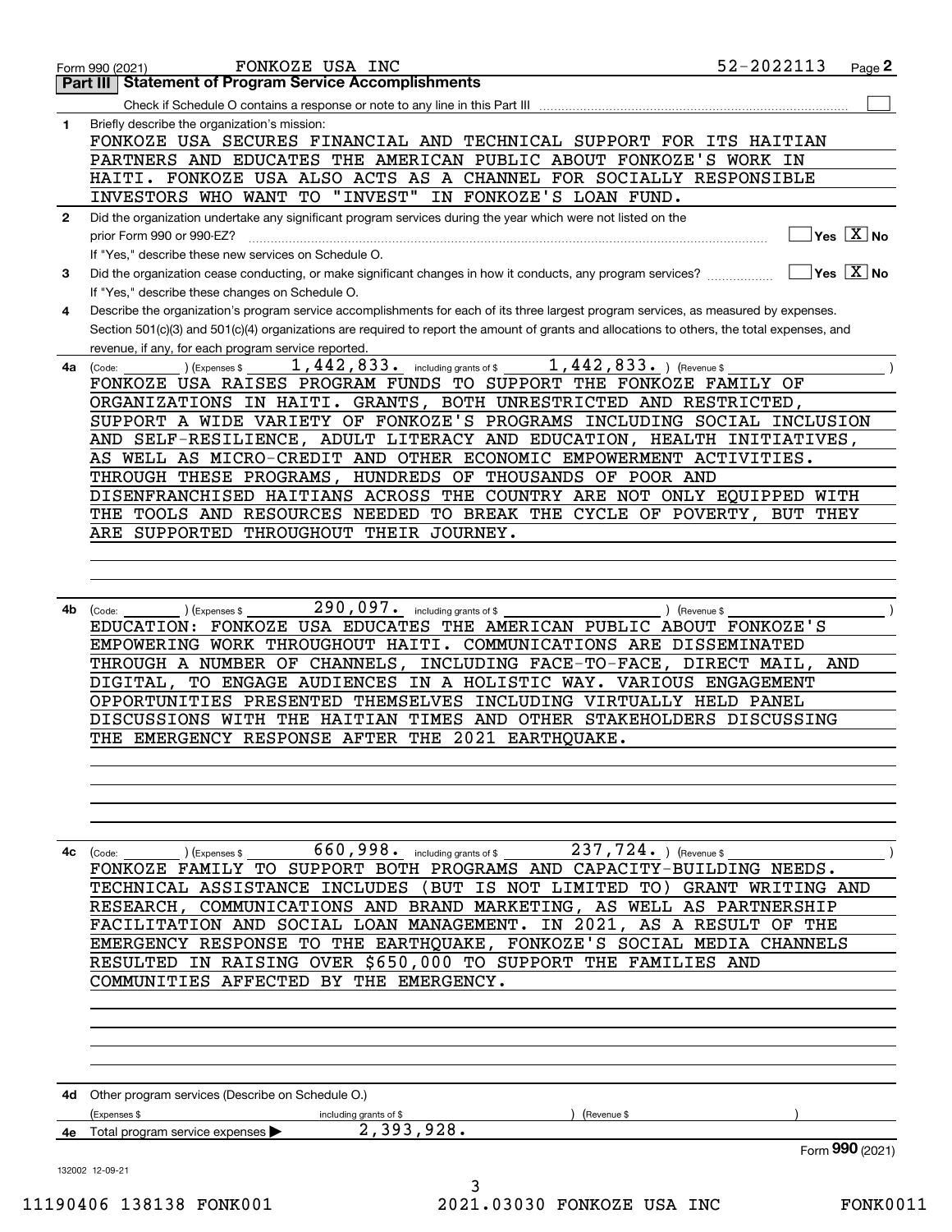Form 990 (2021) FONKOZE USA INC 52-2022113 Page **2**

## Part III Statement of Program Service Accomplishments

Check if Schedule O contains a response or note to any line in this Part III ☐

**1** Briefly describe the organization's mission:

FONKOZE USA SECURES FINANCIAL AND TECHNICAL SUPPORT FOR ITS HAITIAN PARTNERS AND EDUCATES THE AMERICAN PUBLIC ABOUT FONKOZE'S WORK IN HAITI. FONKOZE USA ALSO ACTS AS A CHANNEL FOR SOCIALLY RESPONSIBLE INVESTORS WHO WANT TO "INVEST" IN FONKOZE'S LOAN FUND.

**2** Did the organization undertake any significant program services during the year which were not listed on the prior Form 990 or 990-EZ? ☐ Yes ☒ No

If "Yes," describe these new services on Schedule O.

**3** Did the organization cease conducting, or make significant changes in how it conducts, any program services? ☐ Yes ☒ No

If "Yes," describe these changes on Schedule O.

**4** Describe the organization's program service accomplishments for each of its three largest program services, as measured by expenses. Section 501(c)(3) and 501(c)(4) organizations are required to report the amount of grants and allocations to others, the total expenses, and revenue, if any, for each program service reported.

**4a** (Code: ) (Expenses $ 1,442,833. including grants of $ 1,442,833. ) (Revenue $ )

FONKOZE USA RAISES PROGRAM FUNDS TO SUPPORT THE FONKOZE FAMILY OF ORGANIZATIONS IN HAITI. GRANTS, BOTH UNRESTRICTED AND RESTRICTED, SUPPORT A WIDE VARIETY OF FONKOZE'S PROGRAMS INCLUDING SOCIAL INCLUSION AND SELF-RESILIENCE, ADULT LITERACY AND EDUCATION, HEALTH INITIATIVES, AS WELL AS MICRO-CREDIT AND OTHER ECONOMIC EMPOWERMENT ACTIVITIES. THROUGH THESE PROGRAMS, HUNDREDS OF THOUSANDS OF POOR AND DISENFRANCHISED HAITIANS ACROSS THE COUNTRY ARE NOT ONLY EQUIPPED WITH THE TOOLS AND RESOURCES NEEDED TO BREAK THE CYCLE OF POVERTY, BUT THEY ARE SUPPORTED THROUGHOUT THEIR JOURNEY.

**4b** (Code: ) (Expenses $ 290,097. including grants of $ ) (Revenue $ )

EDUCATION: FONKOZE USA EDUCATES THE AMERICAN PUBLIC ABOUT FONKOZE'S EMPOWERING WORK THROUGHOUT HAITI. COMMUNICATIONS ARE DISSEMINATED THROUGH A NUMBER OF CHANNELS, INCLUDING FACE-TO-FACE, DIRECT MAIL, AND DIGITAL, TO ENGAGE AUDIENCES IN A HOLISTIC WAY. VARIOUS ENGAGEMENT OPPORTUNITIES PRESENTED THEMSELVES INCLUDING VIRTUALLY HELD PANEL DISCUSSIONS WITH THE HAITIAN TIMES AND OTHER STAKEHOLDERS DISCUSSING THE EMERGENCY RESPONSE AFTER THE 2021 EARTHQUAKE.

**4c** (Code: ) (Expenses $ 660,998. including grants of $ 237,724. ) (Revenue $ )

FONKOZE FAMILY TO SUPPORT BOTH PROGRAMS AND CAPACITY-BUILDING NEEDS. TECHNICAL ASSISTANCE INCLUDES (BUT IS NOT LIMITED TO) GRANT WRITING AND RESEARCH, COMMUNICATIONS AND BRAND MARKETING, AS WELL AS PARTNERSHIP FACILITATION AND SOCIAL LOAN MANAGEMENT. IN 2021, AS A RESULT OF THE EMERGENCY RESPONSE TO THE EARTHQUAKE, FONKOZE'S SOCIAL MEDIA CHANNELS RESULTED IN RAISING OVER $650,000 TO SUPPORT THE FAMILIES AND COMMUNITIES AFFECTED BY THE EMERGENCY.

**4d** Other program services (Describe on Schedule O.)

(Expenses $ including grants of $ ) (Revenue $ )

**4e** Total program services expenses ▶ 2,393,928.

Form **990** (2021)

132002 12-09-21

11190406 138138 FONK001 2021.03030 FONKOZE USA INC FONK0011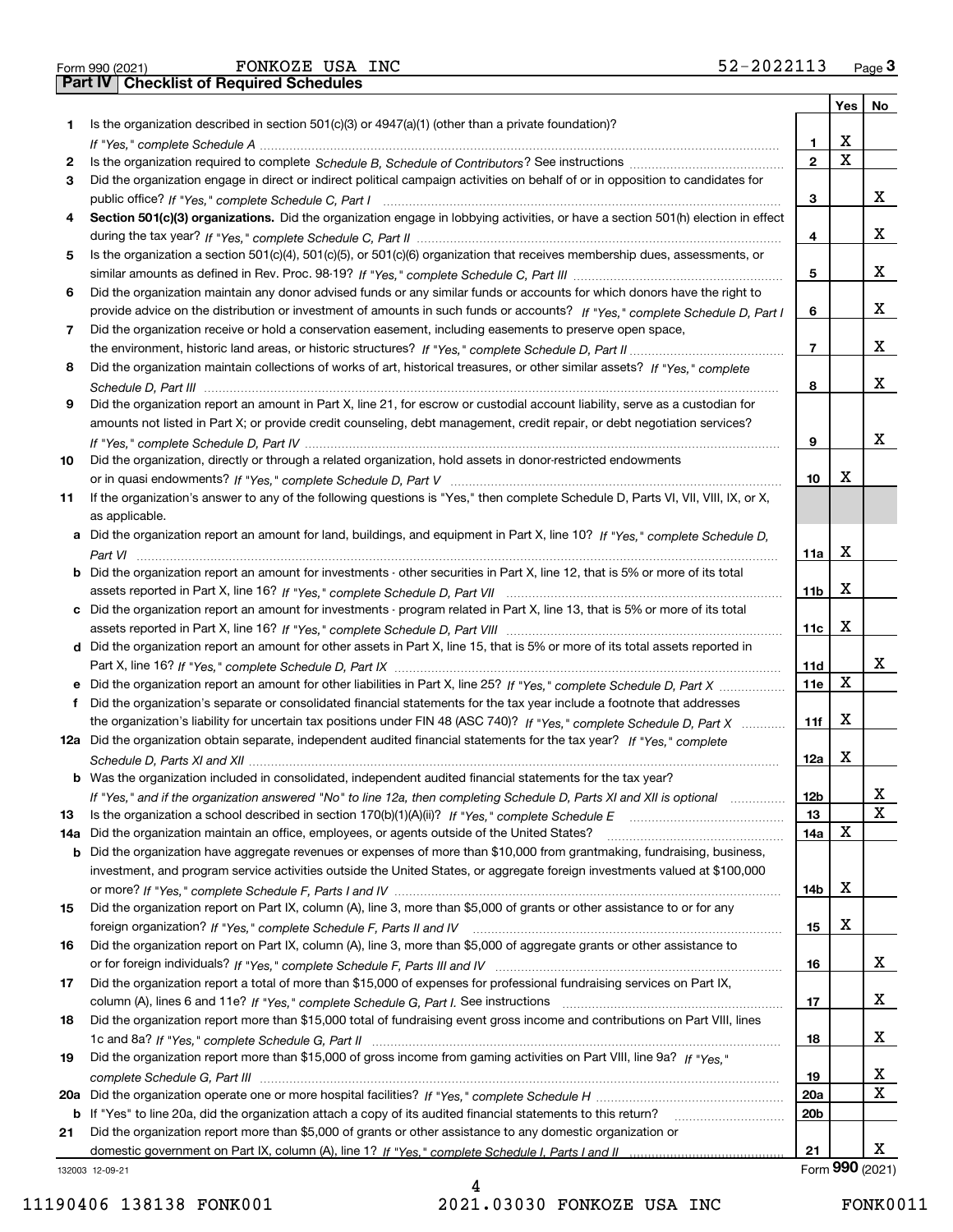Form 990 (2021) FONKOZE USA INC 52-2022113

## Part IV | Checklist of Required Schedules

| | | | Yes | No |
|---|---|---|---|---|
| 1 | Is the organization described in section 501(c)(3) or 4947(a)(1) (other than a private foundation)? *If "Yes," complete Schedule A* | 1 | X | |
| 2 | Is the organization required to complete *Schedule B, Schedule of Contributors*? See instructions | 2 | X | |
| 3 | Did the organization engage in direct or indirect political campaign activities on behalf of or in opposition to candidates for public office? *If "Yes," complete Schedule C, Part I* | 3 | | X |
| 4 | **Section 501(c)(3) organizations.** Did the organization engage in lobbying activities, or have a section 501(h) election in effect during the tax year? *If "Yes," complete Schedule C, Part II* | 4 | | X |
| 5 | Is the organization a section 501(c)(4), 501(c)(5), or 501(c)(6) organization that receives membership dues, assessments, or similar amounts as defined in Rev. Proc. 98-19? *If "Yes," complete Schedule C, Part III* | 5 | | X |
| 6 | Did the organization maintain any donor advised funds or any similar funds or accounts for which donors have the right to provide advice on the distribution or investment of amounts in such funds or accounts? *If "Yes," complete Schedule D, Part I* | 6 | | X |
| 7 | Did the organization receive or hold a conservation easement, including easements to preserve open space, the environment, historic land areas, or historic structures? *If "Yes," complete Schedule D, Part II* | 7 | | X |
| 8 | Did the organization maintain collections of works of art, historical treasures, or other similar assets? *If "Yes," complete Schedule D, Part III* | 8 | | X |
| 9 | Did the organization report an amount in Part X, line 21, for escrow or custodial account liability, serve as a custodian for amounts not listed in Part X; or provide credit counseling, debt management, credit repair, or debt negotiation services? *If "Yes," complete Schedule D, Part IV* | 9 | | X |
| 10 | Did the organization, directly or through a related organization, hold assets in donor-restricted endowments or in quasi endowments? *If "Yes," complete Schedule D, Part V* | 10 | X | |
| 11 | If the organization's answer to any of the following questions is "Yes," then complete Schedule D, Parts VI, VII, VIII, IX, or X, as applicable. | | | |
| a | Did the organization report an amount for land, buildings, and equipment in Part X, line 10? *If "Yes," complete Schedule D, Part VI* | 11a | X | |
| b | Did the organization report an amount for investments - other securities in Part X, line 12, that is 5% or more of its total assets reported in Part X, line 16? *If "Yes," complete Schedule D, Part VII* | 11b | X | |
| c | Did the organization report an amount for investments - program related in Part X, line 13, that is 5% or more of its total assets reported in Part X, line 16? *If "Yes," complete Schedule D, Part VIII* | 11c | X | |
| d | Did the organization report an amount for other assets in Part X, line 15, that is 5% or more of its total assets reported in Part X, line 16? *If "Yes," complete Schedule D, Part IX* | 11d | | X |
| e | Did the organization report an amount for other liabilities in Part X, line 25? *If "Yes," complete Schedule D, Part X* | 11e | X | |
| f | Did the organization's separate or consolidated financial statements for the tax year include a footnote that addresses the organization's liability for uncertain tax positions under FIN 48 (ASC 740)? *If "Yes," complete Schedule D, Part X* | 11f | X | |
| 12a | Did the organization obtain separate, independent audited financial statements for the tax year? *If "Yes," complete Schedule D, Parts XI and XII* | 12a | X | |
| b | Was the organization included in consolidated, independent audited financial statements for the tax year? *If "Yes," and if the organization answered "No" to line 12a, then completing Schedule D, Parts XI and XII is optional* | 12b | | X |
| 13 | Is the organization a school described in section 170(b)(1)(A)(ii)? *If "Yes," complete Schedule E* | 13 | | X |
| 14a | Did the organization maintain an office, employees, or agents outside of the United States? | 14a | X | |
| b | Did the organization have aggregate revenues or expenses of more than $10,000 from grantmaking, fundraising, business, investment, and program service activities outside the United States, or aggregate foreign investments valued at $100,000 or more? *If "Yes," complete Schedule F, Parts I and IV* | 14b | X | |
| 15 | Did the organization report on Part IX, column (A), line 3, more than $5,000 of grants or other assistance to or for any foreign organization? *If "Yes," complete Schedule F, Parts II and IV* | 15 | X | |
| 16 | Did the organization report on Part IX, column (A), line 3, more than $5,000 of aggregate grants or other assistance to or for foreign individuals? *If "Yes," complete Schedule F, Parts III and IV* | 16 | | X |
| 17 | Did the organization report a total of more than $15,000 of expenses for professional fundraising services on Part IX, column (A), lines 6 and 11e? *If "Yes," complete Schedule G, Part I.* See instructions | 17 | | X |
| 18 | Did the organization report more than $15,000 total of fundraising event gross income and contributions on Part VIII, lines 1c and 8a? *If "Yes," complete Schedule G, Part II* | 18 | | X |
| 19 | Did the organization report more than $15,000 of gross income from gaming activities on Part VIII, line 9a? *If "Yes," complete Schedule G, Part III* | 19 | | X |
| 20a | Did the organization operate one or more hospital facilities? *If "Yes," complete Schedule H* | 20a | | X |
| b | If "Yes" to line 20a, did the organization attach a copy of its audited financial statements to this return? | 20b | | |
| 21 | Did the organization report more than $5,000 of grants or other assistance to any domestic organization or domestic government on Part IX, column (A), line 1? *If "Yes," complete Schedule I, Parts I and II* | 21 | | X |

132003 12-09-21

Form **990** (2021)

11190406 138138 FONK001 2021.03030 FONKOZE USA INC FONK0011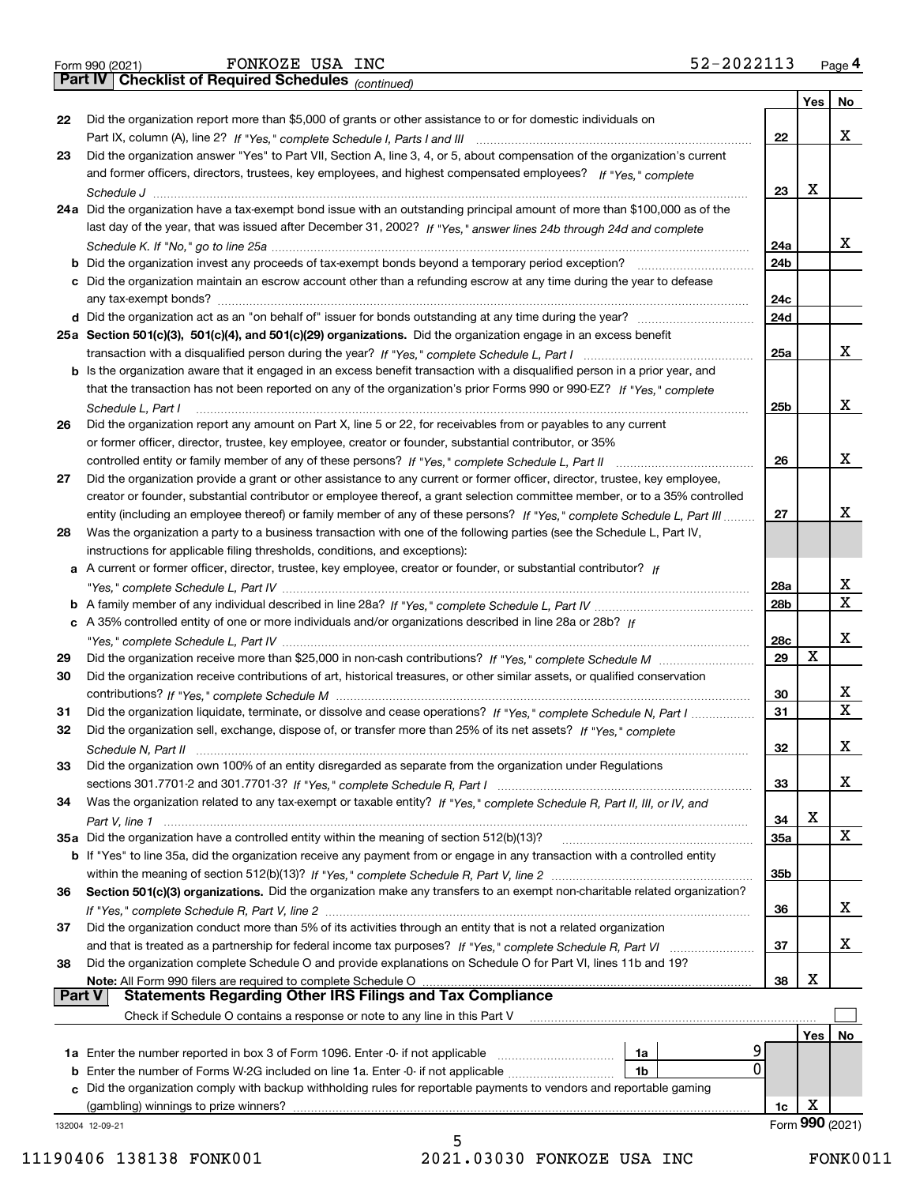Form 990 (2021) FONKOZE USA INC 52-2022113 Page 4

**Part IV | Checklist of Required Schedules** *(continued)*

| | | | Yes | No |
|---|---|---|---|---|
| 22 | Did the organization report more than $5,000 of grants or other assistance to or for domestic individuals on Part IX, column (A), line 2? *If "Yes," complete Schedule I, Parts I and III* | 22 | | X |
| 23 | Did the organization answer "Yes" to Part VII, Section A, line 3, 4, or 5, about compensation of the organization's current and former officers, directors, trustees, key employees, and highest compensated employees? *If "Yes," complete Schedule J* | 23 | X | |
| 24a | Did the organization have a tax-exempt bond issue with an outstanding principal amount of more than $100,000 as of the last day of the year, that was issued after December 31, 2002? *If "Yes," answer lines 24b through 24d and complete Schedule K. If "No," go to line 25a* | 24a | | X |
| b | Did the organization invest any proceeds of tax-exempt bonds beyond a temporary period exception? | 24b | | |
| c | Did the organization maintain an escrow account other than a refunding escrow at any time during the year to defease any tax-exempt bonds? | 24c | | |
| d | Did the organization act as an "on behalf of" issuer for bonds outstanding at any time during the year? | 24d | | |
| 25a | **Section 501(c)(3), 501(c)(4), and 501(c)(29) organizations.** Did the organization engage in an excess benefit transaction with a disqualified person during the year? *If "Yes," complete Schedule L, Part I* | 25a | | X |
| b | Is the organization aware that it engaged in an excess benefit transaction with a disqualified person in a prior year, and that the transaction has not been reported on any of the organization's prior Forms 990 or 990-EZ? *If "Yes," complete Schedule L, Part I* | 25b | | X |
| 26 | Did the organization report any amount on Part X, line 5 or 22, for receivables from or payables to any current or former officer, director, trustee, key employee, creator or founder, substantial contributor, or 35% controlled entity or family member of any of these persons? *If "Yes," complete Schedule L, Part II* | 26 | | X |
| 27 | Did the organization provide a grant or other assistance to any current or former officer, director, trustee, key employee, creator or founder, substantial contributor or employee thereof, a grant selection committee member, or to a 35% controlled entity (including an employee thereof) or family member of any of these persons? *If "Yes," complete Schedule L, Part III* | 27 | | X |
| 28 | Was the organization a party to a business transaction with one of the following parties (see the Schedule L, Part IV, instructions for applicable filing thresholds, conditions, and exceptions): | | | |
| a | A current or former officer, director, trustee, key employee, creator or founder, or substantial contributor? *If "Yes," complete Schedule L, Part IV* | 28a | | X |
| b | A family member of any individual described in line 28a? *If "Yes," complete Schedule L, Part IV* | 28b | | X |
| c | A 35% controlled entity of one or more individuals and/or organizations described in line 28a or 28b? *If "Yes," complete Schedule L, Part IV* | 28c | | X |
| 29 | Did the organization receive more than $25,000 in non-cash contributions? *If "Yes," complete Schedule M* | 29 | X | |
| 30 | Did the organization receive contributions of art, historical treasures, or other similar assets, or qualified conservation contributions? *If "Yes," complete Schedule M* | 30 | | X |
| 31 | Did the organization liquidate, terminate, or dissolve and cease operations? *If "Yes," complete Schedule N, Part I* | 31 | | X |
| 32 | Did the organization sell, exchange, dispose of, or transfer more than 25% of its net assets? *If "Yes," complete Schedule N, Part II* | 32 | | X |
| 33 | Did the organization own 100% of an entity disregarded as separate from the organization under Regulations sections 301.7701-2 and 301.7701-3? *If "Yes," complete Schedule R, Part I* | 33 | | X |
| 34 | Was the organization related to any tax-exempt or taxable entity? *If "Yes," complete Schedule R, Part II, III, or IV, and Part V, line 1* | 34 | X | |
| 35a | Did the organization have a controlled entity within the meaning of section 512(b)(13)? | 35a | | X |
| b | If "Yes" to line 35a, did the organization receive any payment from or engage in any transaction with a controlled entity within the meaning of section 512(b)(13)? *If "Yes," complete Schedule R, Part V, line 2* | 35b | | |
| 36 | **Section 501(c)(3) organizations.** Did the organization make any transfers to an exempt non-charitable related organization? *If "Yes," complete Schedule R, Part V, line 2* | 36 | | X |
| 37 | Did the organization conduct more than 5% of its activities through an entity that is not a related organization and that is treated as a partnership for federal income tax purposes? *If "Yes," complete Schedule R, Part VI* | 37 | | X |
| 38 | Did the organization complete Schedule O and provide explanations on Schedule O for Part VI, lines 11b and 19? **Note:** All Form 990 filers are required to complete Schedule O | 38 | X | |

**Part V | Statements Regarding Other IRS Filings and Tax Compliance**

Check if Schedule O contains a response or note to any line in this Part V ☐

| | | | | | Yes | No |
|---|---|---|---|---|---|---|
| 1a | Enter the number reported in box 3 of Form 1096. Enter -0- if not applicable | 1a | 9 | | | |
| b | Enter the number of Forms W-2G included on line 1a. Enter -0- if not applicable | 1b | 0 | | | |
| c | Did the organization comply with backup withholding rules for reportable payments to vendors and reportable gaming (gambling) winnings to prize winners? | | | 1c | X | |

Form **990** (2021)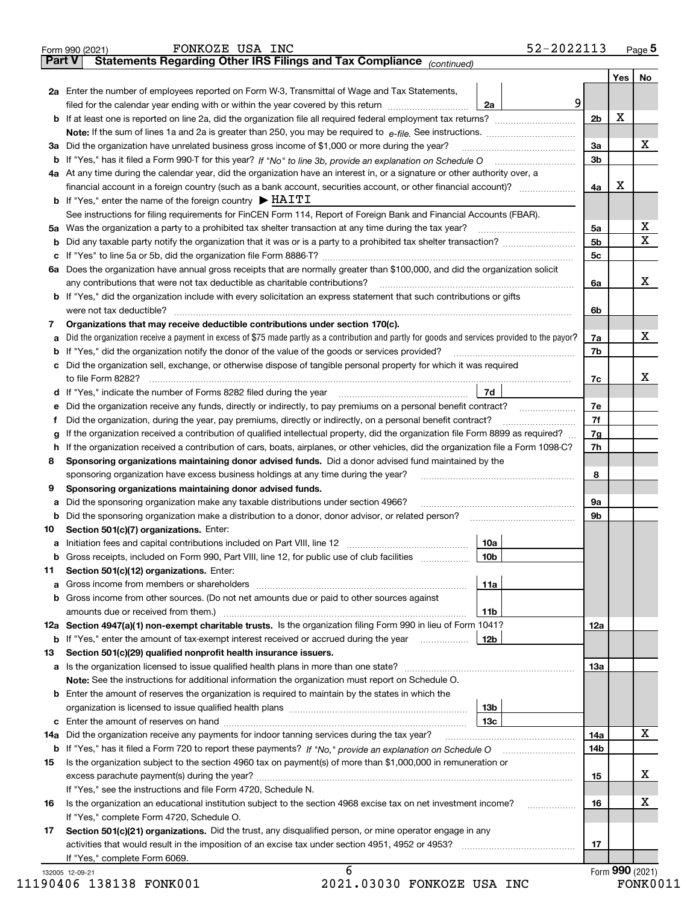Form 990 (2021) FONKOZE USA INC 52-2022113 Page 5

## Part V Statements Regarding Other IRS Filings and Tax Compliance *(continued)*

| | | | | Yes | No |
|---|---|---|---|---|---|
| **2a** | Enter the number of employees reported on Form W-3, Transmittal of Wage and Tax Statements, filed for the calendar year ending with or within the year covered by this return | 2a | 9 | | |
| **b** | If at least one is reported on line 2a, did the organization file all required federal employment tax returns? | | 2b | X | |
| | **Note:** If the sum of lines 1a and 2a is greater than 250, you may be required to *e-file.* See instructions. | | | | |
| **3a** | Did the organization have unrelated business gross income of $1,000 or more during the year? | | 3a | | X |
| **b** | If "Yes," has it filed a Form 990-T for this year? *If "No" to line 3b, provide an explanation on Schedule O* | | 3b | | |
| **4a** | At any time during the calendar year, did the organization have an interest in, or a signature or other authority over, a financial account in a foreign country (such as a bank account, securities account, or other financial account)? | | 4a | X | |
| **b** | If "Yes," enter the name of the foreign country ▶ HAITI | | | | |
| | See instructions for filing requirements for FinCEN Form 114, Report of Foreign Bank and Financial Accounts (FBAR). | | | | |
| **5a** | Was the organization a party to a prohibited tax shelter transaction at any time during the tax year? | | 5a | | X |
| **b** | Did any taxable party notify the organization that it was or is a party to a prohibited tax shelter transaction? | | 5b | | X |
| **c** | If "Yes" to line 5a or 5b, did the organization file Form 8886-T? | | 5c | | |
| **6a** | Does the organization have annual gross receipts that are normally greater than $100,000, and did the organization solicit any contributions that were not tax deductible as charitable contributions? | | 6a | | X |
| **b** | If "Yes," did the organization include with every solicitation an express statement that such contributions or gifts were not tax deductible? | | 6b | | |
| **7** | **Organizations that may receive deductible contributions under section 170(c).** | | | | |
| **a** | Did the organization receive a payment in excess of $75 made partly as a contribution and partly for goods and services provided to the payor? | | 7a | | X |
| **b** | If "Yes," did the organization notify the donor of the value of the goods or services provided? | | 7b | | |
| **c** | Did the organization sell, exchange, or otherwise dispose of tangible personal property for which it was required to file Form 8282? | | 7c | | X |
| **d** | If "Yes," indicate the number of Forms 8282 filed during the year | 7d | | | |
| **e** | Did the organization receive any funds, directly or indirectly, to pay premiums on a personal benefit contract? | | 7e | | |
| **f** | Did the organization, during the year, pay premiums, directly or indirectly, on a personal benefit contract? | | 7f | | |
| **g** | If the organization received a contribution of qualified intellectual property, did the organization file Form 8899 as required? | | 7g | | |
| **h** | If the organization received a contribution of cars, boats, airplanes, or other vehicles, did the organization file a Form 1098-C? | | 7h | | |
| **8** | **Sponsoring organizations maintaining donor advised funds.** Did a donor advised fund maintained by the sponsoring organization have excess business holdings at any time during the year? | | 8 | | |
| **9** | **Sponsoring organizations maintaining donor advised funds.** | | | | |
| **a** | Did the sponsoring organization make any taxable distributions under section 4966? | | 9a | | |
| **b** | Did the sponsoring organization make a distribution to a donor, donor advisor, or related person? | | 9b | | |
| **10** | **Section 501(c)(7) organizations.** Enter: | | | | |
| **a** | Initiation fees and capital contributions included on Part VIII, line 12 | 10a | | | |
| **b** | Gross receipts, included on Form 990, Part VIII, line 12, for public use of club facilities | 10b | | | |
| **11** | **Section 501(c)(12) organizations.** Enter: | | | | |
| **a** | Gross income from members or shareholders | 11a | | | |
| **b** | Gross income from other sources. (Do not net amounts due or paid to other sources against amounts due or received from them.) | 11b | | | |
| **12a** | **Section 4947(a)(1) non-exempt charitable trusts.** Is the organization filing Form 990 in lieu of Form 1041? | | 12a | | |
| **b** | If "Yes," enter the amount of tax-exempt interest received or accrued during the year | 12b | | | |
| **13** | **Section 501(c)(29) qualified nonprofit health insurance issuers.** | | | | |
| **a** | Is the organization licensed to issue qualified health plans in more than one state? | | 13a | | |
| | **Note:** See the instructions for additional information the organization must report on Schedule O. | | | | |
| **b** | Enter the amount of reserves the organization is required to maintain by the states in which the organization is licensed to issue qualified health plans | 13b | | | |
| **c** | Enter the amount of reserves on hand | 13c | | | |
| **14a** | Did the organization receive any payments for indoor tanning services during the tax year? | | 14a | | X |
| **b** | If "Yes," has it filed a Form 720 to report these payments? *If "No," provide an explanation on Schedule O* | | 14b | | |
| **15** | Is the organization subject to the section 4960 tax on payment(s) of more than $1,000,000 in remuneration or excess parachute payment(s) during the year? | | 15 | | X |
| | If "Yes," see the instructions and file Form 4720, Schedule N. | | | | |
| **16** | Is the organization an educational institution subject to the section 4968 excise tax on net investment income? | | 16 | | X |
| | If "Yes," complete Form 4720, Schedule O. | | | | |
| **17** | **Section 501(c)(21) organizations.** Did the trust, any disqualified person, or mine operator engage in any activities that would result in the imposition of an excise tax under section 4951, 4952 or 4953? | | 17 | | |
| | If "Yes," complete Form 6069. | | | | |

Form **990** (2021)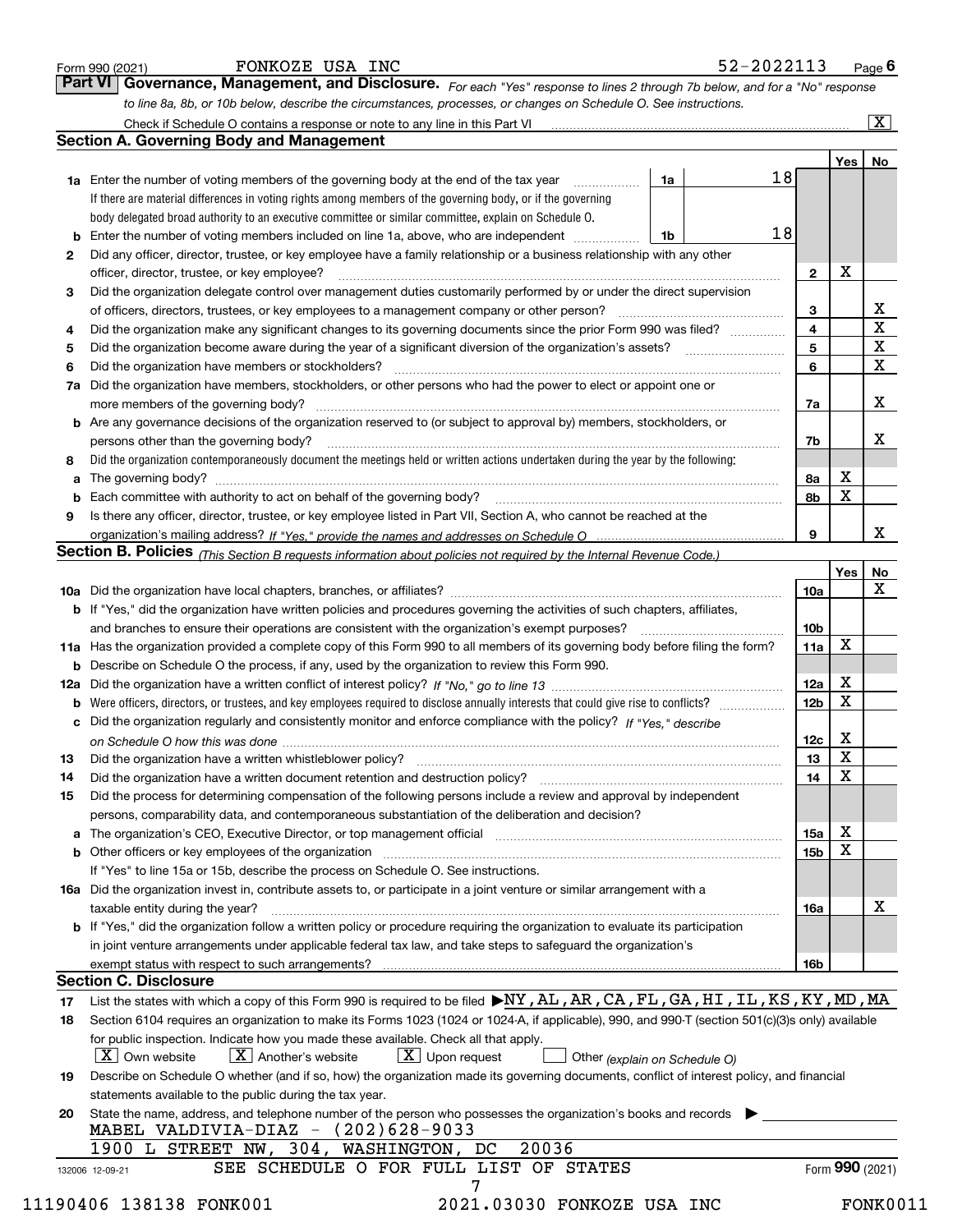Form 990 (2021) FONKOZE USA INC 52-2022113 Page 6

## Part VI Governance, Management, and Disclosure.

*For each "Yes" response to lines 2 through 7b below, and for a "No" response to line 8a, 8b, or 10b below, describe the circumstances, processes, or changes on Schedule O. See instructions.*

Check if Schedule O contains a response or note to any line in this Part VI [X]

### Section A. Governing Body and Management

| | | | | Yes | No |
|---|---|---|---|---|---|
| 1a | Enter the number of voting members of the governing body at the end of the tax year. If there are material differences in voting rights among members of the governing body, or if the governing body delegated broad authority to an executive committee or similar committee, explain on Schedule O. | 1a | 18 | | |
| b | Enter the number of voting members included on line 1a, above, who are independent | 1b | 18 | | |
| 2 | Did any officer, director, trustee, or key employee have a family relationship or a business relationship with any other officer, director, trustee, or key employee? | 2 | | X | |
| 3 | Did the organization delegate control over management duties customarily performed by or under the direct supervision of officers, directors, trustees, or key employees to a management company or other person? | 3 | | | X |
| 4 | Did the organization make any significant changes to its governing documents since the prior Form 990 was filed? | 4 | | | X |
| 5 | Did the organization become aware during the year of a significant diversion of the organization's assets? | 5 | | | X |
| 6 | Did the organization have members or stockholders? | 6 | | | X |
| 7a | Did the organization have members, stockholders, or other persons who had the power to elect or appoint one or more members of the governing body? | 7a | | | X |
| b | Are any governance decisions of the organization reserved to (or subject to approval by) members, stockholders, or persons other than the governing body? | 7b | | | X |
| 8 | Did the organization contemporaneously document the meetings held or written actions undertaken during the year by the following: | | | | |
| a | The governing body? | 8a | | X | |
| b | Each committee with authority to act on behalf of the governing body? | 8b | | X | |
| 9 | Is there any officer, director, trustee, or key employee listed in Part VII, Section A, who cannot be reached at the organization's mailing address? *If "Yes," provide the names and addresses on Schedule O* | 9 | | | X |

### Section B. Policies *(This Section B requests information about policies not required by the Internal Revenue Code.)*

| | | | Yes | No |
|---|---|---|---|---|
| 10a | Did the organization have local chapters, branches, or affiliates? | 10a | | X |
| b | If "Yes," did the organization have written policies and procedures governing the activities of such chapters, affiliates, and branches to ensure their operations are consistent with the organization's exempt purposes? | 10b | | |
| 11a | Has the organization provided a complete copy of this Form 990 to all members of its governing body before filing the form? | 11a | X | |
| b | Describe on Schedule O the process, if any, used by the organization to review this Form 990. | | | |
| 12a | Did the organization have a written conflict of interest policy? *If "No," go to line 13* | 12a | X | |
| b | Were officers, directors, or trustees, and key employees required to disclose annually interests that could give rise to conflicts? | 12b | X | |
| c | Did the organization regularly and consistently monitor and enforce compliance with the policy? *If "Yes," describe on Schedule O how this was done* | 12c | X | |
| 13 | Did the organization have a written whistleblower policy? | 13 | X | |
| 14 | Did the organization have a written document retention and destruction policy? | 14 | X | |
| 15 | Did the process for determining compensation of the following persons include a review and approval by independent persons, comparability data, and contemporaneous substantiation of the deliberation and decision? | | | |
| a | The organization's CEO, Executive Director, or top management official | 15a | X | |
| b | Other officers or key employees of the organization | 15b | X | |
| | If "Yes" to line 15a or 15b, describe the process on Schedule O. See instructions. | | | |
| 16a | Did the organization invest in, contribute assets to, or participate in a joint venture or similar arrangement with a taxable entity during the year? | 16a | | X |
| b | If "Yes," did the organization follow a written policy or procedure requiring the organization to evaluate its participation in joint venture arrangements under applicable federal tax law, and take steps to safeguard the organization's exempt status with respect to such arrangements? | 16b | | |

### Section C. Disclosure

17 List the states with which a copy of this Form 990 is required to be filed ▶NY,AL,AR,CA,FL,GA,HI,IL,KS,KY,MD,MA

18 Section 6104 requires an organization to make its Forms 1023 (1024 or 1024-A, if applicable), 990, and 990-T (section 501(c)(3)s only) available for public inspection. Indicate how you made these available. Check all that apply.

[X] Own website [X] Another's website [X] Upon request [ ] Other *(explain on Schedule O)*

19 Describe on Schedule O whether (and if so, how) the organization made its governing documents, conflict of interest policy, and financial statements available to the public during the tax year.

20 State the name, address, and telephone number of the person who possesses the organization's books and records ▶

MABEL VALDIVIA-DIAZ - (202)628-9033

1900 L STREET NW, 304, WASHINGTON, DC 20036

SEE SCHEDULE O FOR FULL LIST OF STATES

Form **990** (2021)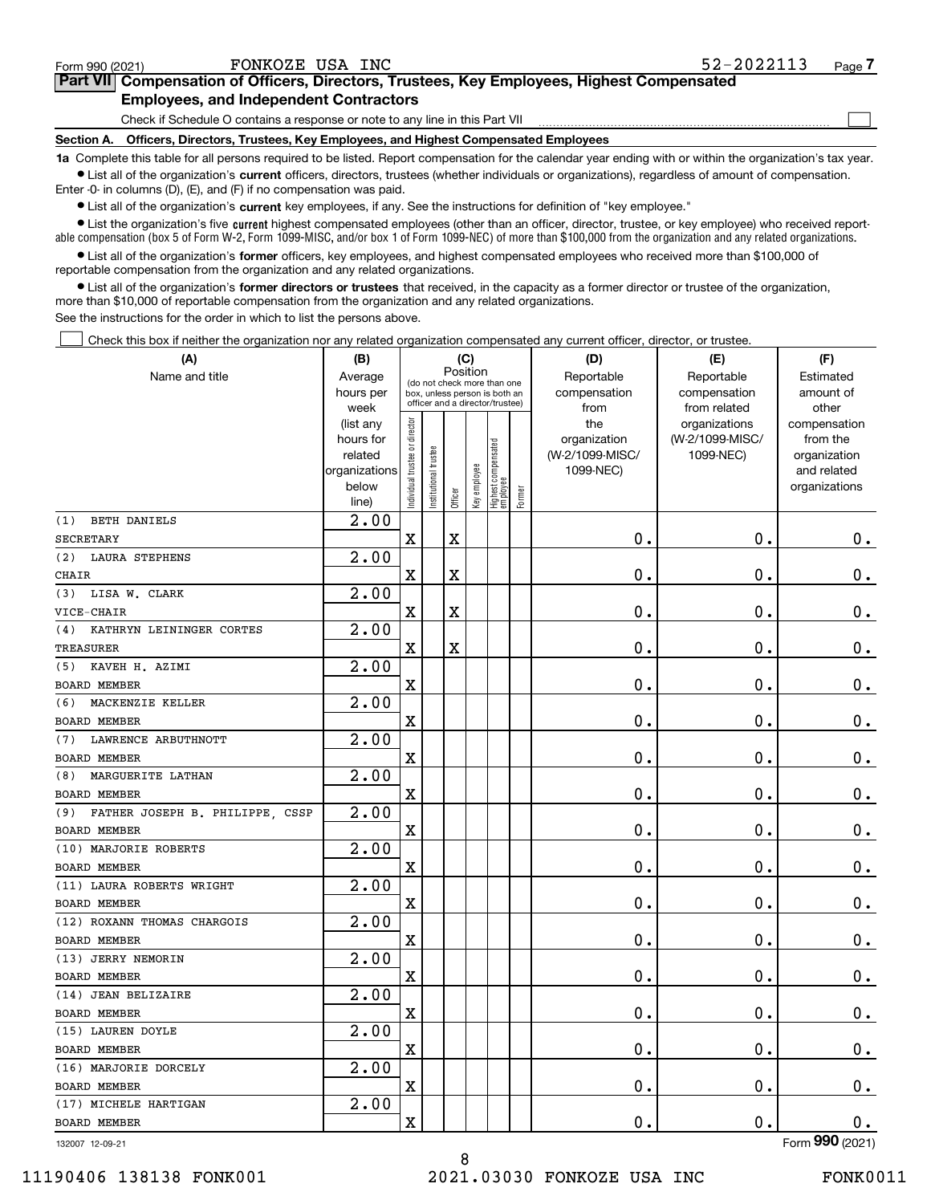Form 990 (2021) FONKOZE USA INC 52-2022113 Page 7

**Part VII Compensation of Officers, Directors, Trustees, Key Employees, Highest Compensated Employees, and Independent Contractors**

Check if Schedule O contains a response or note to any line in this Part VII

**Section A. Officers, Directors, Trustees, Key Employees, and Highest Compensated Employees**

**1a** Complete this table for all persons required to be listed. Report compensation for the calendar year ending with or within the organization's tax year.

- List all of the organization's **current** officers, directors, trustees (whether individuals or organizations), regardless of amount of compensation. Enter -0- in columns (D), (E), and (F) if no compensation was paid.
- List all of the organization's **current** key employees, if any. See the instructions for definition of "key employee."
- List the organization's five **current** highest compensated employees (other than an officer, director, trustee, or key employee) who received reportable compensation (box 5 of Form W-2, Form 1099-MISC, and/or box 1 of Form 1099-NEC) of more than $100,000 from the organization and any related organizations.
- List all of the organization's **former** officers, key employees, and highest compensated employees who received more than $100,000 of reportable compensation from the organization and any related organizations.
- List all of the organization's **former directors or trustees** that received, in the capacity as a former director or trustee of the organization, more than $10,000 of reportable compensation from the organization and any related organizations.

See the instructions for the order in which to list the persons above.

Check this box if neither the organization nor any related organization compensated any current officer, director, or trustee.

| (A) Name and title | (B) Average hours per week (list any hours for related organizations below line) | (C) Position: Individual trustee or director | Institutional trustee | Officer | Key employee | Highest compensated employee | Former | (D) Reportable compensation from the organization (W-2/1099-MISC/ 1099-NEC) | (E) Reportable compensation from related organizations (W-2/1099-MISC/ 1099-NEC) | (F) Estimated amount of other compensation from the organization and related organizations |
|---|---|---|---|---|---|---|---|---|---|---|
| (1) BETH DANIELS<br>SECRETARY | 2.00 | X | | X | | | | 0. | 0. | 0. |
| (2) LAURA STEPHENS<br>CHAIR | 2.00 | X | | X | | | | 0. | 0. | 0. |
| (3) LISA W. CLARK<br>VICE-CHAIR | 2.00 | X | | X | | | | 0. | 0. | 0. |
| (4) KATHRYN LEININGER CORTES<br>TREASURER | 2.00 | X | | X | | | | 0. | 0. | 0. |
| (5) KAVEH H. AZIMI<br>BOARD MEMBER | 2.00 | X | | | | | | 0. | 0. | 0. |
| (6) MACKENZIE KELLER<br>BOARD MEMBER | 2.00 | X | | | | | | 0. | 0. | 0. |
| (7) LAWRENCE ARBUTHNOTT<br>BOARD MEMBER | 2.00 | X | | | | | | 0. | 0. | 0. |
| (8) MARGUERITE LATHAN<br>BOARD MEMBER | 2.00 | X | | | | | | 0. | 0. | 0. |
| (9) FATHER JOSEPH B. PHILIPPE, CSSP<br>BOARD MEMBER | 2.00 | X | | | | | | 0. | 0. | 0. |
| (10) MARJORIE ROBERTS<br>BOARD MEMBER | 2.00 | X | | | | | | 0. | 0. | 0. |
| (11) LAURA ROBERTS WRIGHT<br>BOARD MEMBER | 2.00 | X | | | | | | 0. | 0. | 0. |
| (12) ROXANN THOMAS CHARGOIS<br>BOARD MEMBER | 2.00 | X | | | | | | 0. | 0. | 0. |
| (13) JERRY NEMORIN<br>BOARD MEMBER | 2.00 | X | | | | | | 0. | 0. | 0. |
| (14) JEAN BELIZAIRE<br>BOARD MEMBER | 2.00 | X | | | | | | 0. | 0. | 0. |
| (15) LAUREN DOYLE<br>BOARD MEMBER | 2.00 | X | | | | | | 0. | 0. | 0. |
| (16) MARJORIE DORCELY<br>BOARD MEMBER | 2.00 | X | | | | | | 0. | 0. | 0. |
| (17) MICHELE HARTIGAN<br>BOARD MEMBER | 2.00 | X | | | | | | 0. | 0. | 0. |

132007 12-09-21 Form **990** (2021)

11190406 138138 FONK001 2021.03030 FONKOZE USA INC FONK0011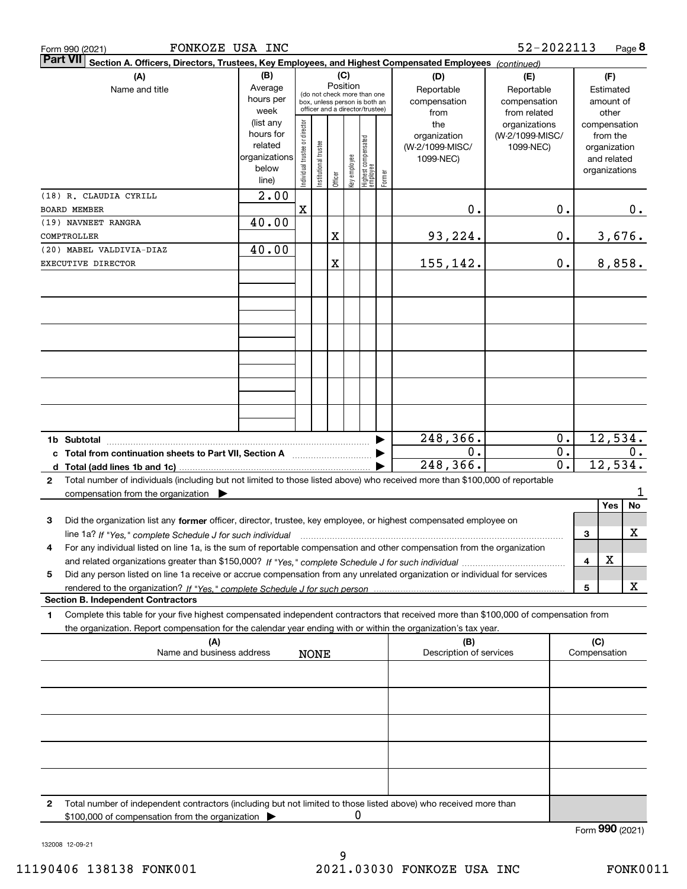Form 990 (2021) FONKOZE USA INC 52-2022113 Page 8

**Part VII Section A. Officers, Directors, Trustees, Key Employees, and Highest Compensated Employees** *(continued)*

| (A) Name and title | (B) Average hours per week (list any hours for related organizations below line) | (C) Individual trustee or director | Institutional trustee | Officer | Key employee | Highest compensated employee | Former | (D) Reportable compensation from the organization (W-2/1099-MISC/ 1099-NEC) | (E) Reportable compensation from related organizations (W-2/1099-MISC/ 1099-NEC) | (F) Estimated amount of other compensation from the organization and related organizations |
|---|---|---|---|---|---|---|---|---|---|---|
| (18) R. CLAUDIA CYRILL BOARD MEMBER | 2.00 | X | | | | | | 0. | 0. | 0. |
| (19) NAVNEET RANGRA COMPTROLLER | 40.00 | | | X | | | | 93,224. | 0. | 3,676. |
| (20) MABEL VALDIVIA-DIAZ EXECUTIVE DIRECTOR | 40.00 | | | X | | | | 155,142. | 0. | 8,858. |
| | | | | | | | | | | |
| | | | | | | | | | | |
| | | | | | | | | | | |
| | | | | | | | | | | |
| | | | | | | | | | | |
| | | | | | | | | | | |
| **1b Subtotal** | | | | | | | | 248,366. | 0. | 12,534. |
| **c Total from continuation sheets to Part VII, Section A** | | | | | | | | 0. | 0. | 0. |
| **d Total (add lines 1b and 1c)** | | | | | | | | 248,366. | 0. | 12,534. |

**2** Total number of individuals (including but not limited to those listed above) who received more than $100,000 of reportable compensation from the organization ▶ 1

| | | Yes | No |
|---|---|---|---|
| **3** Did the organization list any **former** officer, director, trustee, key employee, or highest compensated employee on line 1a? *If "Yes," complete Schedule J for such individual* | 3 | | X |
| **4** For any individual listed on line 1a, is the sum of reportable compensation and other compensation from the organization and related organizations greater than $150,000? *If "Yes," complete Schedule J for such individual* | 4 | X | |
| **5** Did any person listed on line 1a receive or accrue compensation from any unrelated organization or individual for services rendered to the organization? *If "Yes," complete Schedule J for such person* | 5 | | X |

**Section B. Independent Contractors**

**1** Complete this table for your five highest compensated independent contractors that received more than $100,000 of compensation from the organization. Report compensation for the calendar year ending with or within the organization's tax year.

| (A) Name and business address | (B) Description of services | (C) Compensation |
|---|---|---|
| NONE | | |
| | | |
| | | |
| | | |
| | | |

**2** Total number of independent contractors (including but not limited to those listed above) who received more than $100,000 of compensation from the organization ▶ 0

Form **990** (2021)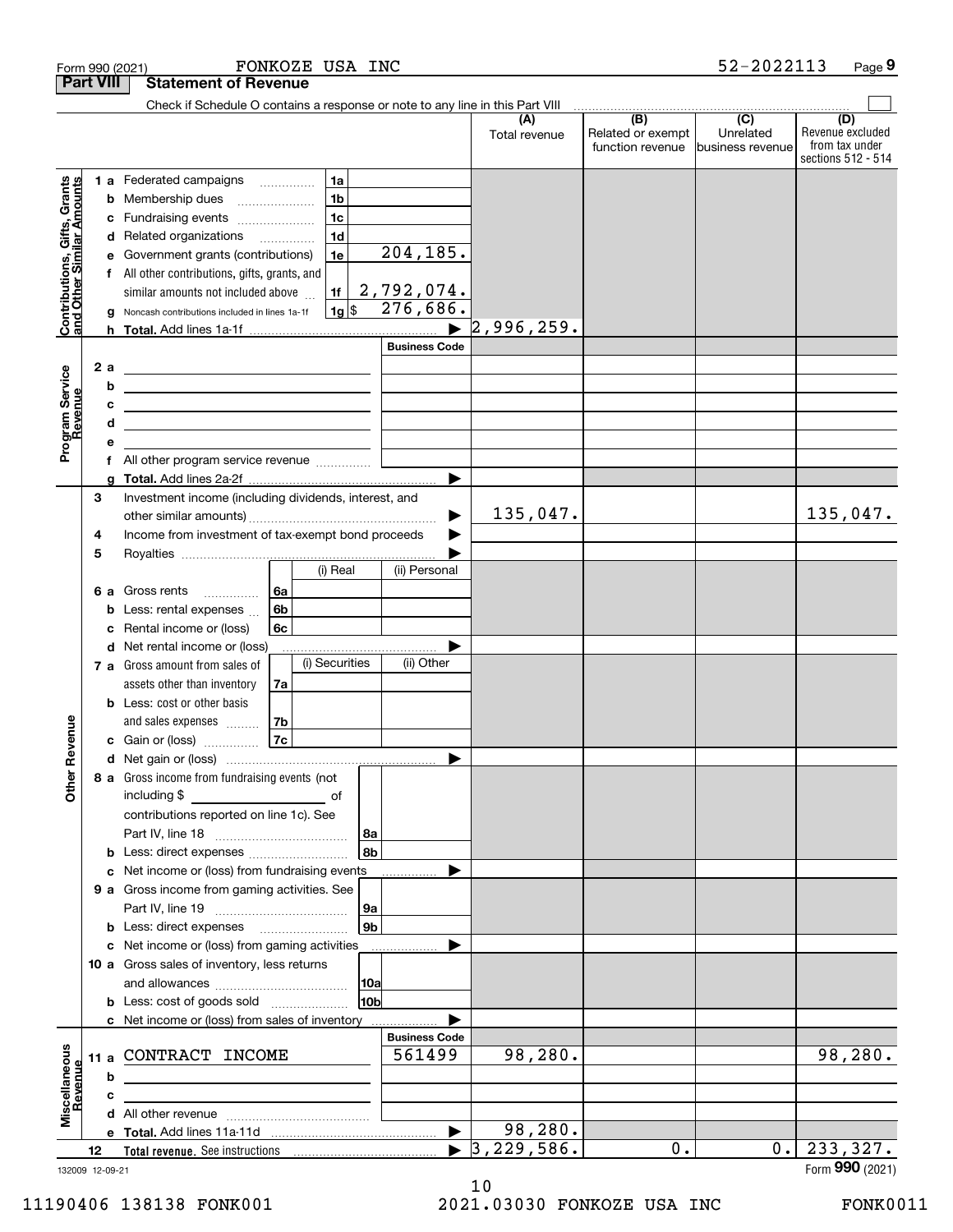Form 990 (2021) FONKOZE USA INC 52-2022113

## Part VIII Statement of Revenue

Check if Schedule O contains a response or note to any line in this Part VIII

| | | | (A) Total revenue | (B) Related or exempt function revenue | (C) Unrelated business revenue | (D) Revenue excluded from tax under sections 512 - 514 |
|---|---|---|---|---|---|---|
| **Contributions, Gifts, Grants and Other Similar Amounts** | 1a Federated campaigns | 1a | | | | |
| | b Membership dues | 1b | | | | |
| | c Fundraising events | 1c | | | | |
| | d Related organizations | 1d | | | | |
| | e Government grants (contributions) | 1e 204,185. | | | | |
| | f All other contributions, gifts, grants, and similar amounts not included above | 1f 2,792,074. | | | | |
| | g Noncash contributions included in lines 1a-1f | 1g $ 276,686. | | | | |
| | h **Total.** Add lines 1a-1f | ▶ | 2,996,259. | | | |
| **Program Service Revenue** | | Business Code | | | | |
| | 2a | | | | | |
| | b | | | | | |
| | c | | | | | |
| | d | | | | | |
| | e | | | | | |
| | f All other program service revenue | | | | | |
| | g **Total.** Add lines 2a-2f | ▶ | | | | |
| **Other Revenue** | 3 Investment income (including dividends, interest, and other similar amounts) | ▶ | 135,047. | | | 135,047. |
| | 4 Income from investment of tax-exempt bond proceeds | ▶ | | | | |
| | 5 Royalties | ▶ | | | | |
| | | (i) Real / (ii) Personal | | | | |
| | 6a Gross rents | 6a | | | | |
| | b Less: rental expenses | 6b | | | | |
| | c Rental income or (loss) | 6c | | | | |
| | d Net rental income or (loss) | ▶ | | | | |
| | | (i) Securities / (ii) Other | | | | |
| | 7a Gross amount from sales of assets other than inventory | 7a | | | | |
| | b Less: cost or other basis and sales expenses | 7b | | | | |
| | c Gain or (loss) | 7c | | | | |
| | d Net gain or (loss) | ▶ | | | | |
| | 8a Gross income from fundraising events (not including $ ____ of contributions reported on line 1c). See Part IV, line 18 | 8a | | | | |
| | b Less: direct expenses | 8b | | | | |
| | c Net income or (loss) from fundraising events | ▶ | | | | |
| | 9a Gross income from gaming activities. See Part IV, line 19 | 9a | | | | |
| | b Less: direct expenses | 9b | | | | |
| | c Net income or (loss) from gaming activities | ▶ | | | | |
| | 10a Gross sales of inventory, less returns and allowances | 10a | | | | |
| | b Less: cost of goods sold | 10b | | | | |
| | c Net income or (loss) from sales of inventory | ▶ | | | | |
| **Miscellaneous Revenue** | | Business Code | | | | |
| | 11a CONTRACT INCOME | 561499 | 98,280. | | | 98,280. |
| | b | | | | | |
| | c | | | | | |
| | d All other revenue | | | | | |
| | e **Total.** Add lines 11a-11d | ▶ | 98,280. | | | |
| | 12 **Total revenue.** See instructions | ▶ | 3,229,586. | 0. | 0. | 233,327. |

132009 12-09-21 Form **990** (2021)

11190406 138138 FONK001 2021.03030 FONKOZE USA INC FONK0011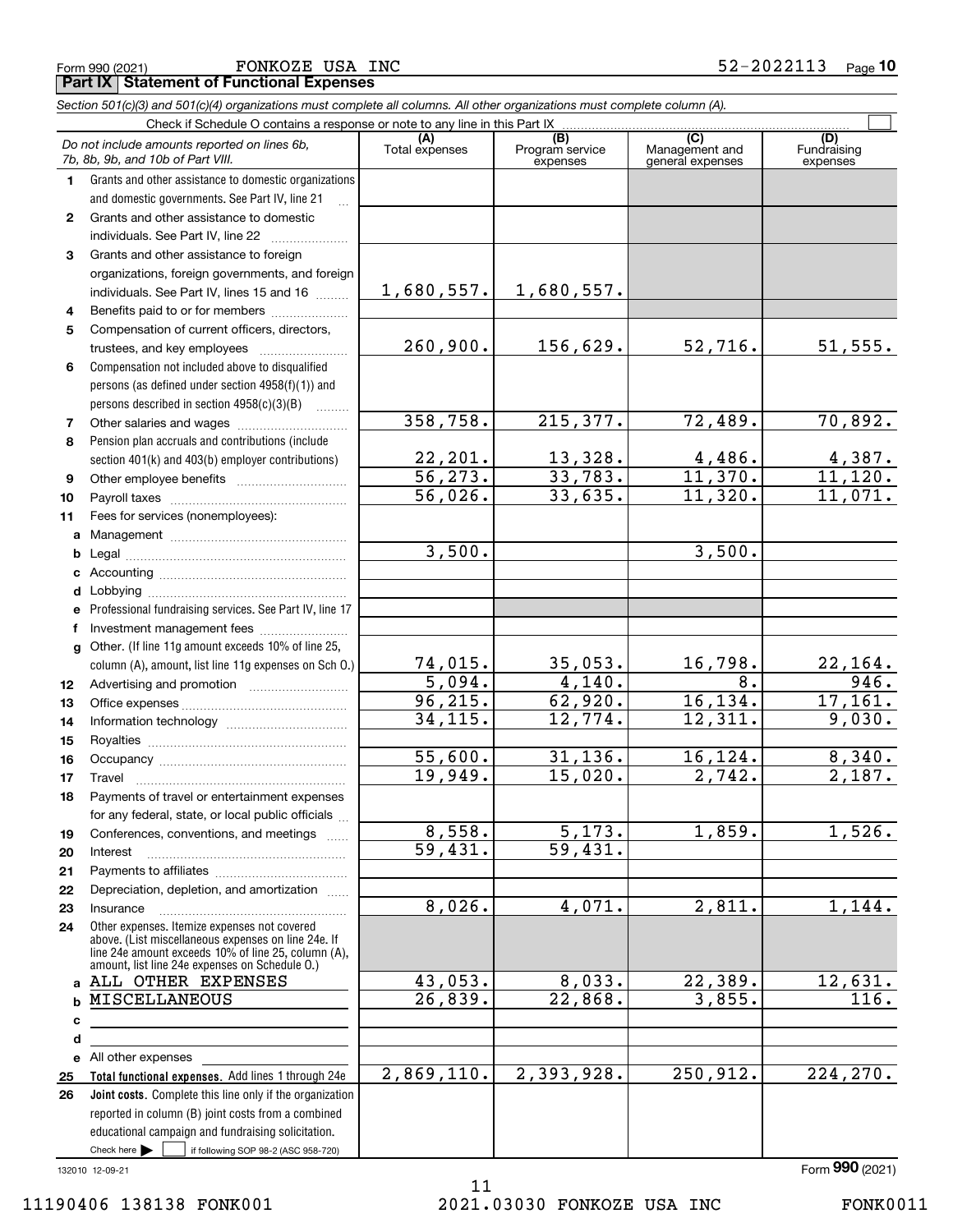Form 990 (2021) FONKOZE USA INC 52-2022113 Page **10**

## Part IX Statement of Functional Expenses

*Section 501(c)(3) and 501(c)(4) organizations must complete all columns. All other organizations must complete column (A).*

Check if Schedule O contains a response or note to any line in this Part IX ☐

| *Do not include amounts reported on lines 6b, 7b, 8b, 9b, and 10b of Part VIII.* | (A) Total expenses | (B) Program service expenses | (C) Management and general expenses | (D) Fundraising expenses |
|---|---|---|---|---|
| **1** Grants and other assistance to domestic organizations and domestic governments. See Part IV, line 21 | | | | |
| **2** Grants and other assistance to domestic individuals. See Part IV, line 22 | | | | |
| **3** Grants and other assistance to foreign organizations, foreign governments, and foreign individuals. See Part IV, lines 15 and 16 | 1,680,557. | 1,680,557. | | |
| **4** Benefits paid to or for members | | | | |
| **5** Compensation of current officers, directors, trustees, and key employees | 260,900. | 156,629. | 52,716. | 51,555. |
| **6** Compensation not included above to disqualified persons (as defined under section 4958(f)(1)) and persons described in section 4958(c)(3)(B) | | | | |
| **7** Other salaries and wages | 358,758. | 215,377. | 72,489. | 70,892. |
| **8** Pension plan accruals and contributions (include section 401(k) and 403(b) employer contributions) | 22,201. | 13,328. | 4,486. | 4,387. |
| **9** Other employee benefits | 56,273. | 33,783. | 11,370. | 11,120. |
| **10** Payroll taxes | 56,026. | 33,635. | 11,320. | 11,071. |
| **11** Fees for services (nonemployees): | | | | |
| **a** Management | | | | |
| **b** Legal | 3,500. | | 3,500. | |
| **c** Accounting | | | | |
| **d** Lobbying | | | | |
| **e** Professional fundraising services. See Part IV, line 17 | | | | |
| **f** Investment management fees | | | | |
| **g** Other. (If line 11g amount exceeds 10% of line 25, column (A), amount, list line 11g expenses on Sch O.) | 74,015. | 35,053. | 16,798. | 22,164. |
| **12** Advertising and promotion | 5,094. | 4,140. | 8. | 946. |
| **13** Office expenses | 96,215. | 62,920. | 16,134. | 17,161. |
| **14** Information technology | 34,115. | 12,774. | 12,311. | 9,030. |
| **15** Royalties | | | | |
| **16** Occupancy | 55,600. | 31,136. | 16,124. | 8,340. |
| **17** Travel | 19,949. | 15,020. | 2,742. | 2,187. |
| **18** Payments of travel or entertainment expenses for any federal, state, or local public officials | | | | |
| **19** Conferences, conventions, and meetings | 8,558. | 5,173. | 1,859. | 1,526. |
| **20** Interest | 59,431. | 59,431. | | |
| **21** Payments to affiliates | | | | |
| **22** Depreciation, depletion, and amortization | | | | |
| **23** Insurance | 8,026. | 4,071. | 2,811. | 1,144. |
| **24** Other expenses. Itemize expenses not covered above. (List miscellaneous expenses on line 24e. If line 24e amount exceeds 10% of line 25, column (A), amount, list line 24e expenses on Schedule O.) | | | | |
| **a** ALL OTHER EXPENSES | 43,053. | 8,033. | 22,389. | 12,631. |
| **b** MISCELLANEOUS | 26,839. | 22,868. | 3,855. | 116. |
| **c** | | | | |
| **d** | | | | |
| **e** All other expenses | | | | |
| **25 Total functional expenses.** Add lines 1 through 24e | 2,869,110. | 2,393,928. | 250,912. | 224,270. |
| **26 Joint costs.** Complete this line only if the organization reported in column (B) joint costs from a combined educational campaign and fundraising solicitation. Check here ☐ if following SOP 98-2 (ASC 958-720) | | | | |

132010 12-09-21 Form **990** (2021)

11190406 138138 FONK001 2021.03030 FONKOZE USA INC FONK0011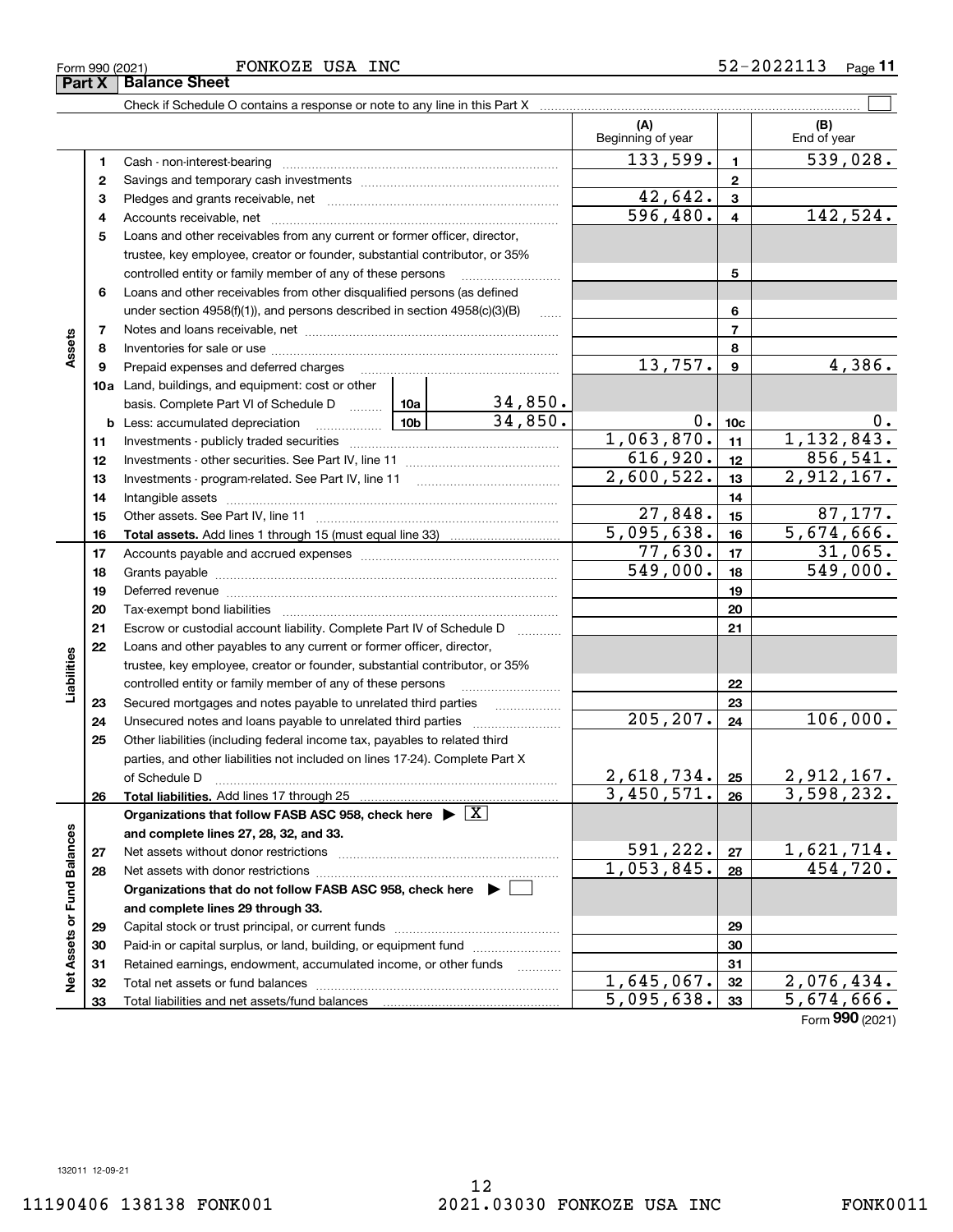Form 990 (2021) FONKOZE USA INC 52-2022113

## Part X Balance Sheet

Check if Schedule O contains a response or note to any line in this Part X

| | | | (A) Beginning of year | | (B) End of year |
|---|---|---|---|---|---|
| Assets | 1 | Cash - non-interest-bearing | 133,599. | 1 | 539,028. |
| | 2 | Savings and temporary cash investments | | 2 | |
| | 3 | Pledges and grants receivable, net | 42,642. | 3 | |
| | 4 | Accounts receivable, net | 596,480. | 4 | 142,524. |
| | 5 | Loans and other receivables from any current or former officer, director, trustee, key employee, creator or founder, substantial contributor, or 35% controlled entity or family member of any of these persons | | 5 | |
| | 6 | Loans and other receivables from other disqualified persons (as defined under section 4958(f)(1)), and persons described in section 4958(c)(3)(B) | | 6 | |
| | 7 | Notes and loans receivable, net | | 7 | |
| | 8 | Inventories for sale or use | | 8 | |
| | 9 | Prepaid expenses and deferred charges | 13,757. | 9 | 4,386. |
| | 10a | Land, buildings, and equipment: cost or other basis. Complete Part VI of Schedule D — 10a: 34,850. | | | |
| | b | Less: accumulated depreciation — 10b: 34,850. | 0. | 10c | 0. |
| | 11 | Investments - publicly traded securities | 1,063,870. | 11 | 1,132,843. |
| | 12 | Investments - other securities. See Part IV, line 11 | 616,920. | 12 | 856,541. |
| | 13 | Investments - program-related. See Part IV, line 11 | 2,600,522. | 13 | 2,912,167. |
| | 14 | Intangible assets | | 14 | |
| | 15 | Other assets. See Part IV, line 11 | 27,848. | 15 | 87,177. |
| | 16 | **Total assets.** Add lines 1 through 15 (must equal line 33) | 5,095,638. | 16 | 5,674,666. |
| Liabilities | 17 | Accounts payable and accrued expenses | 77,630. | 17 | 31,065. |
| | 18 | Grants payable | 549,000. | 18 | 549,000. |
| | 19 | Deferred revenue | | 19 | |
| | 20 | Tax-exempt bond liabilities | | 20 | |
| | 21 | Escrow or custodial account liability. Complete Part IV of Schedule D | | 21 | |
| | 22 | Loans and other payables to any current or former officer, director, trustee, key employee, creator or founder, substantial contributor, or 35% controlled entity or family member of any of these persons | | 22 | |
| | 23 | Secured mortgages and notes payable to unrelated third parties | | 23 | |
| | 24 | Unsecured notes and loans payable to unrelated third parties | 205,207. | 24 | 106,000. |
| | 25 | Other liabilities (including federal income tax, payables to related third parties, and other liabilities not included on lines 17-24). Complete Part X of Schedule D | 2,618,734. | 25 | 2,912,167. |
| | 26 | **Total liabilities.** Add lines 17 through 25 | 3,450,571. | 26 | 3,598,232. |
| Net Assets or Fund Balances | | **Organizations that follow FASB ASC 958, check here** ▶ [X] **and complete lines 27, 28, 32, and 33.** | | | |
| | 27 | Net assets without donor restrictions | 591,222. | 27 | 1,621,714. |
| | 28 | Net assets with donor restrictions | 1,053,845. | 28 | 454,720. |
| | | **Organizations that do not follow FASB ASC 958, check here** ▶ [ ] **and complete lines 29 through 33.** | | | |
| | 29 | Capital stock or trust principal, or current funds | | 29 | |
| | 30 | Paid-in or capital surplus, or land, building, or equipment fund | | 30 | |
| | 31 | Retained earnings, endowment, accumulated income, or other funds | | 31 | |
| | 32 | Total net assets or fund balances | 1,645,067. | 32 | 2,076,434. |
| | 33 | Total liabilities and net assets/fund balances | 5,095,638. | 33 | 5,674,666. |

Form **990** (2021)

132011 12-09-21

11190406 138138 FONK001 2021.03030 FONKOZE USA INC FONK0011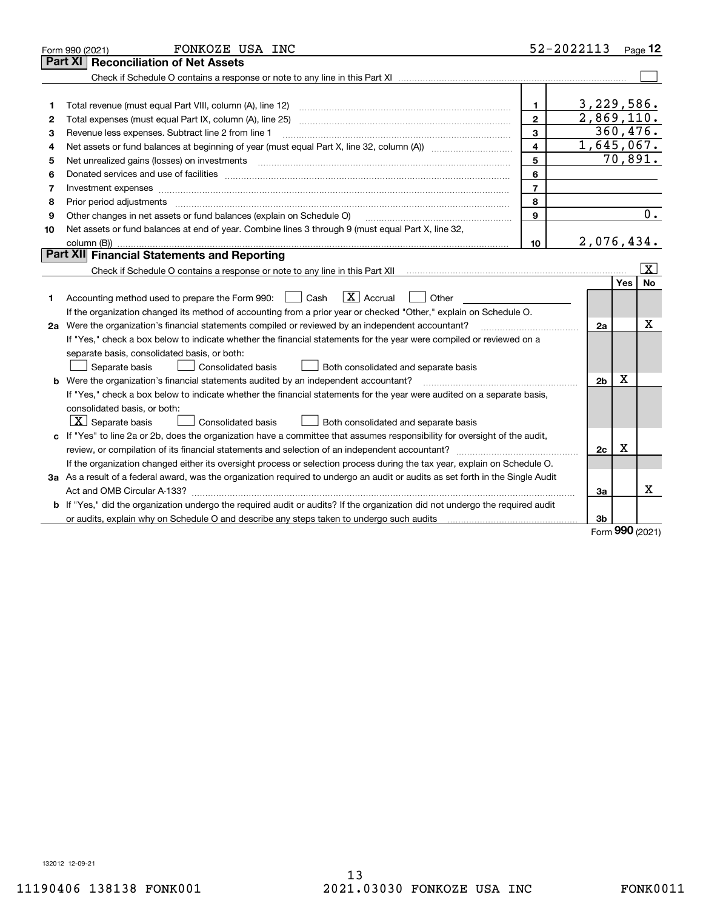Form 990 (2021) FONKOZE USA INC 52-2022113

## Part XI Reconciliation of Net Assets

Check if Schedule O contains a response or note to any line in this Part XI ☐

| | | | |
|---|---|---|---|
| 1 | Total revenue (must equal Part VIII, column (A), line 12) | 1 | 3,229,586. |
| 2 | Total expenses (must equal Part IX, column (A), line 25) | 2 | 2,869,110. |
| 3 | Revenue less expenses. Subtract line 2 from line 1 | 3 | 360,476. |
| 4 | Net assets or fund balances at beginning of year (must equal Part X, line 32, column (A)) | 4 | 1,645,067. |
| 5 | Net unrealized gains (losses) on investments | 5 | 70,891. |
| 6 | Donated services and use of facilities | 6 | |
| 7 | Investment expenses | 7 | |
| 8 | Prior period adjustments | 8 | |
| 9 | Other changes in net assets or fund balances (explain on Schedule O) | 9 | 0. |
| 10 | Net assets or fund balances at end of year. Combine lines 3 through 9 (must equal Part X, line 32, column (B)) | 10 | 2,076,434. |

## Part XII Financial Statements and Reporting

Check if Schedule O contains a response or note to any line in this Part XII ☒

| | | | Yes | No |
|---|---|---|---|---|
| 1 | Accounting method used to prepare the Form 990: ☐ Cash ☒ Accrual ☐ Other<br>If the organization changed its method of accounting from a prior year or checked "Other," explain on Schedule O. | | | |
| 2a | Were the organization's financial statements compiled or reviewed by an independent accountant?<br>If "Yes," check a box below to indicate whether the financial statements for the year were compiled or reviewed on a separate basis, consolidated basis, or both:<br>☐ Separate basis ☐ Consolidated basis ☐ Both consolidated and separate basis | 2a | | X |
| b | Were the organization's financial statements audited by an independent accountant?<br>If "Yes," check a box below to indicate whether the financial statements for the year were audited on a separate basis, consolidated basis, or both:<br>☒ Separate basis ☐ Consolidated basis ☐ Both consolidated and separate basis | 2b | X | |
| c | If "Yes" to line 2a or 2b, does the organization have a committee that assumes responsibility for oversight of the audit, review, or compilation of its financial statements and selection of an independent accountant?<br>If the organization changed either its oversight process or selection process during the tax year, explain on Schedule O. | 2c | X | |
| 3a | As a result of a federal award, was the organization required to undergo an audit or audits as set forth in the Single Audit Act and OMB Circular A-133? | 3a | | X |
| b | If "Yes," did the organization undergo the required audit or audits? If the organization did not undergo the required audit or audits, explain why on Schedule O and describe any steps taken to undergo such audits | 3b | | |

Form 990 (2021)

132012 12-09-21

11190406 138138 FONK001 2021.03030 FONKOZE USA INC FONK0011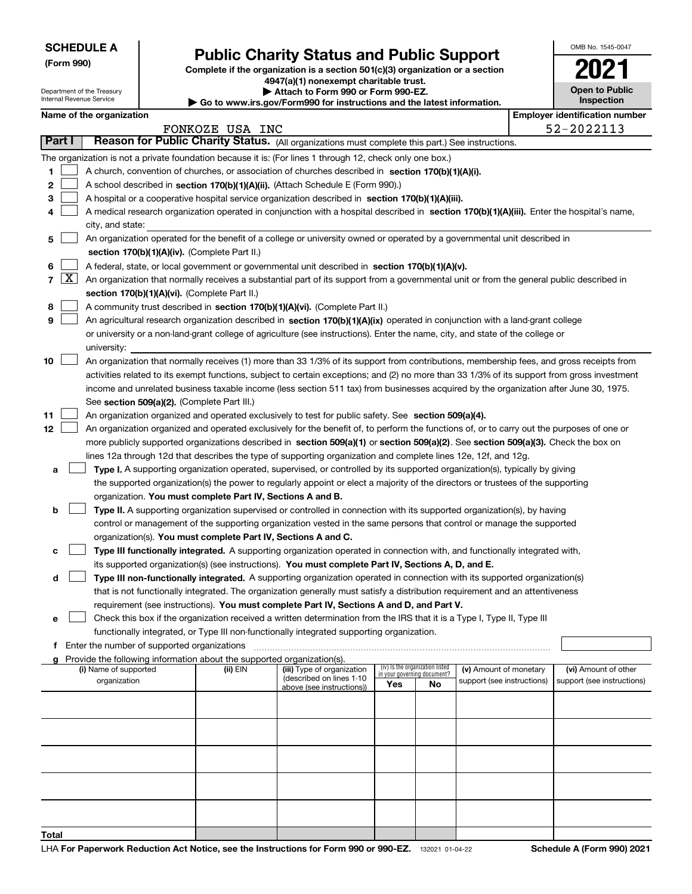**SCHEDULE A**
**(Form 990)**

Department of the Treasury
Internal Revenue Service

# Public Charity Status and Public Support

**Complete if the organization is a section 501(c)(3) organization or a section 4947(a)(1) nonexempt charitable trust.**
**▶ Attach to Form 990 or Form 990-EZ.**
**▶ Go to www.irs.gov/Form990 for instructions and the latest information.**

OMB No. 1545-0047

**2021**

**Open to Public Inspection**

**Name of the organization**
FONKOZE USA INC

**Employer identification number**
52-2022113

## Part I Reason for Public Charity Status. (All organizations must complete this part.) See instructions.

The organization is not a private foundation because it is: (For lines 1 through 12, check only one box.)

1 ☐ A church, convention of churches, or association of churches described in **section 170(b)(1)(A)(i).**

2 ☐ A school described in **section 170(b)(1)(A)(ii).** (Attach Schedule E (Form 990).)

3 ☐ A hospital or a cooperative hospital service organization described in **section 170(b)(1)(A)(iii).**

4 ☐ A medical research organization operated in conjunction with a hospital described in **section 170(b)(1)(A)(iii).** Enter the hospital's name, city, and state:

5 ☐ An organization operated for the benefit of a college or university owned or operated by a governmental unit described in **section 170(b)(1)(A)(iv).** (Complete Part II.)

6 ☐ A federal, state, or local government or governmental unit described in **section 170(b)(1)(A)(v).**

7 ☒ An organization that normally receives a substantial part of its support from a governmental unit or from the general public described in **section 170(b)(1)(A)(vi).** (Complete Part II.)

8 ☐ A community trust described in **section 170(b)(1)(A)(vi).** (Complete Part II.)

9 ☐ An agricultural research organization described in **section 170(b)(1)(A)(ix)** operated in conjunction with a land-grant college or university or a non-land-grant college of agriculture (see instructions). Enter the name, city, and state of the college or university:

10 ☐ An organization that normally receives (1) more than 33 1/3% of its support from contributions, membership fees, and gross receipts from activities related to its exempt functions, subject to certain exceptions; and (2) no more than 33 1/3% of its support from gross investment income and unrelated business taxable income (less section 511 tax) from businesses acquired by the organization after June 30, 1975. See **section 509(a)(2).** (Complete Part III.)

11 ☐ An organization organized and operated exclusively to test for public safety. See **section 509(a)(4).**

12 ☐ An organization organized and operated exclusively for the benefit of, to perform the functions of, or to carry out the purposes of one or more publicly supported organizations described in **section 509(a)(1)** or **section 509(a)(2)**. See **section 509(a)(3).** Check the box on lines 12a through 12d that describes the type of supporting organization and complete lines 12e, 12f, and 12g.

a ☐ **Type I.** A supporting organization operated, supervised, or controlled by its supported organization(s), typically by giving the supported organization(s) the power to regularly appoint or elect a majority of the directors or trustees of the supporting organization. **You must complete Part IV, Sections A and B.**

b ☐ **Type II.** A supporting organization supervised or controlled in connection with its supported organization(s), by having control or management of the supporting organization vested in the same persons that control or manage the supported organization(s). **You must complete Part IV, Sections A and C.**

c ☐ **Type III functionally integrated.** A supporting organization operated in connection with, and functionally integrated with, its supported organization(s) (see instructions). **You must complete Part IV, Sections A, D, and E.**

d ☐ **Type III non-functionally integrated.** A supporting organization operated in connection with its supported organization(s) that is not functionally integrated. The organization generally must satisfy a distribution requirement and an attentiveness requirement (see instructions). **You must complete Part IV, Sections A and D, and Part V.**

e ☐ Check this box if the organization received a written determination from the IRS that it is a Type I, Type II, Type III functionally integrated, or Type III non-functionally integrated supporting organization.

f Enter the number of supported organizations

g Provide the following information about the supported organization(s).

| (i) Name of supported organization | (ii) EIN | (iii) Type of organization (described on lines 1-10 above (see instructions)) | (iv) Is the organization listed in your governing document? Yes | No | (v) Amount of monetary support (see instructions) | (vi) Amount of other support (see instructions) |
|---|---|---|---|---|---|---|
| | | | | | | |
| | | | | | | |
| | | | | | | |
| | | | | | | |
| | | | | | | |
| **Total** | | | | | | |

LHA **For Paperwork Reduction Act Notice, see the Instructions for Form 990 or 990-EZ.** 132021 01-04-22 **Schedule A (Form 990) 2021**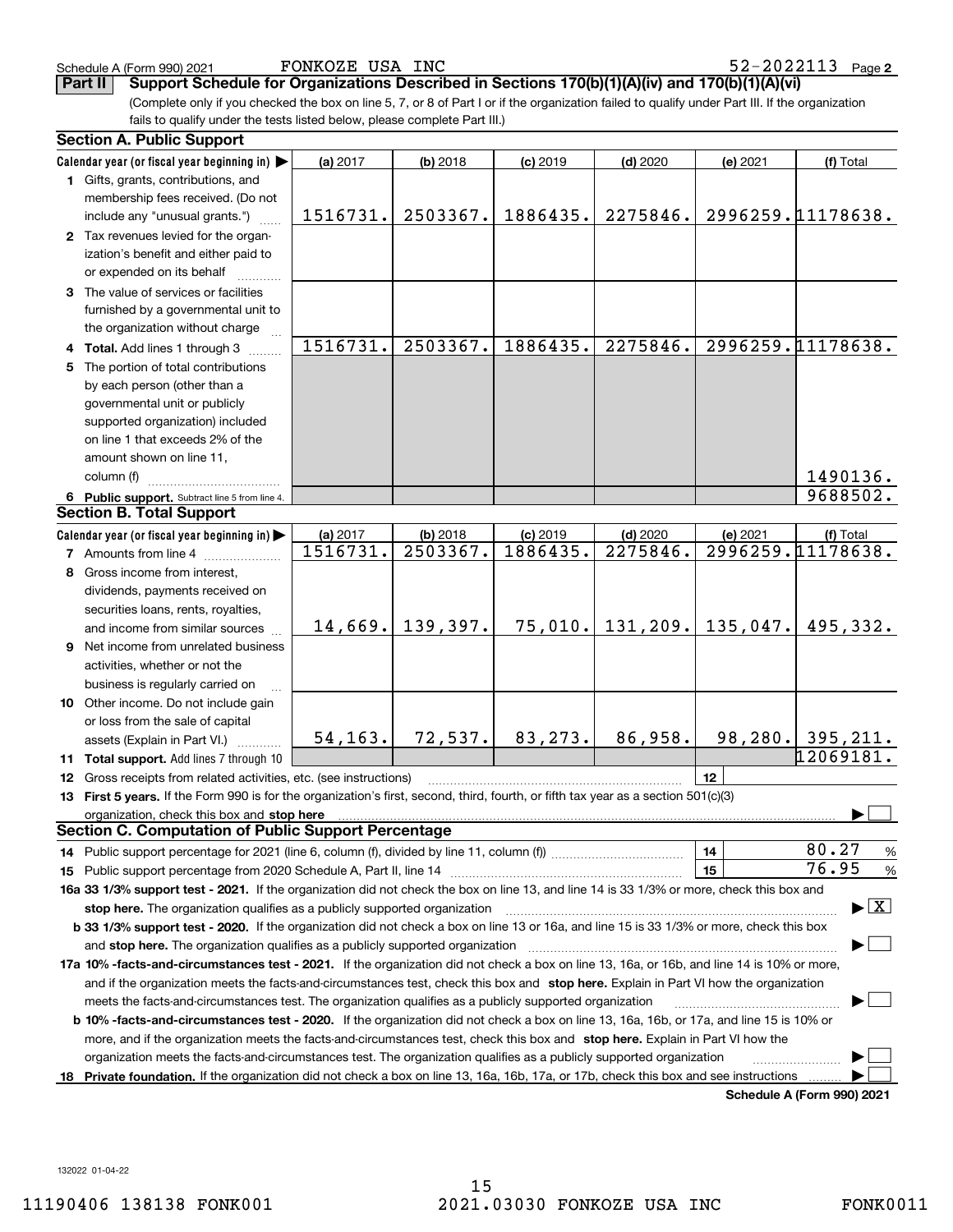Schedule A (Form 990) 2021 FONKOZE USA INC 52-2022113 Page 2

## Part II Support Schedule for Organizations Described in Sections 170(b)(1)(A)(iv) and 170(b)(1)(A)(vi)

(Complete only if you checked the box on line 5, 7, or 8 of Part I or if the organization failed to qualify under Part III. If the organization fails to qualify under the tests listed below, please complete Part III.)

### Section A. Public Support

| Calendar year (or fiscal year beginning in) ▶ | (a) 2017 | (b) 2018 | (c) 2019 | (d) 2020 | (e) 2021 | (f) Total |
|---|---|---|---|---|---|---|
| 1 Gifts, grants, contributions, and membership fees received. (Do not include any "unusual grants.") | 1516731. | 2503367. | 1886435. | 2275846. | 2996259. | 11178638. |
| 2 Tax revenues levied for the organization's benefit and either paid to or expended on its behalf | | | | | | |
| 3 The value of services or facilities furnished by a governmental unit to the organization without charge | | | | | | |
| 4 Total. Add lines 1 through 3 | 1516731. | 2503367. | 1886435. | 2275846. | 2996259. | 11178638. |
| 5 The portion of total contributions by each person (other than a governmental unit or publicly supported organization) included on line 1 that exceeds 2% of the amount shown on line 11, column (f) | | | | | | 1490136. |
| 6 Public support. Subtract line 5 from line 4. | | | | | | 9688502. |

### Section B. Total Support

| Calendar year (or fiscal year beginning in) ▶ | (a) 2017 | (b) 2018 | (c) 2019 | (d) 2020 | (e) 2021 | (f) Total |
|---|---|---|---|---|---|---|
| 7 Amounts from line 4 | 1516731. | 2503367. | 1886435. | 2275846. | 2996259. | 11178638. |
| 8 Gross income from interest, dividends, payments received on securities loans, rents, royalties, and income from similar sources | 14,669. | 139,397. | 75,010. | 131,209. | 135,047. | 495,332. |
| 9 Net income from unrelated business activities, whether or not the business is regularly carried on | | | | | | |
| 10 Other income. Do not include gain or loss from the sale of capital assets (Explain in Part VI.) | 54,163. | 72,537. | 83,273. | 86,958. | 98,280. | 395,211. |
| 11 Total support. Add lines 7 through 10 | | | | | | 12069181. |

12 Gross receipts from related activities, etc. (see instructions) | 12 |

13 **First 5 years.** If the Form 990 is for the organization's first, second, third, fourth, or fifth tax year as a section 501(c)(3) organization, check this box and **stop here** ▶ ☐

### Section C. Computation of Public Support Percentage

14 Public support percentage for 2021 (line 6, column (f), divided by line 11, column (f)) | 14 | 80.27 %

15 Public support percentage from 2020 Schedule A, Part II, line 14 | 15 | 76.95 %

**16a 33 1/3% support test - 2021.** If the organization did not check the box on line 13, and line 14 is 33 1/3% or more, check this box and **stop here.** The organization qualifies as a publicly supported organization ▶ ☒

**b 33 1/3% support test - 2020.** If the organization did not check a box on line 13 or 16a, and line 15 is 33 1/3% or more, check this box and **stop here.** The organization qualifies as a publicly supported organization ▶ ☐

**17a 10% -facts-and-circumstances test - 2021.** If the organization did not check a box on line 13, 16a, or 16b, and line 14 is 10% or more, and if the organization meets the facts-and-circumstances test, check this box and **stop here.** Explain in Part VI how the organization meets the facts-and-circumstances test. The organization qualifies as a publicly supported organization ▶ ☐

**b 10% -facts-and-circumstances test - 2020.** If the organization did not check a box on line 13, 16a, 16b, or 17a, and line 15 is 10% or more, and if the organization meets the facts-and-circumstances test, check this box and **stop here.** Explain in Part VI how the organization meets the facts-and-circumstances test. The organization qualifies as a publicly supported organization ▶ ☐

**18 Private foundation.** If the organization did not check a box on line 13, 16a, 16b, 17a, or 17b, check this box and see instructions ▶ ☐

Schedule A (Form 990) 2021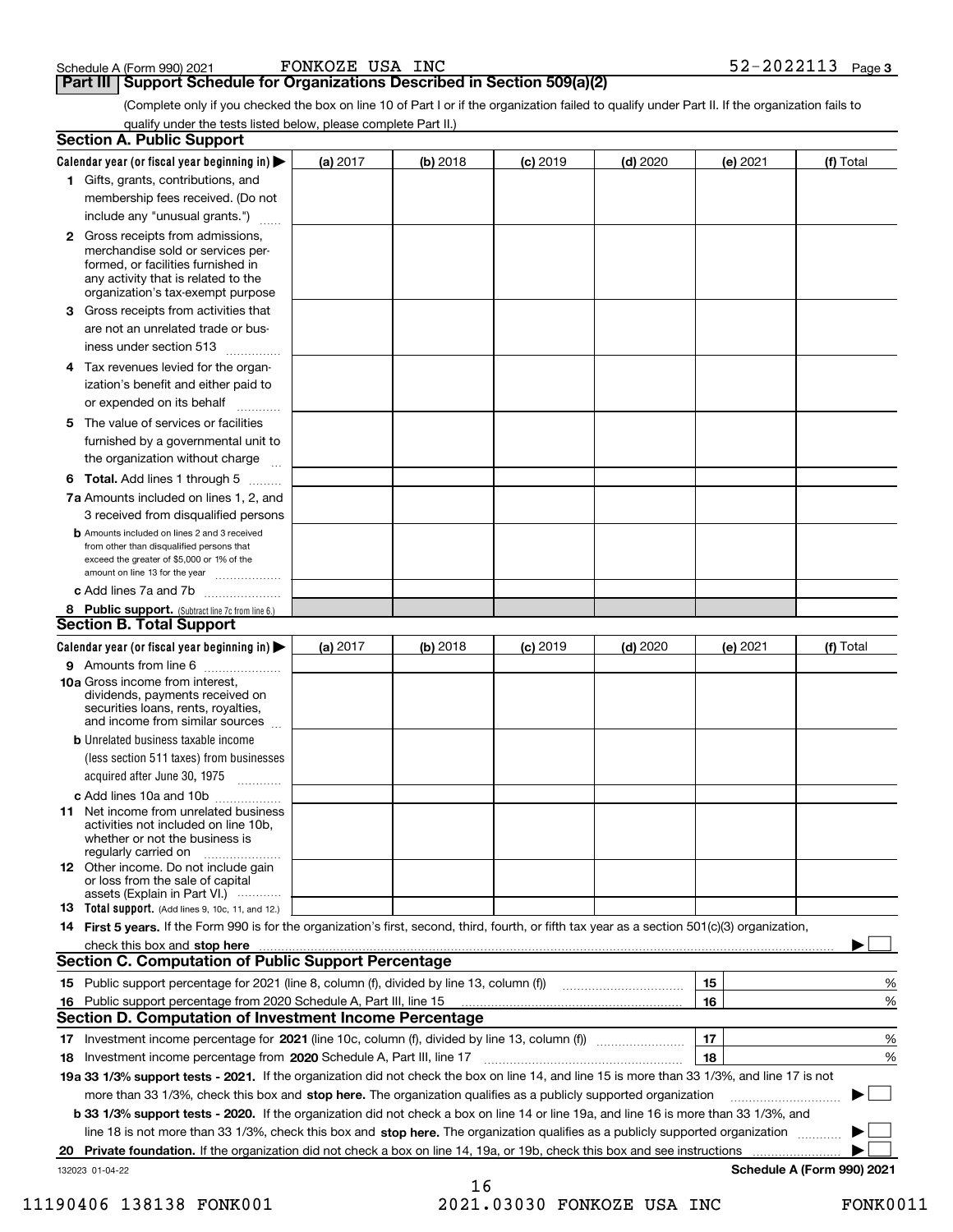Schedule A (Form 990) 2021 FONKOZE USA INC 52-2022113

## Part III Support Schedule for Organizations Described in Section 509(a)(2)

(Complete only if you checked the box on line 10 of Part I or if the organization failed to qualify under Part II. If the organization fails to qualify under the tests listed below, please complete Part II.)

### Section A. Public Support

| Calendar year (or fiscal year beginning in) ▶ | (a) 2017 | (b) 2018 | (c) 2019 | (d) 2020 | (e) 2021 | (f) Total |
|---|---|---|---|---|---|---|
| **1** Gifts, grants, contributions, and membership fees received. (Do not include any "unusual grants.") | | | | | | |
| **2** Gross receipts from admissions, merchandise sold or services performed, or facilities furnished in any activity that is related to the organization's tax-exempt purpose | | | | | | |
| **3** Gross receipts from activities that are not an unrelated trade or business under section 513 | | | | | | |
| **4** Tax revenues levied for the organization's benefit and either paid to or expended on its behalf | | | | | | |
| **5** The value of services or facilities furnished by a governmental unit to the organization without charge | | | | | | |
| **6 Total.** Add lines 1 through 5 | | | | | | |
| **7a** Amounts included on lines 1, 2, and 3 received from disqualified persons | | | | | | |
| **b** Amounts included on lines 2 and 3 received from other than disqualified persons that exceed the greater of $5,000 or 1% of the amount on line 13 for the year | | | | | | |
| **c** Add lines 7a and 7b | | | | | | |
| **8 Public support.** (Subtract line 7c from line 6.) | | | | | | |

### Section B. Total Support

| Calendar year (or fiscal year beginning in) ▶ | (a) 2017 | (b) 2018 | (c) 2019 | (d) 2020 | (e) 2021 | (f) Total |
|---|---|---|---|---|---|---|
| **9** Amounts from line 6 | | | | | | |
| **10a** Gross income from interest, dividends, payments received on securities loans, rents, royalties, and income from similar sources | | | | | | |
| **b** Unrelated business taxable income (less section 511 taxes) from businesses acquired after June 30, 1975 | | | | | | |
| **c** Add lines 10a and 10b | | | | | | |
| **11** Net income from unrelated business activities not included on line 10b, whether or not the business is regularly carried on | | | | | | |
| **12** Other income. Do not include gain or loss from the sale of capital assets (Explain in Part VI.) | | | | | | |
| **13 Total support.** (Add lines 9, 10c, 11, and 12.) | | | | | | |

**14 First 5 years.** If the Form 990 is for the organization's first, second, third, fourth, or fifth tax year as a section 501(c)(3) organization, check this box and **stop here** ▶ ☐

### Section C. Computation of Public Support Percentage

| | | | |
|---|---|---|---|
| **15** Public support percentage for 2021 (line 8, column (f), divided by line 13, column (f)) | 15 | | % |
| **16** Public support percentage from 2020 Schedule A, Part III, line 15 | 16 | | % |

### Section D. Computation of Investment Income Percentage

| | | | |
|---|---|---|---|
| **17** Investment income percentage for **2021** (line 10c, column (f), divided by line 13, column (f)) | 17 | | % |
| **18** Investment income percentage from **2020** Schedule A, Part III, line 17 | 18 | | % |

**19a 33 1/3% support tests - 2021.** If the organization did not check the box on line 14, and line 15 is more than 33 1/3%, and line 17 is not more than 33 1/3%, check this box and **stop here.** The organization qualifies as a publicly supported organization ▶ ☐

**b 33 1/3% support tests - 2020.** If the organization did not check a box on line 14 or line 19a, and line 16 is more than 33 1/3%, and line 18 is not more than 33 1/3%, check this box and **stop here.** The organization qualifies as a publicly supported organization ▶ ☐

**20 Private foundation.** If the organization did not check a box on line 14, 19a, or 19b, check this box and see instructions ▶ ☐

132023 01-04-22 **Schedule A (Form 990) 2021**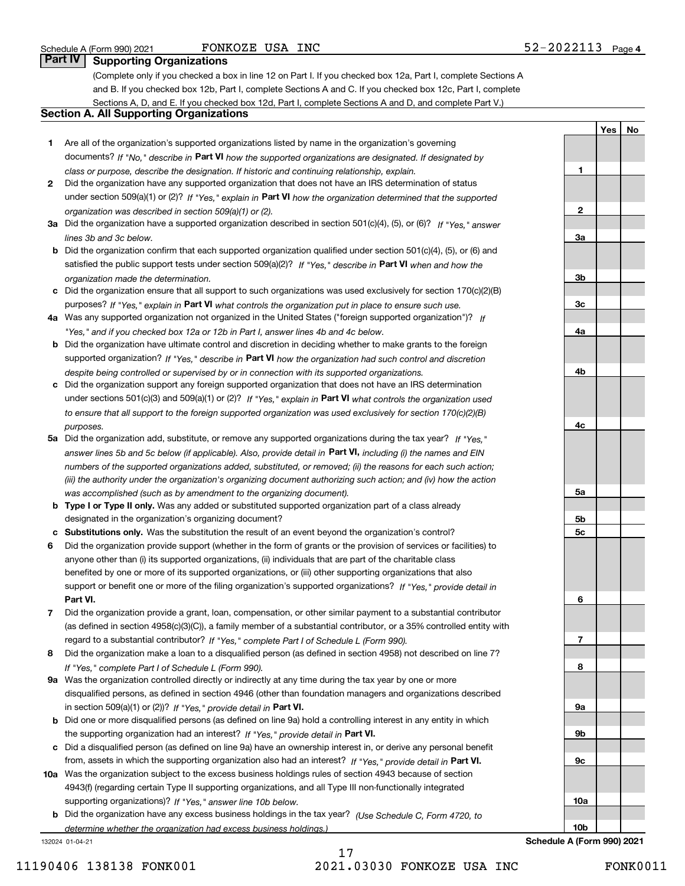## Part IV Supporting Organizations

(Complete only if you checked a box in line 12 on Part I. If you checked box 12a, Part I, complete Sections A and B. If you checked box 12b, Part I, complete Sections A and C. If you checked box 12c, Part I, complete Sections A, D, and E. If you checked box 12d, Part I, complete Sections A and D, and complete Part V.)

### Section A. All Supporting Organizations

| | | | Yes | No |
|---|---|---|---|---|
| 1 | Are all of the organization's supported organizations listed by name in the organization's governing documents? *If "No," describe in* **Part VI** *how the supported organizations are designated. If designated by class or purpose, describe the designation. If historic and continuing relationship, explain.* | 1 | | |
| 2 | Did the organization have any supported organization that does not have an IRS determination of status under section 509(a)(1) or (2)? *If "Yes," explain in* **Part VI** *how the organization determined that the supported organization was described in section 509(a)(1) or (2).* | 2 | | |
| 3a | Did the organization have a supported organization described in section 501(c)(4), (5), or (6)? *If "Yes," answer lines 3b and 3c below.* | 3a | | |
| b | Did the organization confirm that each supported organization qualified under section 501(c)(4), (5), or (6) and satisfied the public support tests under section 509(a)(2)? *If "Yes," describe in* **Part VI** *when and how the organization made the determination.* | 3b | | |
| c | Did the organization ensure that all support to such organizations was used exclusively for section 170(c)(2)(B) purposes? *If "Yes," explain in* **Part VI** *what controls the organization put in place to ensure such use.* | 3c | | |
| 4a | Was any supported organization not organized in the United States ("foreign supported organization")? *If "Yes," and if you checked box 12a or 12b in Part I, answer lines 4b and 4c below.* | 4a | | |
| b | Did the organization have ultimate control and discretion in deciding whether to make grants to the foreign supported organization? *If "Yes," describe in* **Part VI** *how the organization had such control and discretion despite being controlled or supervised by or in connection with its supported organizations.* | 4b | | |
| c | Did the organization support any foreign supported organization that does not have an IRS determination under sections 501(c)(3) and 509(a)(1) or (2)? *If "Yes," explain in* **Part VI** *what controls the organization used to ensure that all support to the foreign supported organization was used exclusively for section 170(c)(2)(B) purposes.* | 4c | | |
| 5a | Did the organization add, substitute, or remove any supported organizations during the tax year? *If "Yes," answer lines 5b and 5c below (if applicable). Also, provide detail in* **Part VI,** *including (i) the names and EIN numbers of the supported organizations added, substituted, or removed; (ii) the reasons for each such action; (iii) the authority under the organization's organizing document authorizing such action; and (iv) how the action was accomplished (such as by amendment to the organizing document).* | 5a | | |
| b | **Type I or Type II only.** Was any added or substituted supported organization part of a class already designated in the organization's organizing document? | 5b | | |
| c | **Substitutions only.** Was the substitution the result of an event beyond the organization's control? | 5c | | |
| 6 | Did the organization provide support (whether in the form of grants or the provision of services or facilities) to anyone other than (i) its supported organizations, (ii) individuals that are part of the charitable class benefited by one or more of its supported organizations, or (iii) other supporting organizations that also support or benefit one or more of the filing organization's supported organizations? *If "Yes," provide detail in* **Part VI.** | 6 | | |
| 7 | Did the organization provide a grant, loan, compensation, or other similar payment to a substantial contributor (as defined in section 4958(c)(3)(C)), a family member of a substantial contributor, or a 35% controlled entity with regard to a substantial contributor? *If "Yes," complete Part I of Schedule L (Form 990).* | 7 | | |
| 8 | Did the organization make a loan to a disqualified person (as defined in section 4958) not described on line 7? *If "Yes," complete Part I of Schedule L (Form 990).* | 8 | | |
| 9a | Was the organization controlled directly or indirectly at any time during the tax year by one or more disqualified persons, as defined in section 4946 (other than foundation managers and organizations described in section 509(a)(1) or (2))? *If "Yes," provide detail in* **Part VI.** | 9a | | |
| b | Did one or more disqualified persons (as defined on line 9a) hold a controlling interest in any entity in which the supporting organization had an interest? *If "Yes," provide detail in* **Part VI.** | 9b | | |
| c | Did a disqualified person (as defined on line 9a) have an ownership interest in, or derive any personal benefit from, assets in which the supporting organization also had an interest? *If "Yes," provide detail in* **Part VI.** | 9c | | |
| 10a | Was the organization subject to the excess business holdings rules of section 4943 because of section 4943(f) (regarding certain Type II supporting organizations, and all Type III non-functionally integrated supporting organizations)? *If "Yes," answer line 10b below.* | 10a | | |
| b | Did the organization have any excess business holdings in the tax year? *(Use Schedule C, Form 4720, to determine whether the organization had excess business holdings.)* | 10b | | |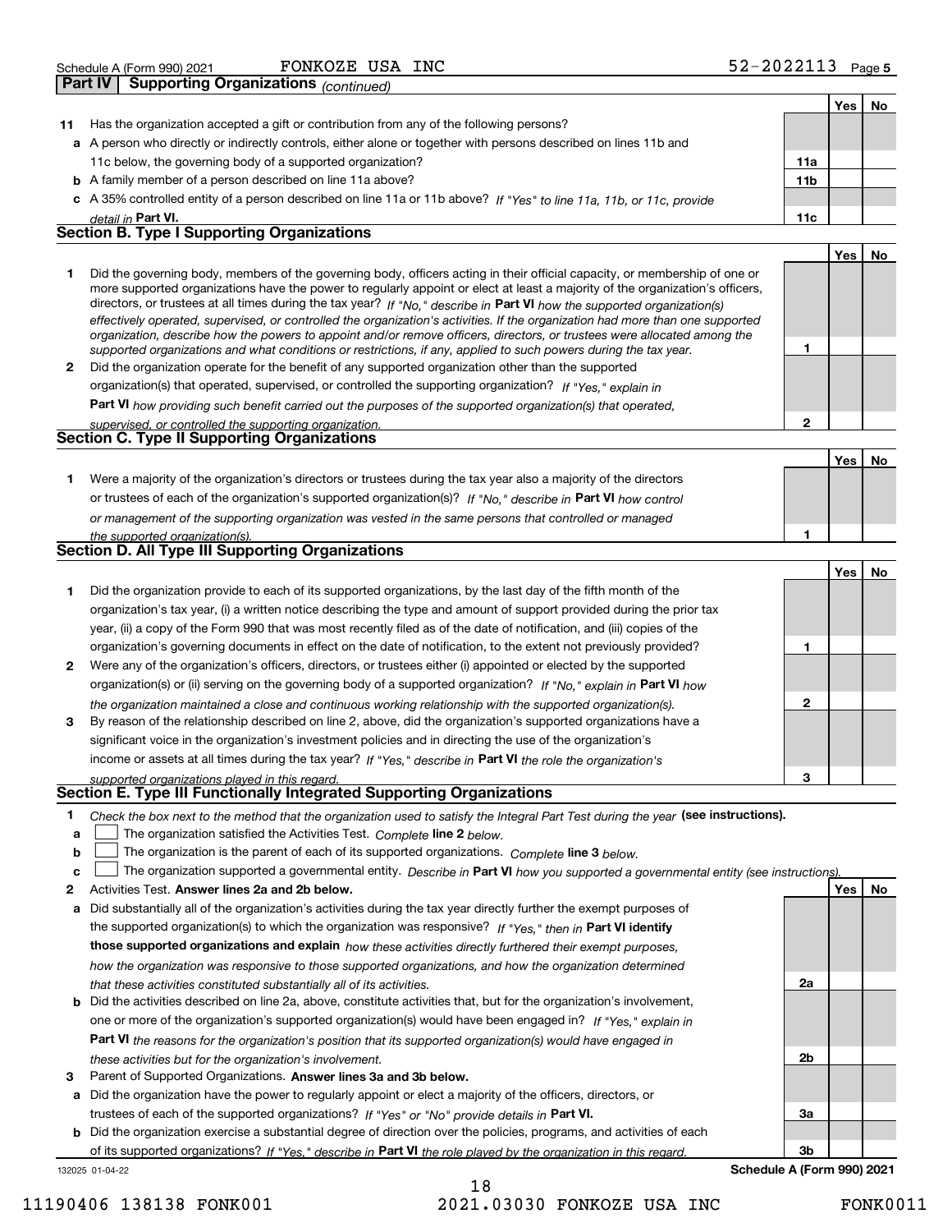Schedule A (Form 990) 2021 FONKOZE USA INC 52-2022113 Page 5

**Part IV** **Supporting Organizations** *(continued)*

| | | | Yes | No |
|---|---|---|---|---|
| **11** | Has the organization accepted a gift or contribution from any of the following persons? | | | |
| **a** | A person who directly or indirectly controls, either alone or together with persons described on lines 11b and 11c below, the governing body of a supported organization? | **11a** | | |
| **b** | A family member of a person described on line 11a above? | **11b** | | |
| **c** | A 35% controlled entity of a person described on line 11a or 11b above? *If "Yes" to line 11a, 11b, or 11c, provide detail in* **Part VI.** | **11c** | | |

## Section B. Type I Supporting Organizations

| | | | Yes | No |
|---|---|---|---|---|
| **1** | Did the governing body, members of the governing body, officers acting in their official capacity, or membership of one or more supported organizations have the power to regularly appoint or elect at least a majority of the organization's officers, directors, or trustees at all times during the tax year? *If "No," describe in* **Part VI** *how the supported organization(s) effectively operated, supervised, or controlled the organization's activities. If the organization had more than one supported organization, describe how the powers to appoint and/or remove officers, directors, or trustees were allocated among the supported organizations and what conditions or restrictions, if any, applied to such powers during the tax year.* | **1** | | |
| **2** | Did the organization operate for the benefit of any supported organization other than the supported organization(s) that operated, supervised, or controlled the supporting organization? *If "Yes," explain in* **Part VI** *how providing such benefit carried out the purposes of the supported organization(s) that operated, supervised, or controlled the supporting organization.* | **2** | | |

## Section C. Type II Supporting Organizations

| | | | Yes | No |
|---|---|---|---|---|
| **1** | Were a majority of the organization's directors or trustees during the tax year also a majority of the directors or trustees of each of the organization's supported organization(s)? *If "No," describe in* **Part VI** *how control or management of the supporting organization was vested in the same persons that controlled or managed the supported organization(s).* | **1** | | |

## Section D. All Type III Supporting Organizations

| | | | Yes | No |
|---|---|---|---|---|
| **1** | Did the organization provide to each of its supported organizations, by the last day of the fifth month of the organization's tax year, (i) a written notice describing the type and amount of support provided during the prior tax year, (ii) a copy of the Form 990 that was most recently filed as of the date of notification, and (iii) copies of the organization's governing documents in effect on the date of notification, to the extent not previously provided? | **1** | | |
| **2** | Were any of the organization's officers, directors, or trustees either (i) appointed or elected by the supported organization(s) or (ii) serving on the governing body of a supported organization? *If "No," explain in* **Part VI** *how the organization maintained a close and continuous working relationship with the supported organization(s).* | **2** | | |
| **3** | By reason of the relationship described on line 2, above, did the organization's supported organizations have a significant voice in the organization's investment policies and in directing the use of the organization's income or assets at all times during the tax year? *If "Yes," describe in* **Part VI** *the role the organization's supported organizations played in this regard.* | **3** | | |

## Section E. Type III Functionally Integrated Supporting Organizations

**1** *Check the box next to the method that the organization used to satisfy the Integral Part Test during the year* **(see instructions).**

**a** ☐ The organization satisfied the Activities Test. *Complete* **line 2** *below.*

**b** ☐ The organization is the parent of each of its supported organizations. *Complete* **line 3** *below.*

**c** ☐ The organization supported a governmental entity. *Describe in* **Part VI** *how you supported a governmental entity (see instructions).*

| | | | Yes | No |
|---|---|---|---|---|
| **2** | Activities Test. **Answer lines 2a and 2b below.** | | | |
| **a** | Did substantially all of the organization's activities during the tax year directly further the exempt purposes of the supported organization(s) to which the organization was responsive? *If "Yes," then in* **Part VI identify those supported organizations and explain** *how these activities directly furthered their exempt purposes, how the organization was responsive to those supported organizations, and how the organization determined that these activities constituted substantially all of its activities.* | **2a** | | |
| **b** | Did the activities described on line 2a, above, constitute activities that, but for the organization's involvement, one or more of the organization's supported organization(s) would have been engaged in? *If "Yes," explain in* **Part VI** *the reasons for the organization's position that its supported organization(s) would have engaged in these activities but for the organization's involvement.* | **2b** | | |
| **3** | Parent of Supported Organizations. **Answer lines 3a and 3b below.** | | | |
| **a** | Did the organization have the power to regularly appoint or elect a majority of the officers, directors, or trustees of each of the supported organizations? *If "Yes" or "No" provide details in* **Part VI.** | **3a** | | |
| **b** | Did the organization exercise a substantial degree of direction over the policies, programs, and activities of each of its supported organizations? *If "Yes," describe in* **Part VI** *the role played by the organization in this regard.* | **3b** | | |

132025 01-04-22 **Schedule A (Form 990) 2021**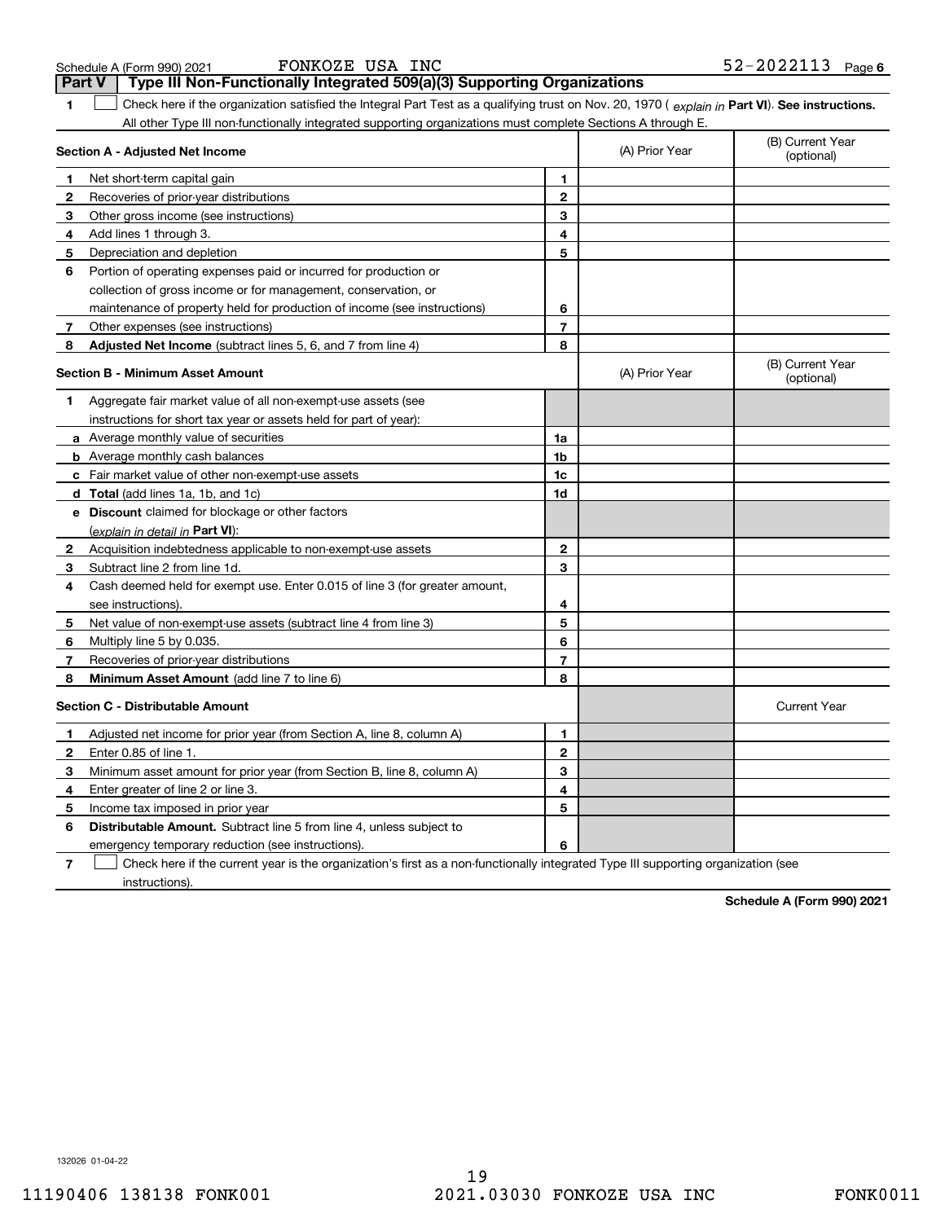Schedule A (Form 990) 2021 FONKOZE USA INC 52-2022113 Page 6

## Part V Type III Non-Functionally Integrated 509(a)(3) Supporting Organizations

1 ☐ Check here if the organization satisfied the Integral Part Test as a qualifying trust on Nov. 20, 1970 ( *explain in* **Part VI**). **See instructions.** All other Type III non-functionally integrated supporting organizations must complete Sections A through E.

| **Section A - Adjusted Net Income** | | | (A) Prior Year | (B) Current Year (optional) |
|---|---|---|---|---|
| 1 | Net short-term capital gain | 1 | | |
| 2 | Recoveries of prior-year distributions | 2 | | |
| 3 | Other gross income (see instructions) | 3 | | |
| 4 | Add lines 1 through 3. | 4 | | |
| 5 | Depreciation and depletion | 5 | | |
| 6 | Portion of operating expenses paid or incurred for production or collection of gross income or for management, conservation, or maintenance of property held for production of income (see instructions) | 6 | | |
| 7 | Other expenses (see instructions) | 7 | | |
| 8 | **Adjusted Net Income** (subtract lines 5, 6, and 7 from line 4) | 8 | | |

| **Section B - Minimum Asset Amount** | | | (A) Prior Year | (B) Current Year (optional) |
|---|---|---|---|---|
| 1 | Aggregate fair market value of all non-exempt-use assets (see instructions for short tax year or assets held for part of year): | | | |
| a | Average monthly value of securities | 1a | | |
| b | Average monthly cash balances | 1b | | |
| c | Fair market value of other non-exempt-use assets | 1c | | |
| d | **Total** (add lines 1a, 1b, and 1c) | 1d | | |
| e | **Discount** claimed for blockage or other factors (*explain in detail in* **Part VI**): | | | |
| 2 | Acquisition indebtedness applicable to non-exempt-use assets | 2 | | |
| 3 | Subtract line 2 from line 1d. | 3 | | |
| 4 | Cash deemed held for exempt use. Enter 0.015 of line 3 (for greater amount, see instructions). | 4 | | |
| 5 | Net value of non-exempt-use assets (subtract line 4 from line 3) | 5 | | |
| 6 | Multiply line 5 by 0.035. | 6 | | |
| 7 | Recoveries of prior-year distributions | 7 | | |
| 8 | **Minimum Asset Amount** (add line 7 to line 6) | 8 | | |

| **Section C - Distributable Amount** | | | | Current Year |
|---|---|---|---|---|
| 1 | Adjusted net income for prior year (from Section A, line 8, column A) | 1 | | |
| 2 | Enter 0.85 of line 1. | 2 | | |
| 3 | Minimum asset amount for prior year (from Section B, line 8, column A) | 3 | | |
| 4 | Enter greater of line 2 or line 3. | 4 | | |
| 5 | Income tax imposed in prior year | 5 | | |
| 6 | **Distributable Amount.** Subtract line 5 from line 4, unless subject to emergency temporary reduction (see instructions). | 6 | | |

7 ☐ Check here if the current year is the organization's first as a non-functionally integrated Type III supporting organization (see instructions).

**Schedule A (Form 990) 2021**

132026 01-04-22

11190406 138138 FONK001 2021.03030 FONKOZE USA INC FONK0011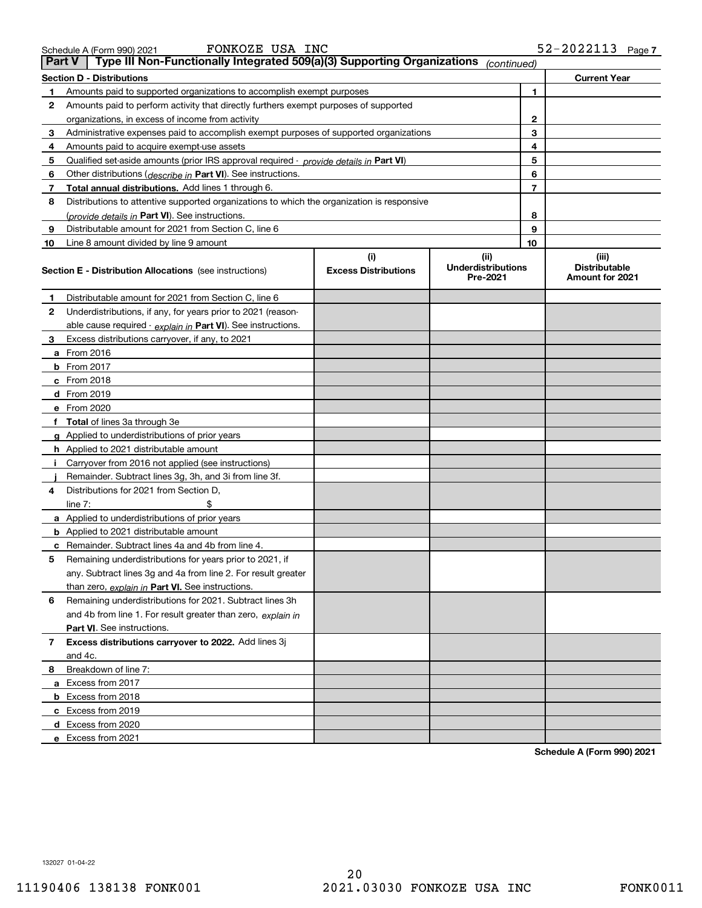Schedule A (Form 990) 2021 FONKOZE USA INC 52-2022113 Page 7

**Part V | Type III Non-Functionally Integrated 509(a)(3) Supporting Organizations** *(continued)*

| **Section D - Distributions** | | | **Current Year** |
|---|---|---|---|
| 1 | Amounts paid to supported organizations to accomplish exempt purposes | 1 | |
| 2 | Amounts paid to perform activity that directly furthers exempt purposes of supported organizations, in excess of income from activity | 2 | |
| 3 | Administrative expenses paid to accomplish exempt purposes of supported organizations | 3 | |
| 4 | Amounts paid to acquire exempt-use assets | 4 | |
| 5 | Qualified set-aside amounts (prior IRS approval required - *provide details in* **Part VI**) | 5 | |
| 6 | Other distributions (*describe in* **Part VI**). See instructions. | 6 | |
| 7 | **Total annual distributions.** Add lines 1 through 6. | 7 | |
| 8 | Distributions to attentive supported organizations to which the organization is responsive (*provide details in* **Part VI**). See instructions. | 8 | |
| 9 | Distributable amount for 2021 from Section C, line 6 | 9 | |
| 10 | Line 8 amount divided by line 9 amount | 10 | |

| **Section E - Distribution Allocations** (see instructions) | (i) **Excess Distributions** | (ii) **Underdistributions Pre-2021** | (iii) **Distributable Amount for 2021** |
|---|---|---|---|
| **1** Distributable amount for 2021 from Section C, line 6 | | | |
| **2** Underdistributions, if any, for years prior to 2021 (reasonable cause required - *explain in* **Part VI**). See instructions. | | | |
| **3** Excess distributions carryover, if any, to 2021 | | | |
| **a** From 2016 | | | |
| **b** From 2017 | | | |
| **c** From 2018 | | | |
| **d** From 2019 | | | |
| **e** From 2020 | | | |
| **f** **Total** of lines 3a through 3e | | | |
| **g** Applied to underdistributions of prior years | | | |
| **h** Applied to 2021 distributable amount | | | |
| **i** Carryover from 2016 not applied (see instructions) | | | |
| **j** Remainder. Subtract lines 3g, 3h, and 3i from line 3f. | | | |
| **4** Distributions for 2021 from Section D, line 7: $ | | | |
| **a** Applied to underdistributions of prior years | | | |
| **b** Applied to 2021 distributable amount | | | |
| **c** Remainder. Subtract lines 4a and 4b from line 4. | | | |
| **5** Remaining underdistributions for years prior to 2021, if any. Subtract lines 3g and 4a from line 2. For result greater than zero, *explain in* **Part VI.** See instructions. | | | |
| **6** Remaining underdistributions for 2021. Subtract lines 3h and 4b from line 1. For result greater than zero, *explain in* **Part VI**. See instructions. | | | |
| **7** **Excess distributions carryover to 2022.** Add lines 3j and 4c. | | | |
| **8** Breakdown of line 7: | | | |
| **a** Excess from 2017 | | | |
| **b** Excess from 2018 | | | |
| **c** Excess from 2019 | | | |
| **d** Excess from 2020 | | | |
| **e** Excess from 2021 | | | |

**Schedule A (Form 990) 2021**

132027 01-04-22

11190406 138138 FONK001 2021.03030 FONKOZE USA INC FONK0011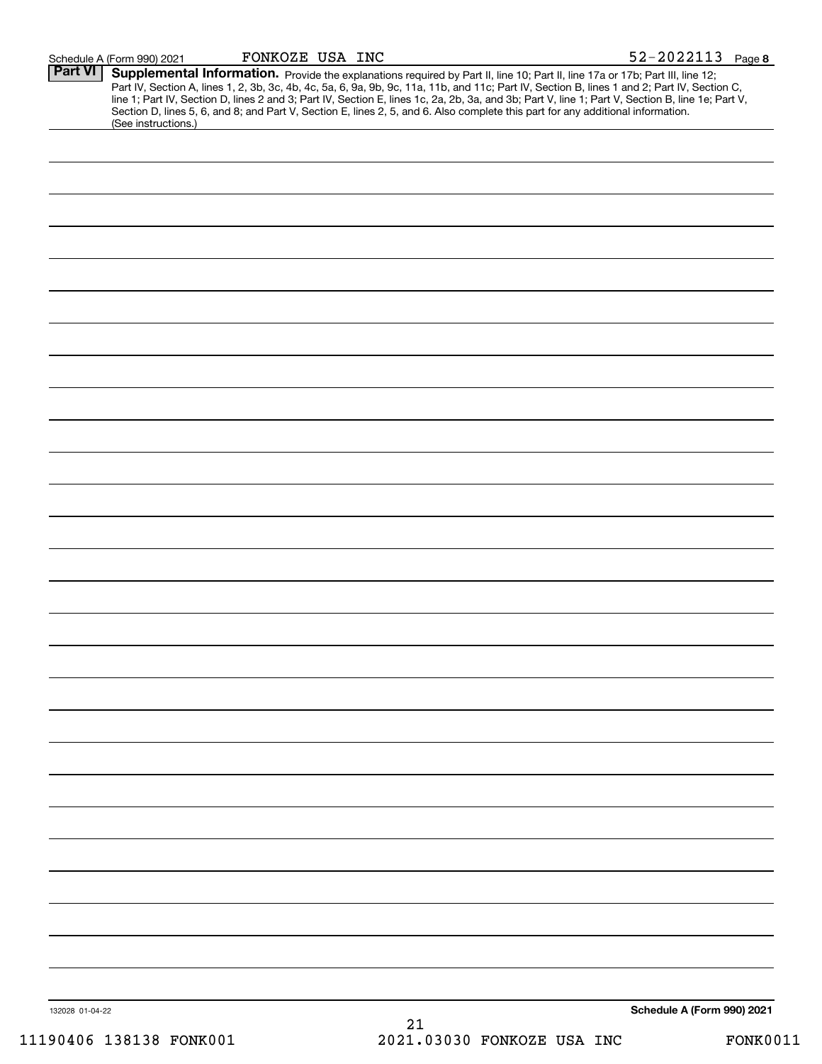Schedule A (Form 990) 2021 FONKOZE USA INC 52-2022113 Page 8

**Part VI** **Supplemental Information.** Provide the explanations required by Part II, line 10; Part II, line 17a or 17b; Part III, line 12; Part IV, Section A, lines 1, 2, 3b, 3c, 4b, 4c, 5a, 6, 9a, 9b, 9c, 11a, 11b, and 11c; Part IV, Section B, lines 1 and 2; Part IV, Section C, line 1; Part IV, Section D, lines 2 and 3; Part IV, Section E, lines 1c, 2a, 2b, 3a, and 3b; Part V, line 1; Part V, Section B, line 1e; Part V, Section D, lines 5, 6, and 8; and Part V, Section E, lines 2, 5, and 6. Also complete this part for any additional information. (See instructions.)

132028 01-04-22

**Schedule A (Form 990) 2021**

11190406 138138 FONK001 2021.03030 FONKOZE USA INC FONK0011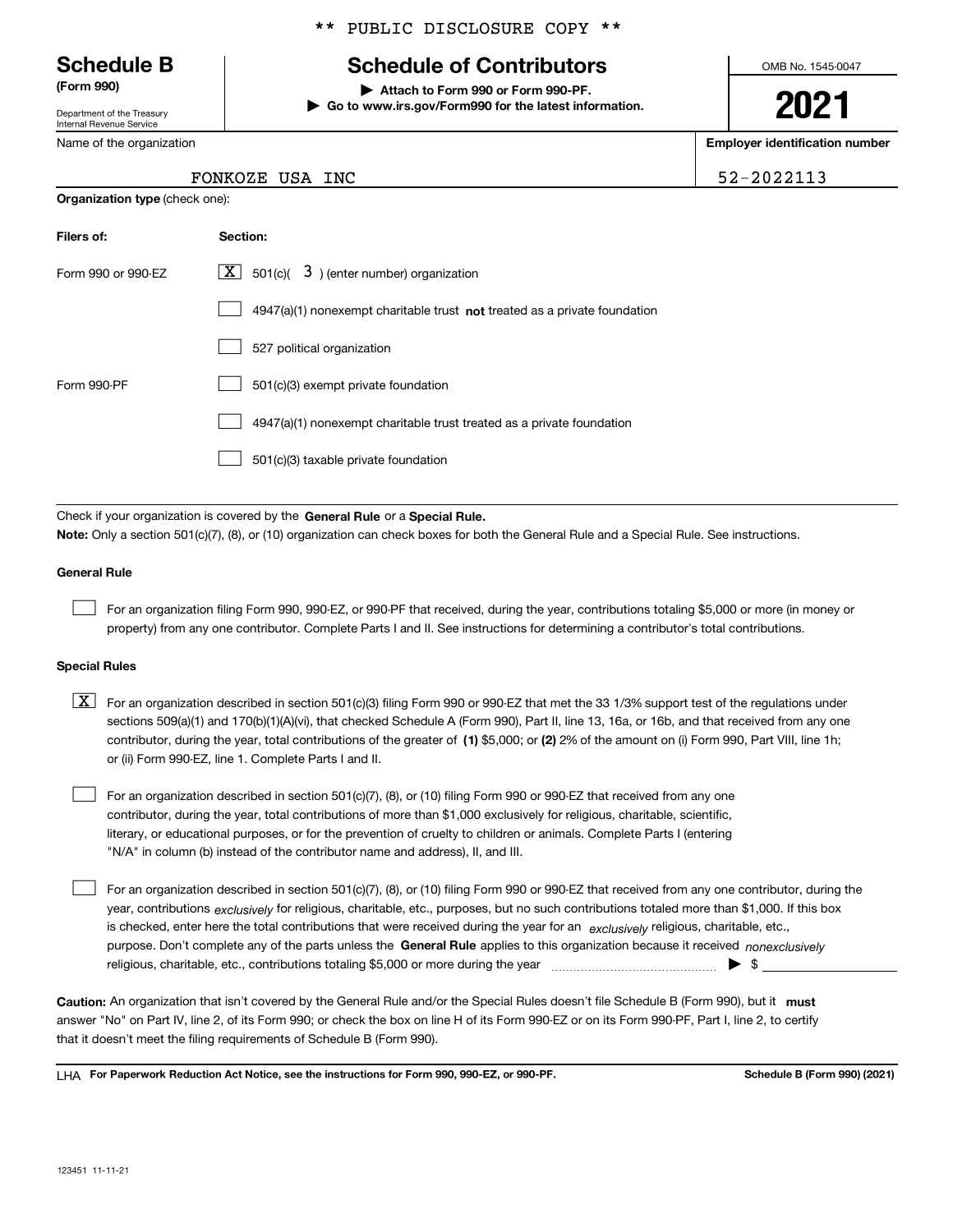** PUBLIC DISCLOSURE COPY **

# Schedule B
**(Form 990)**

Department of the Treasury
Internal Revenue Service

## Schedule of Contributors

▶ **Attach to Form 990 or Form 990-PF.**
▶ **Go to www.irs.gov/Form990 for the latest information.**

OMB No. 1545-0047

**2021**

| Name of the organization | Employer identification number |
|---|---|
| FONKOZE USA INC | 52-2022113 |

**Organization type** (check one):

| Filers of: | Section: |
|---|---|
| Form 990 or 990-EZ | [X] 501(c)( 3 ) (enter number) organization |
| | [ ] 4947(a)(1) nonexempt charitable trust **not** treated as a private foundation |
| | [ ] 527 political organization |
| Form 990-PF | [ ] 501(c)(3) exempt private foundation |
| | [ ] 4947(a)(1) nonexempt charitable trust treated as a private foundation |
| | [ ] 501(c)(3) taxable private foundation |

Check if your organization is covered by the **General Rule** or a **Special Rule.**

**Note:** Only a section 501(c)(7), (8), or (10) organization can check boxes for both the General Rule and a Special Rule. See instructions.

**General Rule**

[ ] For an organization filing Form 990, 990-EZ, or 990-PF that received, during the year, contributions totaling $5,000 or more (in money or property) from any one contributor. Complete Parts I and II. See instructions for determining a contributor's total contributions.

**Special Rules**

[X] For an organization described in section 501(c)(3) filing Form 990 or 990-EZ that met the 33 1/3% support test of the regulations under sections 509(a)(1) and 170(b)(1)(A)(vi), that checked Schedule A (Form 990), Part II, line 13, 16a, or 16b, and that received from any one contributor, during the year, total contributions of the greater of **(1)** $5,000; or **(2)** 2% of the amount on (i) Form 990, Part VIII, line 1h; or (ii) Form 990-EZ, line 1. Complete Parts I and II.

[ ] For an organization described in section 501(c)(7), (8), or (10) filing Form 990 or 990-EZ that received from any one contributor, during the year, total contributions of more than $1,000 exclusively for religious, charitable, scientific, literary, or educational purposes, or for the prevention of cruelty to children or animals. Complete Parts I (entering "N/A" in column (b) instead of the contributor name and address), II, and III.

[ ] For an organization described in section 501(c)(7), (8), or (10) filing Form 990 or 990-EZ that received from any one contributor, during the year, contributions *exclusively* for religious, charitable, etc., purposes, but no such contributions totaled more than $1,000. If this box is checked, enter here the total contributions that were received during the year for an *exclusively* religious, charitable, etc., purpose. Don't complete any of the parts unless the **General Rule** applies to this organization because it received *nonexclusively* religious, charitable, etc., contributions totaling $5,000 or more during the year ▶ $

**Caution:** An organization that isn't covered by the General Rule and/or the Special Rules doesn't file Schedule B (Form 990), but it **must** answer "No" on Part IV, line 2, of its Form 990; or check the box on line H of its Form 990-EZ or on its Form 990-PF, Part I, line 2, to certify that it doesn't meet the filing requirements of Schedule B (Form 990).

LHA **For Paperwork Reduction Act Notice, see the instructions for Form 990, 990-EZ, or 990-PF.** **Schedule B (Form 990) (2021)**

123451 11-11-21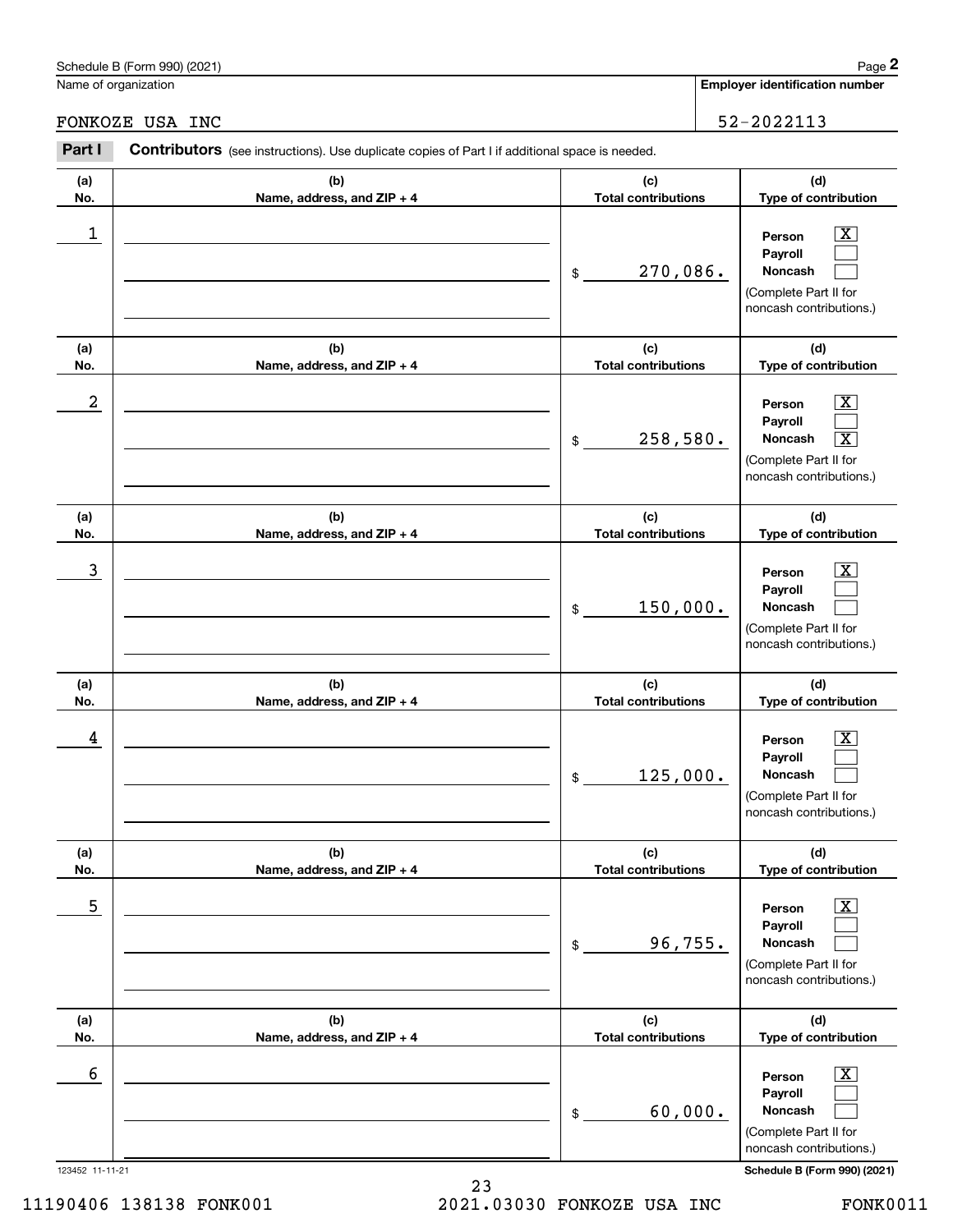Schedule B (Form 990) (2021) Page **2**

Name of organization: FONKOZE USA INC

**Employer identification number**: 52-2022113

**Part I** **Contributors** (see instructions). Use duplicate copies of Part I if additional space is needed.

| (a) No. | (b) Name, address, and ZIP + 4 | (c) Total contributions | (d) Type of contribution |
|---|---|---|---|
| 1 | | $ 270,086. | Person [X] Payroll [ ] Noncash [ ] (Complete Part II for noncash contributions.) |
| 2 | | $ 258,580. | Person [X] Payroll [ ] Noncash [X] (Complete Part II for noncash contributions.) |
| 3 | | $ 150,000. | Person [X] Payroll [ ] Noncash [ ] (Complete Part II for noncash contributions.) |
| 4 | | $ 125,000. | Person [X] Payroll [ ] Noncash [ ] (Complete Part II for noncash contributions.) |
| 5 | | $ 96,755. | Person [X] Payroll [ ] Noncash [ ] (Complete Part II for noncash contributions.) |
| 6 | | $ 60,000. | Person [X] Payroll [ ] Noncash [ ] (Complete Part II for noncash contributions.) |

123452 11-11-21 **Schedule B (Form 990) (2021)**

11190406 138138 FONK001 2021.03030 FONKOZE USA INC FONK0011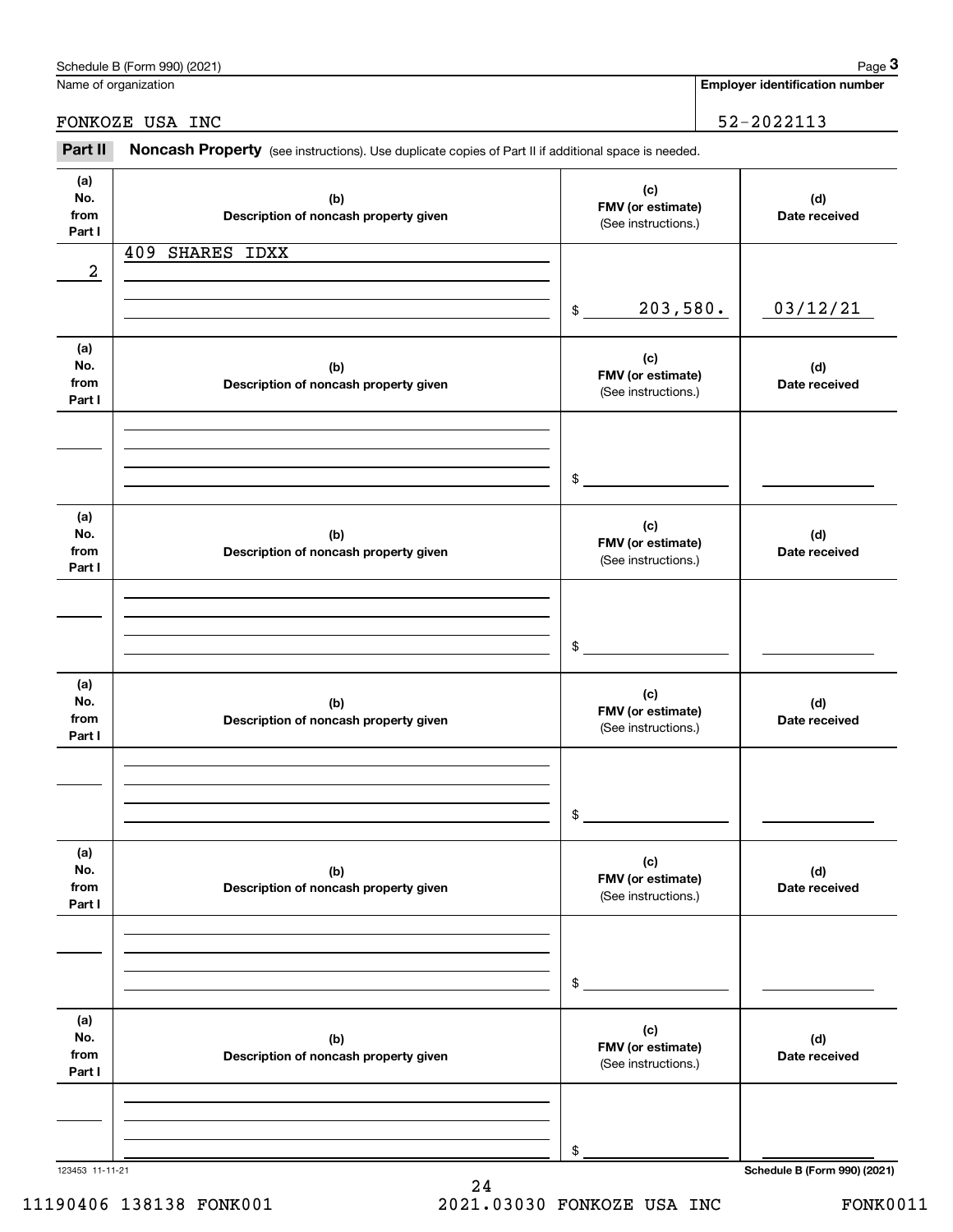Name of organization

FONKOZE USA INC

**Employer identification number**

52-2022113

**Part II** **Noncash Property** (see instructions). Use duplicate copies of Part II if additional space is needed.

| (a) No. from Part I | (b) Description of noncash property given | (c) FMV (or estimate) (See instructions.) | (d) Date received |
|---|---|---|---|
| 2 | 409 SHARES IDXX | $ 203,580. | 03/12/21 |
| | | $ | |
| | | $ | |
| | | $ | |
| | | $ | |
| | | $ | |

123453 11-11-21

**Schedule B (Form 990) (2021)**

11190406 138138 FONK001 2021.03030 FONKOZE USA INC FONK0011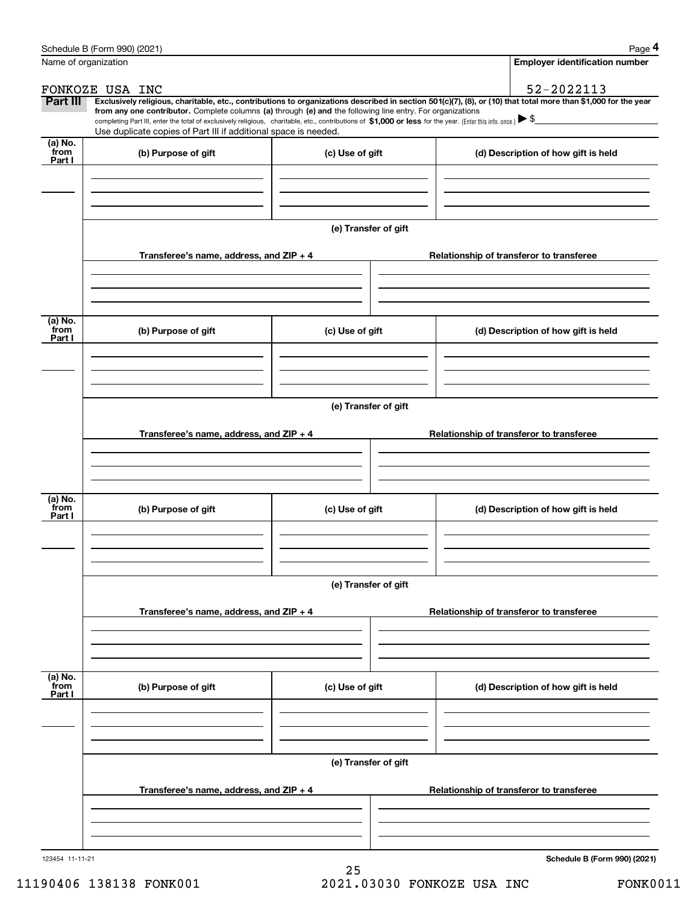Name of organization

FONKOZE USA INC

**Employer identification number**

52-2022113

**Part III** **Exclusively religious, charitable, etc., contributions to organizations described in section 501(c)(7), (8), or (10) that total more than $1,000 for the year from any one contributor.** Complete columns **(a)** through **(e)** and the following line entry. For organizations completing Part III, enter the total of exclusively religious, charitable, etc., contributions of **$1,000 or less** for the year. (Enter this info. once.) ▶ $

Use duplicate copies of Part III if additional space is needed.

| (a) No. from Part I | (b) Purpose of gift | (c) Use of gift | (d) Description of how gift is held |
|---|---|---|---|
| | | | |

(e) Transfer of gift

| Transferee's name, address, and ZIP + 4 | Relationship of transferor to transferee |
|---|---|
| | |

| (a) No. from Part I | (b) Purpose of gift | (c) Use of gift | (d) Description of how gift is held |
|---|---|---|---|
| | | | |

(e) Transfer of gift

| Transferee's name, address, and ZIP + 4 | Relationship of transferor to transferee |
|---|---|
| | |

| (a) No. from Part I | (b) Purpose of gift | (c) Use of gift | (d) Description of how gift is held |
|---|---|---|---|
| | | | |

(e) Transfer of gift

| Transferee's name, address, and ZIP + 4 | Relationship of transferor to transferee |
|---|---|
| | |

| (a) No. from Part I | (b) Purpose of gift | (c) Use of gift | (d) Description of how gift is held |
|---|---|---|---|
| | | | |

(e) Transfer of gift

| Transferee's name, address, and ZIP + 4 | Relationship of transferor to transferee |
|---|---|
| | |

123454 11-11-21

**Schedule B (Form 990) (2021)**

11190406 138138 FONK001 2021.03030 FONKOZE USA INC FONK0011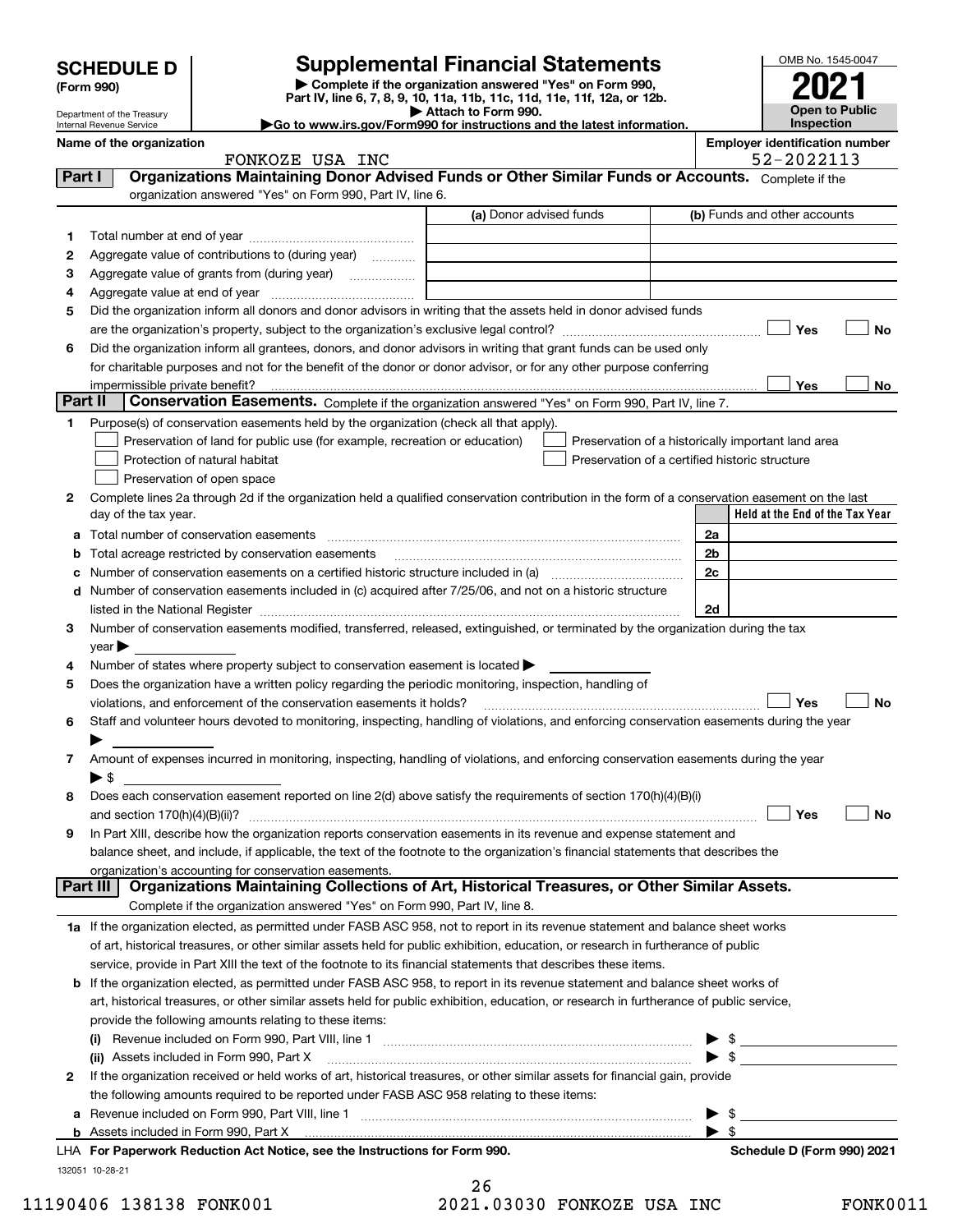**SCHEDULE D**
**(Form 990)**

Department of the Treasury
Internal Revenue Service

# Supplemental Financial Statements

▶ Complete if the organization answered "Yes" on Form 990, Part IV, line 6, 7, 8, 9, 10, 11a, 11b, 11c, 11d, 11e, 11f, 12a, or 12b.
▶ Attach to Form 990.
▶Go to www.irs.gov/Form990 for instructions and the latest information.

OMB No. 1545-0047
**2021**
**Open to Public Inspection**

**Name of the organization:** FONKOZE USA INC
**Employer identification number:** 52-2022113

## Part I — Organizations Maintaining Donor Advised Funds or Other Similar Funds or Accounts.
Complete if the organization answered "Yes" on Form 990, Part IV, line 6.

| | | (a) Donor advised funds | (b) Funds and other accounts |
|---|---|---|---|
| 1 | Total number at end of year | | |
| 2 | Aggregate value of contributions to (during year) | | |
| 3 | Aggregate value of grants from (during year) | | |
| 4 | Aggregate value at end of year | | |

5. Did the organization inform all donors and donor advisors in writing that the assets held in donor advised funds are the organization's property, subject to the organization's exclusive legal control? ☐ Yes ☐ No
6. Did the organization inform all grantees, donors, and donor advisors in writing that grant funds can be used only for charitable purposes and not for the benefit of the donor or donor advisor, or for any other purpose conferring impermissible private benefit? ☐ Yes ☐ No

## Part II — Conservation Easements.
Complete if the organization answered "Yes" on Form 990, Part IV, line 7.

1. Purpose(s) of conservation easements held by the organization (check all that apply).
   - ☐ Preservation of land for public use (for example, recreation or education)
   - ☐ Protection of natural habitat
   - ☐ Preservation of open space
   - ☐ Preservation of a historically important land area
   - ☐ Preservation of a certified historic structure
2. Complete lines 2a through 2d if the organization held a qualified conservation contribution in the form of a conservation easement on the last day of the tax year.

| | | | Held at the End of the Tax Year |
|---|---|---|---|
| a | Total number of conservation easements | 2a | |
| b | Total acreage restricted by conservation easements | 2b | |
| c | Number of conservation easements on a certified historic structure included in (a) | 2c | |
| d | Number of conservation easements included in (c) acquired after 7/25/06, and not on a historic structure listed in the National Register | 2d | |

3. Number of conservation easements modified, transferred, released, extinguished, or terminated by the organization during the tax year ▶
4. Number of states where property subject to conservation easement is located ▶
5. Does the organization have a written policy regarding the periodic monitoring, inspection, handling of violations, and enforcement of the conservation easements it holds? ☐ Yes ☐ No
6. Staff and volunteer hours devoted to monitoring, inspecting, handling of violations, and enforcing conservation easements during the year ▶
7. Amount of expenses incurred in monitoring, inspecting, handling of violations, and enforcing conservation easements during the year ▶ $
8. Does each conservation easement reported on line 2(d) above satisfy the requirements of section 170(h)(4)(B)(i) and section 170(h)(4)(B)(ii)? ☐ Yes ☐ No
9. In Part XIII, describe how the organization reports conservation easements in its revenue and expense statement and balance sheet, and include, if applicable, the text of the footnote to the organization's financial statements that describes the organization's accounting for conservation easements.

## Part III — Organizations Maintaining Collections of Art, Historical Treasures, or Other Similar Assets.
Complete if the organization answered "Yes" on Form 990, Part IV, line 8.

**1a** If the organization elected, as permitted under FASB ASC 958, not to report in its revenue statement and balance sheet works of art, historical treasures, or other similar assets held for public exhibition, education, or research in furtherance of public service, provide in Part XIII the text of the footnote to its financial statements that describes these items.

**b** If the organization elected, as permitted under FASB ASC 958, to report in its revenue statement and balance sheet works of art, historical treasures, or other similar assets held for public exhibition, education, or research in furtherance of public service, provide the following amounts relating to these items:

(i) Revenue included on Form 990, Part VIII, line 1 ▶ $
(ii) Assets included in Form 990, Part X ▶ $

**2** If the organization received or held works of art, historical treasures, or other similar assets for financial gain, provide the following amounts required to be reported under FASB ASC 958 relating to these items:

a Revenue included on Form 990, Part VIII, line 1 ▶ $
b Assets included in Form 990, Part X ▶ $

LHA **For Paperwork Reduction Act Notice, see the Instructions for Form 990.** **Schedule D (Form 990) 2021**

132051 10-28-21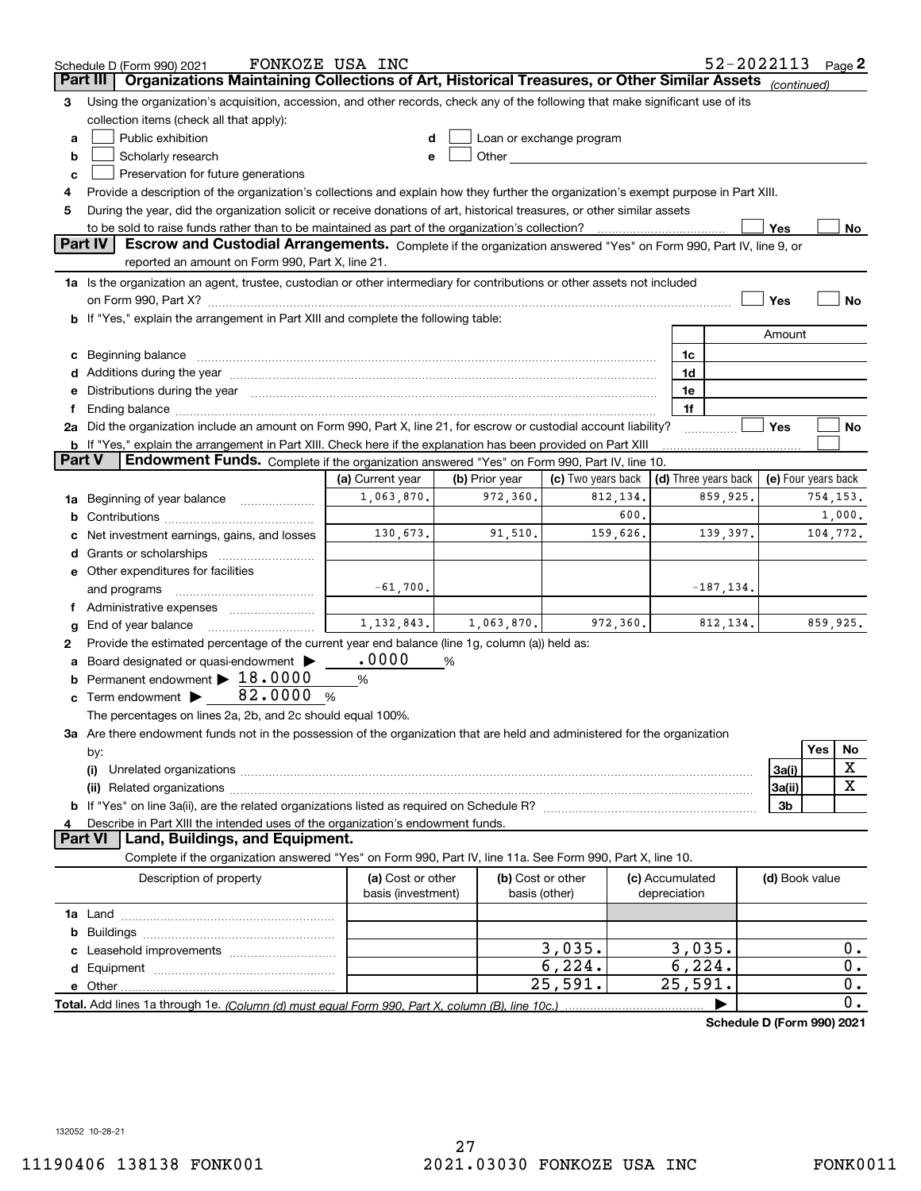Schedule D (Form 990) 2021 FONKOZE USA INC 52-2022113 Page 2

## Part III | Organizations Maintaining Collections of Art, Historical Treasures, or Other Similar Assets *(continued)*

3 Using the organization's acquisition, accession, and other records, check any of the following that make significant use of its collection items (check all that apply):

a ☐ Public exhibition
b ☐ Scholarly research
c ☐ Preservation for future generations
d ☐ Loan or exchange program
e ☐ Other

4 Provide a description of the organization's collections and explain how they further the organization's exempt purpose in Part XIII.

5 During the year, did the organization solicit or receive donations of art, historical treasures, or other similar assets to be sold to raise funds rather than to be maintained as part of the organization's collection? ☐ Yes ☐ No

## Part IV | Escrow and Custodial Arrangements.

Complete if the organization answered "Yes" on Form 990, Part IV, line 9, or reported an amount on Form 990, Part X, line 21.

1a Is the organization an agent, trustee, custodian or other intermediary for contributions or other assets not included on Form 990, Part X? ☐ Yes ☐ No

b If "Yes," explain the arrangement in Part XIII and complete the following table:

| | | Amount |
|---|---|---|
| c Beginning balance | 1c | |
| d Additions during the year | 1d | |
| e Distributions during the year | 1e | |
| f Ending balance | 1f | |

2a Did the organization include an amount on Form 990, Part X, line 21, for escrow or custodial account liability? ☐ Yes ☐ No

b If "Yes," explain the arrangement in Part XIII. Check here if the explanation has been provided on Part XIII ☐

## Part V | Endowment Funds.

Complete if the organization answered "Yes" on Form 990, Part IV, line 10.

| | (a) Current year | (b) Prior year | (c) Two years back | (d) Three years back | (e) Four years back |
|---|---|---|---|---|---|
| 1a Beginning of year balance | 1,063,870. | 972,360. | 812,134. | 859,925. | 754,153. |
| b Contributions | | | 600. | | 1,000. |
| c Net investment earnings, gains, and losses | 130,673. | 91,510. | 159,626. | 139,397. | 104,772. |
| d Grants or scholarships | | | | | |
| e Other expenditures for facilities and programs | -61,700. | | | -187,134. | |
| f Administrative expenses | | | | | |
| g End of year balance | 1,132,843. | 1,063,870. | 972,360. | 812,134. | 859,925. |

2 Provide the estimated percentage of the current year end balance (line 1g, column (a)) held as:

a Board designated or quasi-endowment ▶ .0000 %

b Permanent endowment ▶ 18.0000 %

c Term endowment ▶ 82.0000 %

The percentages on lines 2a, 2b, and 2c should equal 100%.

3a Are there endowment funds not in the possession of the organization that are held and administered for the organization by:

| | | Yes | No |
|---|---|---|---|
| (i) Unrelated organizations | 3a(i) | | X |
| (ii) Related organizations | 3a(ii) | | X |
| b If "Yes" on line 3a(ii), are the related organizations listed as required on Schedule R? | 3b | | |

4 Describe in Part XIII the intended uses of the organization's endowment funds.

## Part VI | Land, Buildings, and Equipment.

Complete if the organization answered "Yes" on Form 990, Part IV, line 11a. See Form 990, Part X, line 10.

| Description of property | (a) Cost or other basis (investment) | (b) Cost or other basis (other) | (c) Accumulated depreciation | (d) Book value |
|---|---|---|---|---|
| 1a Land | | | | |
| b Buildings | | | | |
| c Leasehold improvements | | 3,035. | 3,035. | 0. |
| d Equipment | | 6,224. | 6,224. | 0. |
| e Other | | 25,591. | 25,591. | 0. |
| **Total.** Add lines 1a through 1e. *(Column (d) must equal Form 990, Part X, column (B), line 10c.)* | | | ▶ | 0. |

**Schedule D (Form 990) 2021**

132052 10-28-21

11190406 138138 FONK001 2021.03030 FONKOZE USA INC FONK0011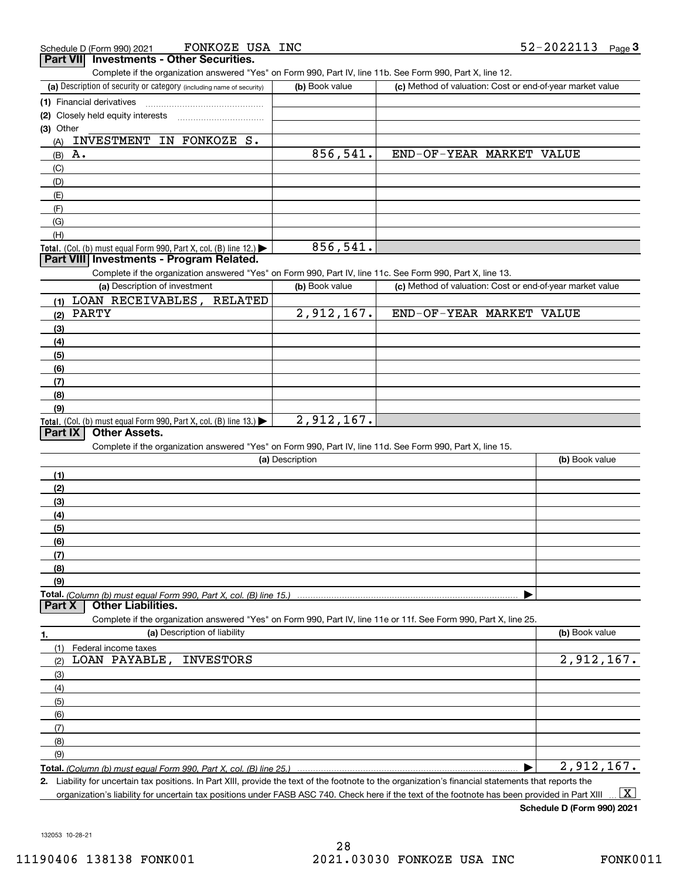Schedule D (Form 990) 2021 FONKOZE USA INC 52-2022113

## Part VII Investments - Other Securities.

Complete if the organization answered "Yes" on Form 990, Part IV, line 11b. See Form 990, Part X, line 12.

| (a) Description of security or category (including name of security) | (b) Book value | (c) Method of valuation: Cost or end-of-year market value |
|---|---|---|
| (1) Financial derivatives | | |
| (2) Closely held equity interests | | |
| (3) Other | | |
| (A) INVESTMENT IN FONKOZE S. | | |
| (B) A. | 856,541. | END-OF-YEAR MARKET VALUE |
| (C) | | |
| (D) | | |
| (E) | | |
| (F) | | |
| (G) | | |
| (H) | | |
| **Total.** (Col. (b) must equal Form 990, Part X, col. (B) line 12.) | 856,541. | |

## Part VIII Investments - Program Related.

Complete if the organization answered "Yes" on Form 990, Part IV, line 11c. See Form 990, Part X, line 13.

| (a) Description of investment | (b) Book value | (c) Method of valuation: Cost or end-of-year market value |
|---|---|---|
| (1) LOAN RECEIVABLES, RELATED | | |
| (2) PARTY | 2,912,167. | END-OF-YEAR MARKET VALUE |
| (3) | | |
| (4) | | |
| (5) | | |
| (6) | | |
| (7) | | |
| (8) | | |
| (9) | | |
| **Total.** (Col. (b) must equal Form 990, Part X, col. (B) line 13.) | 2,912,167. | |

## Part IX Other Assets.

Complete if the organization answered "Yes" on Form 990, Part IV, line 11d. See Form 990, Part X, line 15.

| (a) Description | (b) Book value |
|---|---|
| (1) | |
| (2) | |
| (3) | |
| (4) | |
| (5) | |
| (6) | |
| (7) | |
| (8) | |
| (9) | |
| **Total.** *(Column (b) must equal Form 990, Part X, col. (B) line 15.)* | |

## Part X Other Liabilities.

Complete if the organization answered "Yes" on Form 990, Part IV, line 11e or 11f. See Form 990, Part X, line 25.

| 1. (a) Description of liability | (b) Book value |
|---|---|
| (1) Federal income taxes | |
| (2) LOAN PAYABLE, INVESTORS | 2,912,167. |
| (3) | |
| (4) | |
| (5) | |
| (6) | |
| (7) | |
| (8) | |
| (9) | |
| **Total.** *(Column (b) must equal Form 990, Part X, col. (B) line 25.)* | 2,912,167. |

2. Liability for uncertain tax positions. In Part XIII, provide the text of the footnote to the organization's financial statements that reports the organization's liability for uncertain tax positions under FASB ASC 740. Check here if the text of the footnote has been provided in Part XIII [X]

**Schedule D (Form 990) 2021**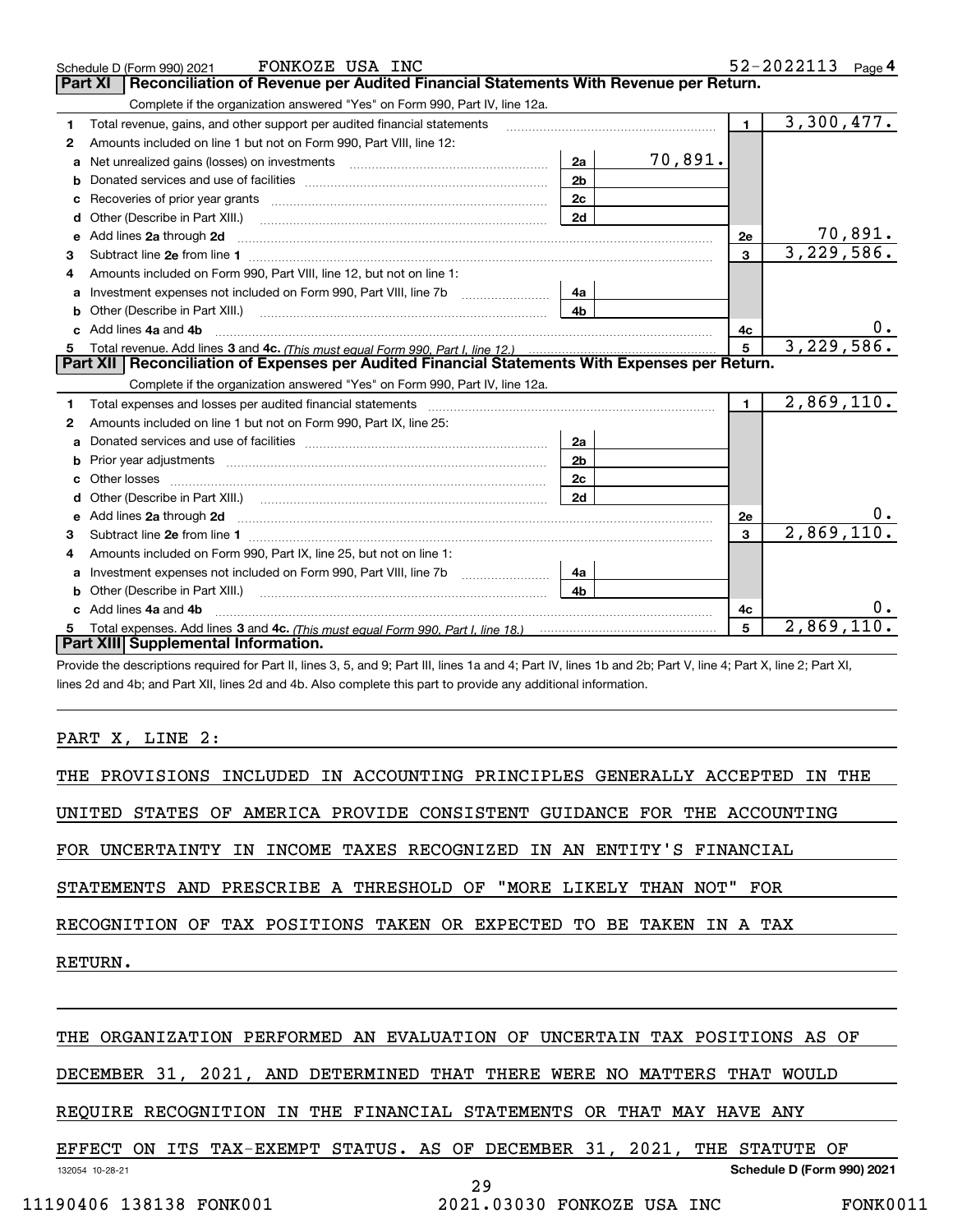Schedule D (Form 990) 2021 FONKOZE USA INC 52-2022113 Page 4

## Part XI Reconciliation of Revenue per Audited Financial Statements With Revenue per Return.

Complete if the organization answered "Yes" on Form 990, Part IV, line 12a.

| | | | | | |
|---|---|---|---|---|---|
| 1 | Total revenue, gains, and other support per audited financial statements | | | 1 | 3,300,477. |
| 2 | Amounts included on line 1 but not on Form 990, Part VIII, line 12: | | | | |
| a | Net unrealized gains (losses) on investments | 2a | 70,891. | | |
| b | Donated services and use of facilities | 2b | | | |
| c | Recoveries of prior year grants | 2c | | | |
| d | Other (Describe in Part XIII.) | 2d | | | |
| e | Add lines 2a through 2d | | | 2e | 70,891. |
| 3 | Subtract line 2e from line 1 | | | 3 | 3,229,586. |
| 4 | Amounts included on Form 990, Part VIII, line 12, but not on line 1: | | | | |
| a | Investment expenses not included on Form 990, Part VIII, line 7b | 4a | | | |
| b | Other (Describe in Part XIII.) | 4b | | | |
| c | Add lines 4a and 4b | | | 4c | 0. |
| 5 | Total revenue. Add lines 3 and 4c. *(This must equal Form 990, Part I, line 12.)* | | | 5 | 3,229,586. |

## Part XII Reconciliation of Expenses per Audited Financial Statements With Expenses per Return.

Complete if the organization answered "Yes" on Form 990, Part IV, line 12a.

| | | | | | |
|---|---|---|---|---|---|
| 1 | Total expenses and losses per audited financial statements | | | 1 | 2,869,110. |
| 2 | Amounts included on line 1 but not on Form 990, Part IX, line 25: | | | | |
| a | Donated services and use of facilities | 2a | | | |
| b | Prior year adjustments | 2b | | | |
| c | Other losses | 2c | | | |
| d | Other (Describe in Part XIII.) | 2d | | | |
| e | Add lines 2a through 2d | | | 2e | 0. |
| 3 | Subtract line 2e from line 1 | | | 3 | 2,869,110. |
| 4 | Amounts included on Form 990, Part IX, line 25, but not on line 1: | | | | |
| a | Investment expenses not included on Form 990, Part VIII, line 7b | 4a | | | |
| b | Other (Describe in Part XIII.) | 4b | | | |
| c | Add lines 4a and 4b | | | 4c | 0. |
| 5 | Total expenses. Add lines 3 and 4c. *(This must equal Form 990, Part I, line 18.)* | | | 5 | 2,869,110. |

## Part XIII Supplemental Information.

Provide the descriptions required for Part II, lines 3, 5, and 9; Part III, lines 1a and 4; Part IV, lines 1b and 2b; Part V, line 4; Part X, line 2; Part XI, lines 2d and 4b; and Part XII, lines 2d and 4b. Also complete this part to provide any additional information.

PART X, LINE 2:

THE PROVISIONS INCLUDED IN ACCOUNTING PRINCIPLES GENERALLY ACCEPTED IN THE UNITED STATES OF AMERICA PROVIDE CONSISTENT GUIDANCE FOR THE ACCOUNTING FOR UNCERTAINTY IN INCOME TAXES RECOGNIZED IN AN ENTITY'S FINANCIAL STATEMENTS AND PRESCRIBE A THRESHOLD OF "MORE LIKELY THAN NOT" FOR RECOGNITION OF TAX POSITIONS TAKEN OR EXPECTED TO BE TAKEN IN A TAX RETURN.

THE ORGANIZATION PERFORMED AN EVALUATION OF UNCERTAIN TAX POSITIONS AS OF DECEMBER 31, 2021, AND DETERMINED THAT THERE WERE NO MATTERS THAT WOULD REQUIRE RECOGNITION IN THE FINANCIAL STATEMENTS OR THAT MAY HAVE ANY EFFECT ON ITS TAX-EXEMPT STATUS. AS OF DECEMBER 31, 2021, THE STATUTE OF

132054 10-28-21 Schedule D (Form 990) 2021

11190406 138138 FONK001 2021.03030 FONKOZE USA INC FONK0011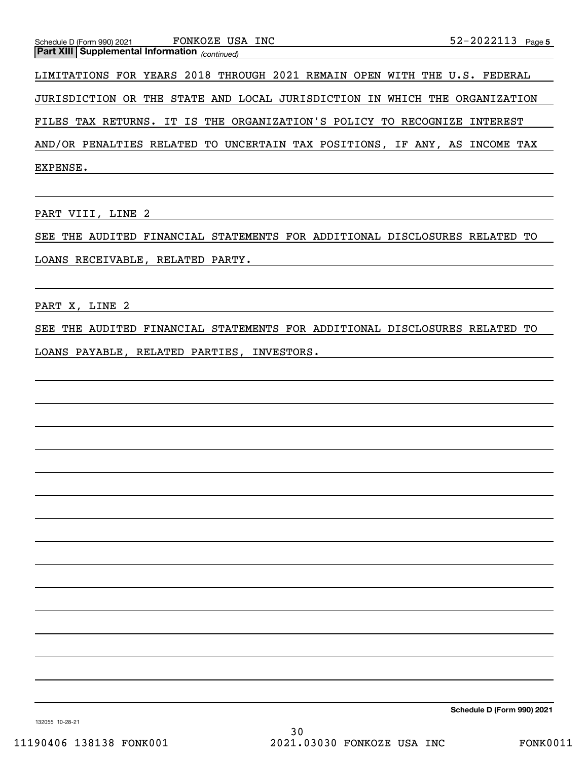## Part XIII Supplemental Information *(continued)*

LIMITATIONS FOR YEARS 2018 THROUGH 2021 REMAIN OPEN WITH THE U.S. FEDERAL JURISDICTION OR THE STATE AND LOCAL JURISDICTION IN WHICH THE ORGANIZATION FILES TAX RETURNS. IT IS THE ORGANIZATION'S POLICY TO RECOGNIZE INTEREST AND/OR PENALTIES RELATED TO UNCERTAIN TAX POSITIONS, IF ANY, AS INCOME TAX EXPENSE.

PART VIII, LINE 2

SEE THE AUDITED FINANCIAL STATEMENTS FOR ADDITIONAL DISCLOSURES RELATED TO LOANS RECEIVABLE, RELATED PARTY.

PART X, LINE 2

SEE THE AUDITED FINANCIAL STATEMENTS FOR ADDITIONAL DISCLOSURES RELATED TO LOANS PAYABLE, RELATED PARTIES, INVESTORS.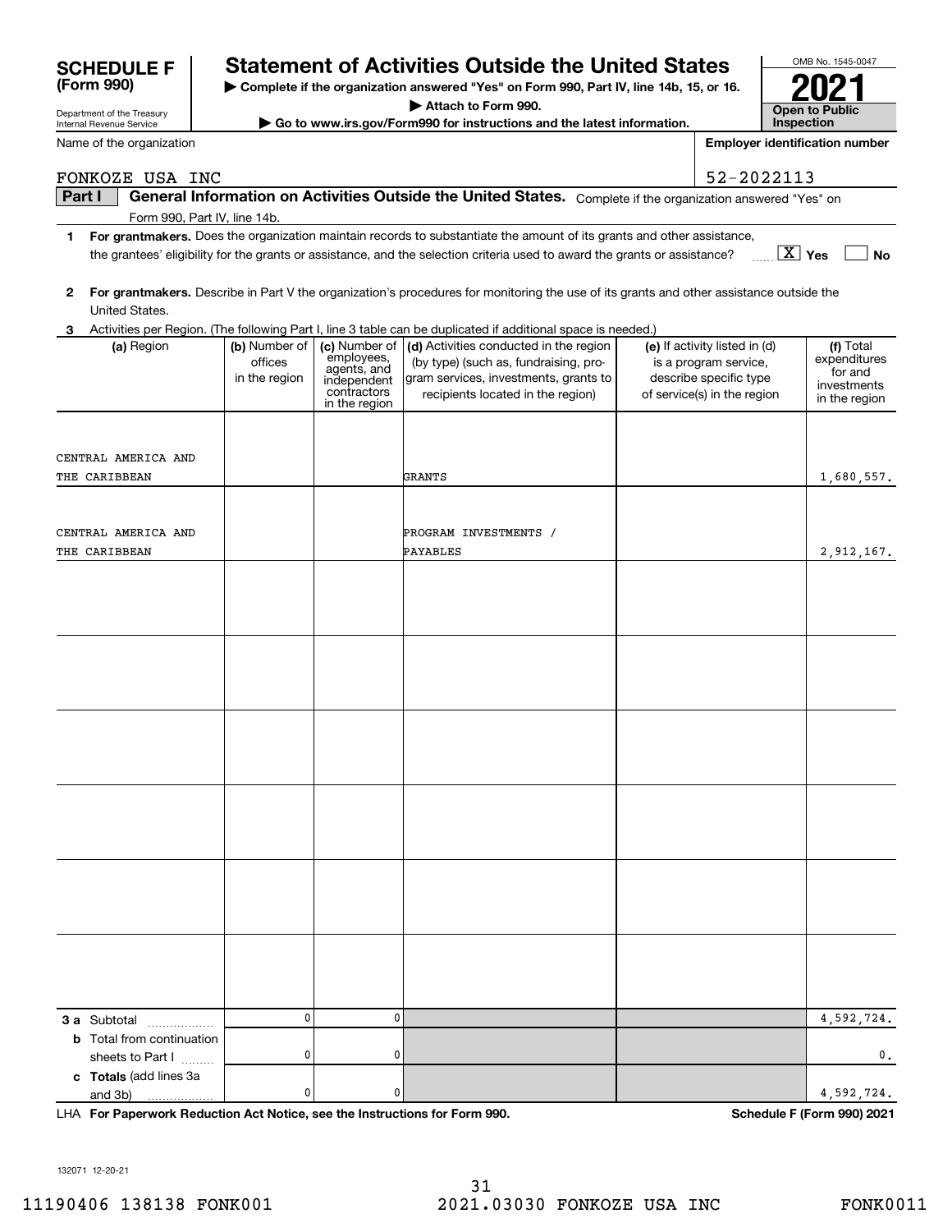# SCHEDULE F (Form 990)

Department of the Treasury
Internal Revenue Service

## Statement of Activities Outside the United States

▶ Complete if the organization answered "Yes" on Form 990, Part IV, line 14b, 15, or 16.

▶ Attach to Form 990.

▶ Go to www.irs.gov/Form990 for instructions and the latest information.

OMB No. 1545-0047

**2021**

**Open to Public Inspection**

Name of the organization: FONKOZE USA INC

Employer identification number: 52-2022113

**Part I — General Information on Activities Outside the United States.** Complete if the organization answered "Yes" on Form 990, Part IV, line 14b.

1 **For grantmakers.** Does the organization maintain records to substantiate the amount of its grants and other assistance, the grantees' eligibility for the grants or assistance, and the selection criteria used to award the grants or assistance? [X] Yes [ ] No

2 **For grantmakers.** Describe in Part V the organization's procedures for monitoring the use of its grants and other assistance outside the United States.

3 Activities per Region. (The following Part I, line 3 table can be duplicated if additional space is needed.)

| (a) Region | (b) Number of offices in the region | (c) Number of employees, agents, and independent contractors in the region | (d) Activities conducted in the region (by type) (such as, fundraising, program services, investments, grants to recipients located in the region) | (e) If activity listed in (d) is a program service, describe specific type of service(s) in the region | (f) Total expenditures for and investments in the region |
|---|---|---|---|---|---|
| CENTRAL AMERICA AND THE CARIBBEAN | | | GRANTS | | 1,680,557. |
| CENTRAL AMERICA AND THE CARIBBEAN | | | PROGRAM INVESTMENTS / PAYABLES | | 2,912,167. |
| | | | | | |
| | | | | | |
| | | | | | |
| | | | | | |
| | | | | | |
| | | | | | |
| **3 a** Subtotal | 0 | 0 | | | 4,592,724. |
| **b** Total from continuation sheets to Part I | 0 | 0 | | | 0. |
| **c Totals** (add lines 3a and 3b) | 0 | 0 | | | 4,592,724. |

LHA **For Paperwork Reduction Act Notice, see the Instructions for Form 990.** **Schedule F (Form 990) 2021**

132071 12-20-21

11190406 138138 FONK001 2021.03030 FONKOZE USA INC FONK0011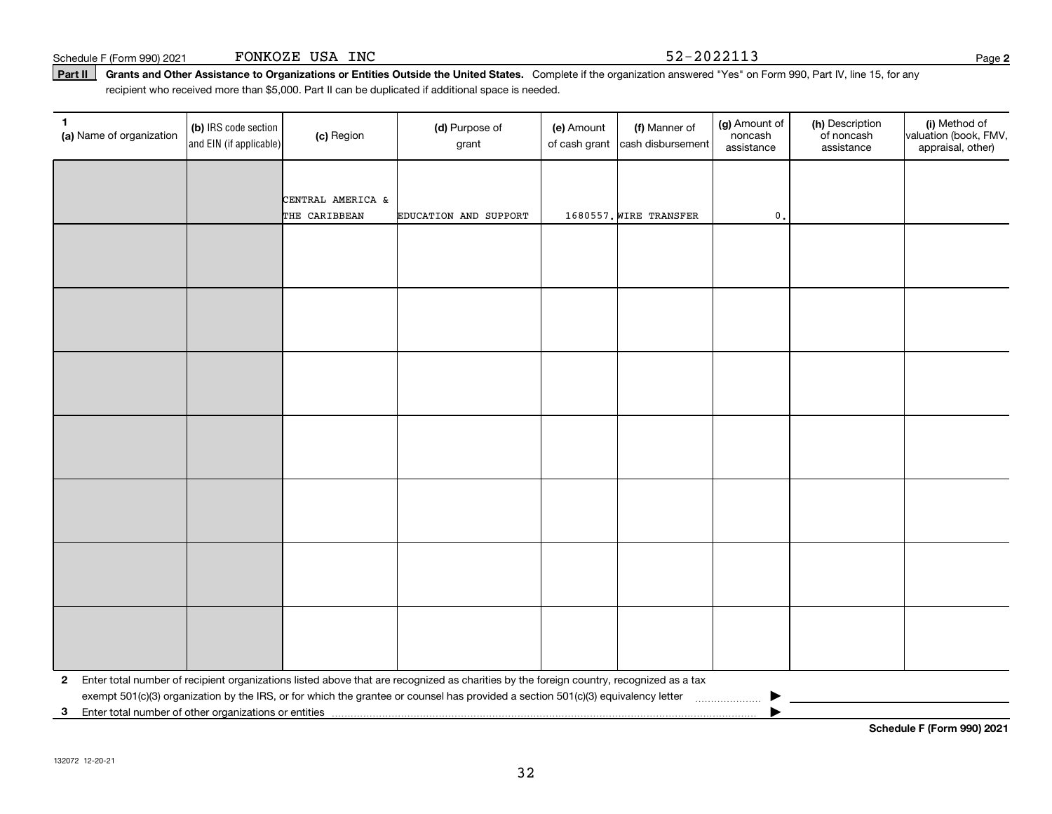Schedule F (Form 990) 2021 FONKOZE USA INC 52-2022113 Page **2**

**Part II** **Grants and Other Assistance to Organizations or Entities Outside the United States.** Complete if the organization answered "Yes" on Form 990, Part IV, line 15, for any recipient who received more than $5,000. Part II can be duplicated if additional space is needed.

| 1 (a) Name of organization | (b) IRS code section and EIN (if applicable) | (c) Region | (d) Purpose of grant | (e) Amount of cash grant | (f) Manner of cash disbursement | (g) Amount of noncash assistance | (h) Description of noncash assistance | (i) Method of valuation (book, FMV, appraisal, other) |
|---|---|---|---|---|---|---|---|---|
| | | CENTRAL AMERICA & THE CARIBBEAN | EDUCATION AND SUPPORT | 1680557. | WIRE TRANSFER | 0. | | |
| | | | | | | | | |
| | | | | | | | | |
| | | | | | | | | |
| | | | | | | | | |
| | | | | | | | | |
| | | | | | | | | |
| | | | | | | | | |

**2** Enter total number of recipient organizations listed above that are recognized as charities by the foreign country, recognized as a tax exempt 501(c)(3) organization by the IRS, or for which the grantee or counsel has provided a section 501(c)(3) equivalency letter ▶

**3** Enter total number of other organizations or entities ▶

**Schedule F (Form 990) 2021**

132072 12-20-21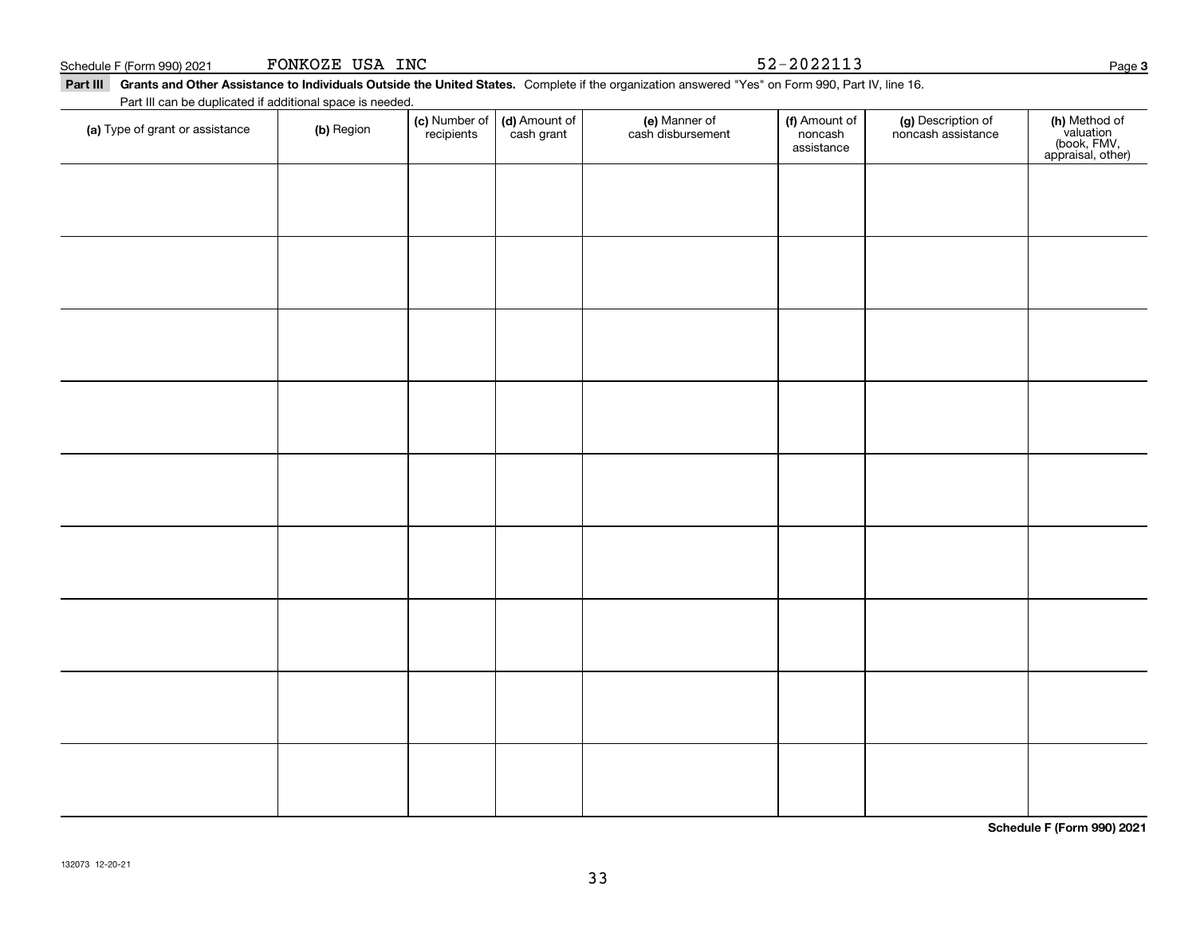Schedule F (Form 990) 2021 FONKOZE USA INC 52-2022113

**Part III** **Grants and Other Assistance to Individuals Outside the United States.** Complete if the organization answered "Yes" on Form 990, Part IV, line 16.

Part III can be duplicated if additional space is needed.

| (a) Type of grant or assistance | (b) Region | (c) Number of recipients | (d) Amount of cash grant | (e) Manner of cash disbursement | (f) Amount of noncash assistance | (g) Description of noncash assistance | (h) Method of valuation (book, FMV, appraisal, other) |
|---|---|---|---|---|---|---|---|
| | | | | | | | |
| | | | | | | | |
| | | | | | | | |
| | | | | | | | |
| | | | | | | | |
| | | | | | | | |
| | | | | | | | |
| | | | | | | | |
| | | | | | | | |

**Schedule F (Form 990) 2021**

132073 12-20-21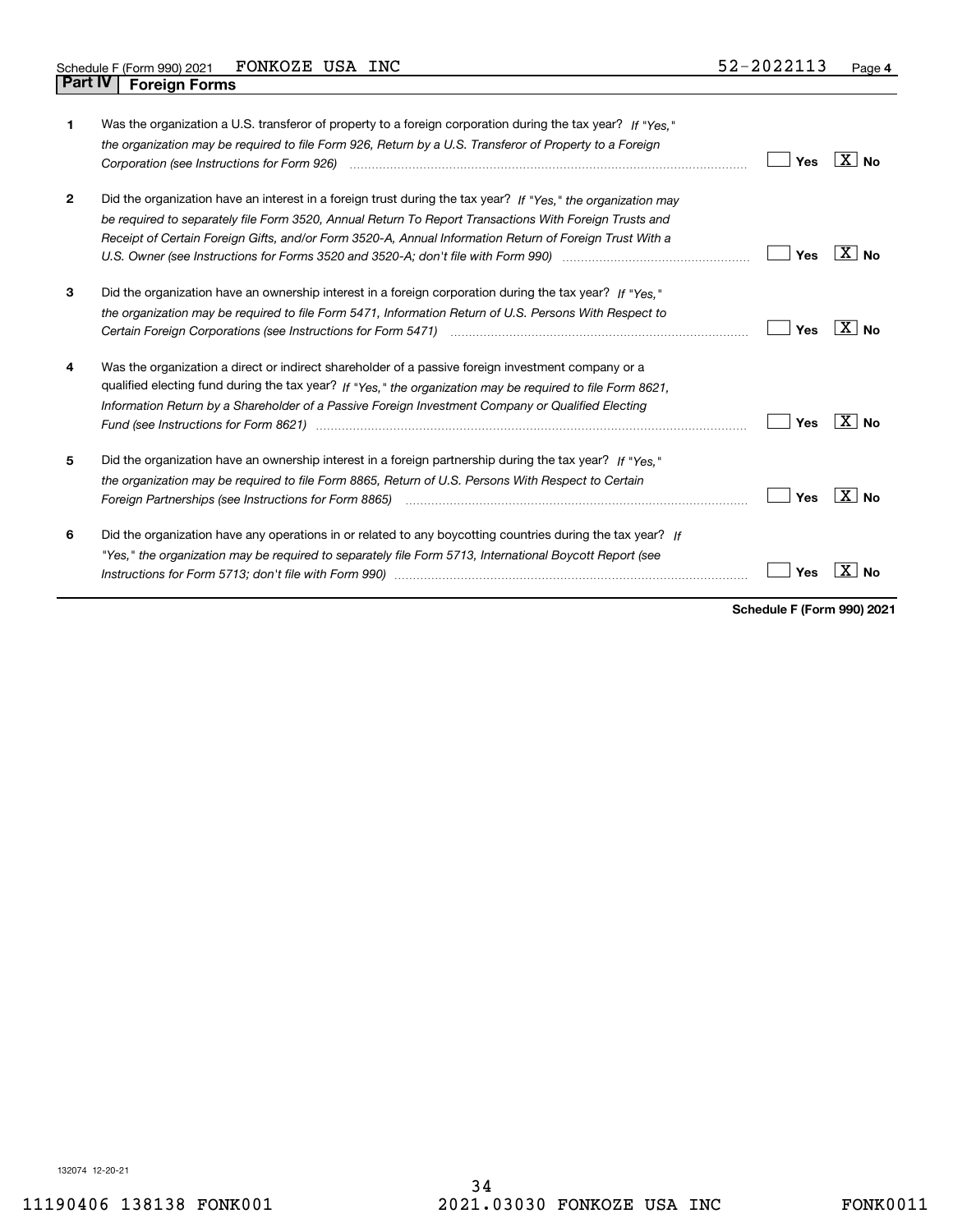Schedule F (Form 990) 2021 FONKOZE USA INC 52-2022113

## Part IV Foreign Forms

| | | Yes | No |
|---|---|---|---|
| **1** | Was the organization a U.S. transferor of property to a foreign corporation during the tax year? *If "Yes," the organization may be required to file Form 926, Return by a U.S. Transferor of Property to a Foreign Corporation (see Instructions for Form 926)* | | X |
| **2** | Did the organization have an interest in a foreign trust during the tax year? *If "Yes," the organization may be required to separately file Form 3520, Annual Return To Report Transactions With Foreign Trusts and Receipt of Certain Foreign Gifts, and/or Form 3520-A, Annual Information Return of Foreign Trust With a U.S. Owner (see Instructions for Forms 3520 and 3520-A; don't file with Form 990)* | | X |
| **3** | Did the organization have an ownership interest in a foreign corporation during the tax year? *If "Yes," the organization may be required to file Form 5471, Information Return of U.S. Persons With Respect to Certain Foreign Corporations (see Instructions for Form 5471)* | | X |
| **4** | Was the organization a direct or indirect shareholder of a passive foreign investment company or a qualified electing fund during the tax year? *If "Yes," the organization may be required to file Form 8621, Information Return by a Shareholder of a Passive Foreign Investment Company or Qualified Electing Fund (see Instructions for Form 8621)* | | X |
| **5** | Did the organization have an ownership interest in a foreign partnership during the tax year? *If "Yes," the organization may be required to file Form 8865, Return of U.S. Persons With Respect to Certain Foreign Partnerships (see Instructions for Form 8865)* | | X |
| **6** | Did the organization have any operations in or related to any boycotting countries during the tax year? *If "Yes," the organization may be required to separately file Form 5713, International Boycott Report (see Instructions for Form 5713; don't file with Form 990)* | | X |

**Schedule F (Form 990) 2021**

132074 12-20-21

11190406 138138 FONK001 2021.03030 FONKOZE USA INC FONK0011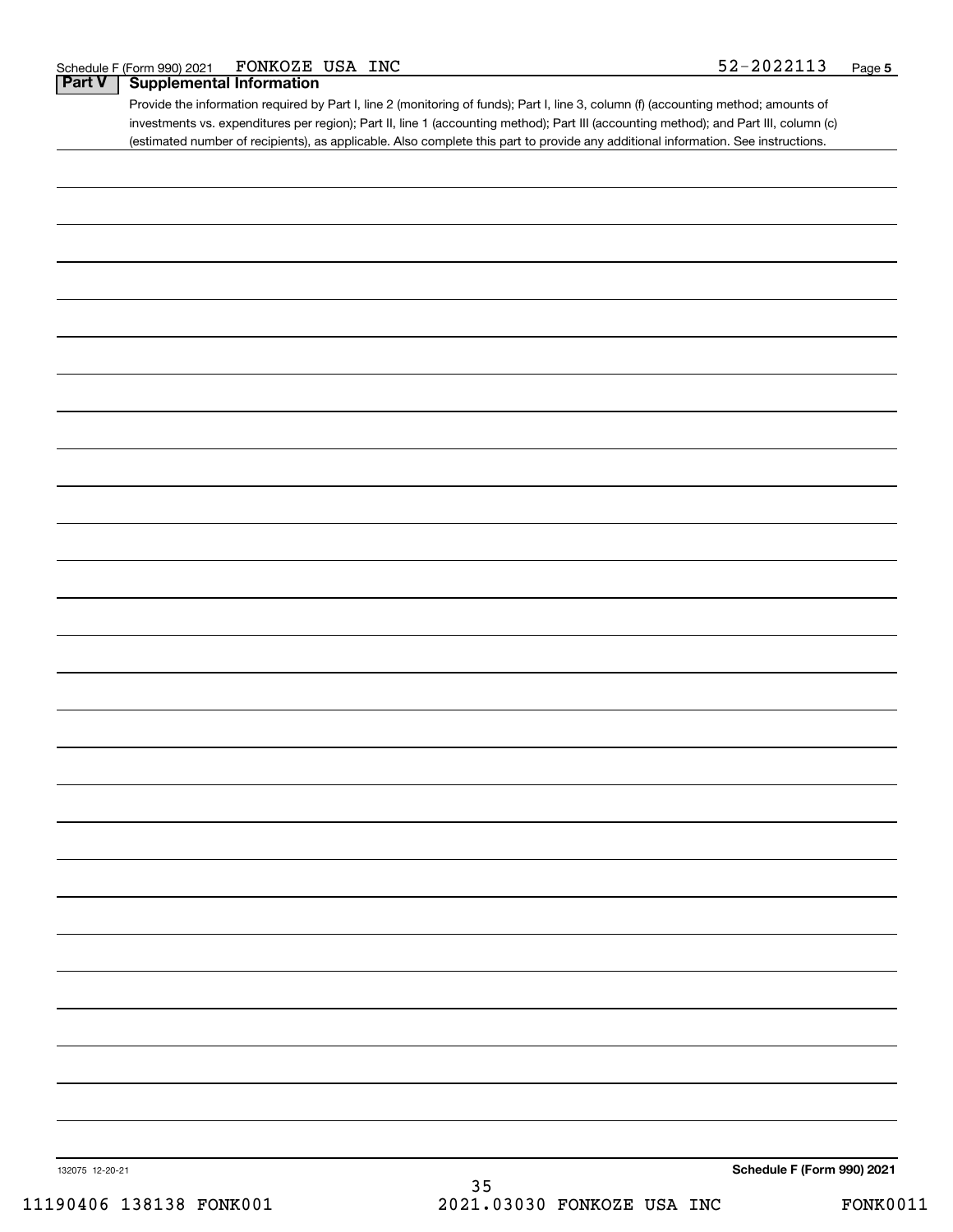Schedule F (Form 990) 2021 FONKOZE USA INC 52-2022113 Page 5

## Part V Supplemental Information

Provide the information required by Part I, line 2 (monitoring of funds); Part I, line 3, column (f) (accounting method; amounts of investments vs. expenditures per region); Part II, line 1 (accounting method); Part III (accounting method); and Part III, column (c) (estimated number of recipients), as applicable. Also complete this part to provide any additional information. See instructions.

132075 12-20-21

**Schedule F (Form 990) 2021**

11190406 138138 FONK001 2021.03030 FONKOZE USA INC FONK0011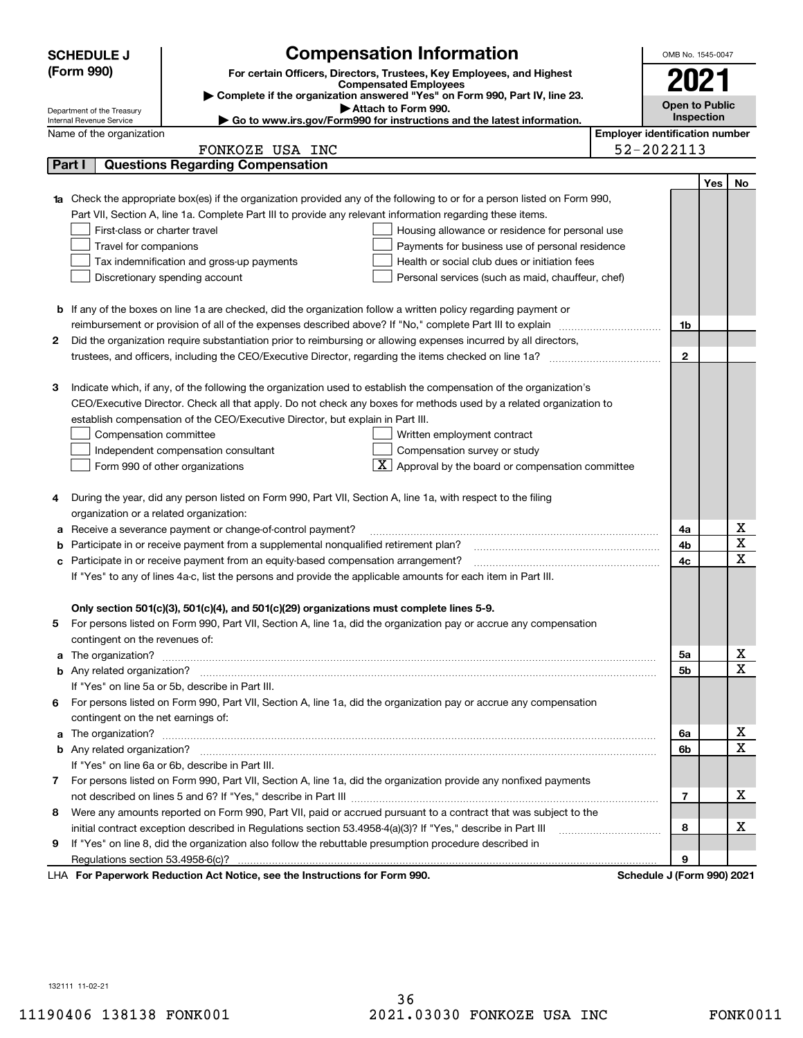**SCHEDULE J (Form 990)**

Department of the Treasury
Internal Revenue Service

# Compensation Information

**For certain Officers, Directors, Trustees, Key Employees, and Highest Compensated Employees**

▶ Complete if the organization answered "Yes" on Form 990, Part IV, line 23.
▶ Attach to Form 990.
▶ Go to www.irs.gov/Form990 for instructions and the latest information.

OMB No. 1545-0047

**2021**

**Open to Public Inspection**

Name of the organization: FONKOZE USA INC

Employer identification number: 52-2022113

## Part I Questions Regarding Compensation

| | | | Yes | No |
|---|---|---|---|---|
| **1a** | Check the appropriate box(es) if the organization provided any of the following to or for a person listed on Form 990, Part VII, Section A, line 1a. Complete Part III to provide any relevant information regarding these items.<br>☐ First-class or charter travel ☐ Housing allowance or residence for personal use<br>☐ Travel for companions ☐ Payments for business use of personal residence<br>☐ Tax indemnification and gross-up payments ☐ Health or social club dues or initiation fees<br>☐ Discretionary spending account ☐ Personal services (such as maid, chauffeur, chef) | | | |
| **b** | If any of the boxes on line 1a are checked, did the organization follow a written policy regarding payment or reimbursement or provision of all of the expenses described above? If "No," complete Part III to explain | 1b | | |
| **2** | Did the organization require substantiation prior to reimbursing or allowing expenses incurred by all directors, trustees, and officers, including the CEO/Executive Director, regarding the items checked on line 1a? | 2 | | |
| **3** | Indicate which, if any, of the following the organization used to establish the compensation of the organization's CEO/Executive Director. Check all that apply. Do not check any boxes for methods used by a related organization to establish compensation of the CEO/Executive Director, but explain in Part III.<br>☐ Compensation committee ☐ Written employment contract<br>☐ Independent compensation consultant ☐ Compensation survey or study<br>☐ Form 990 of other organizations ☒ Approval by the board or compensation committee | | | |
| **4** | During the year, did any person listed on Form 990, Part VII, Section A, line 1a, with respect to the filing organization or a related organization: | | | |
| **a** | Receive a severance payment or change-of-control payment? | 4a | | X |
| **b** | Participate in or receive payment from a supplemental nonqualified retirement plan? | 4b | | X |
| **c** | Participate in or receive payment from an equity-based compensation arrangement? | 4c | | X |
| | If "Yes" to any of lines 4a-c, list the persons and provide the applicable amounts for each item in Part III. | | | |
| | **Only section 501(c)(3), 501(c)(4), and 501(c)(29) organizations must complete lines 5-9.** | | | |
| **5** | For persons listed on Form 990, Part VII, Section A, line 1a, did the organization pay or accrue any compensation contingent on the revenues of: | | | |
| **a** | The organization? | 5a | | X |
| **b** | Any related organization? | 5b | | X |
| | If "Yes" on line 5a or 5b, describe in Part III. | | | |
| **6** | For persons listed on Form 990, Part VII, Section A, line 1a, did the organization pay or accrue any compensation contingent on the net earnings of: | | | |
| **a** | The organization? | 6a | | X |
| **b** | Any related organization? | 6b | | X |
| | If "Yes" on line 6a or 6b, describe in Part III. | | | |
| **7** | For persons listed on Form 990, Part VII, Section A, line 1a, did the organization provide any nonfixed payments not described on lines 5 and 6? If "Yes," describe in Part III | 7 | | X |
| **8** | Were any amounts reported on Form 990, Part VII, paid or accrued pursuant to a contract that was subject to the initial contract exception described in Regulations section 53.4958-4(a)(3)? If "Yes," describe in Part III | 8 | | X |
| **9** | If "Yes" on line 8, did the organization also follow the rebuttable presumption procedure described in Regulations section 53.4958-6(c)? | 9 | | |

LHA **For Paperwork Reduction Act Notice, see the Instructions for Form 990.** **Schedule J (Form 990) 2021**

132111 11-02-21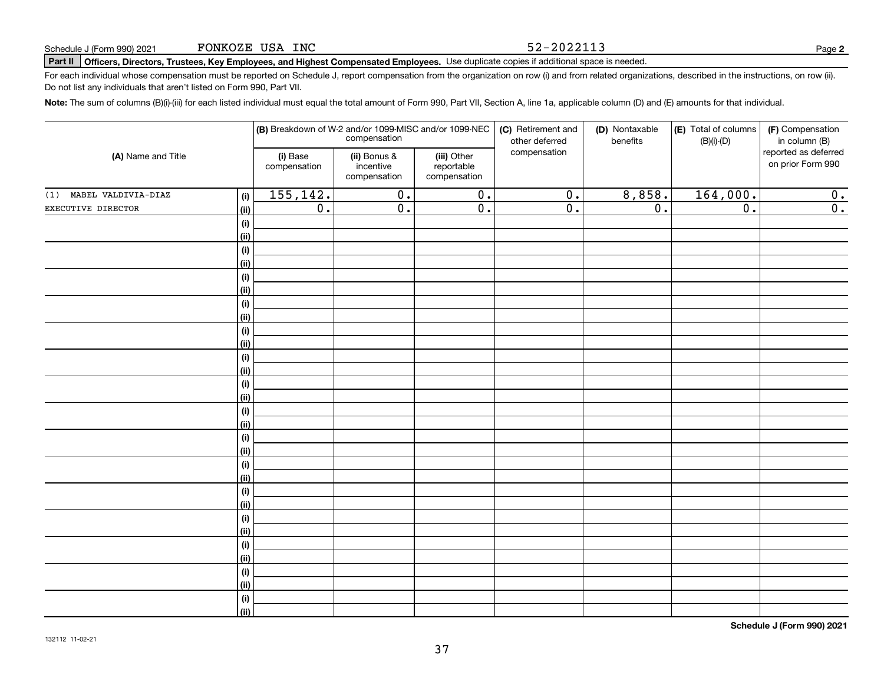Schedule J (Form 990) 2021 FONKOZE USA INC 52-2022113

**Part II Officers, Directors, Trustees, Key Employees, and Highest Compensated Employees.** Use duplicate copies if additional space is needed.

For each individual whose compensation must be reported on Schedule J, report compensation from the organization on row (i) and from related organizations, described in the instructions, on row (ii). Do not list any individuals that aren't listed on Form 990, Part VII.

**Note:** The sum of columns (B)(i)-(iii) for each listed individual must equal the total amount of Form 990, Part VII, Section A, line 1a, applicable column (D) and (E) amounts for that individual.

| (A) Name and Title | | (B) Breakdown of W-2 and/or 1099-MISC and/or 1099-NEC compensation | | | (C) Retirement and other deferred compensation | (D) Nontaxable benefits | (E) Total of columns (B)(i)-(D) | (F) Compensation in column (B) reported as deferred on prior Form 990 |
|---|---|---|---|---|---|---|---|---|
| | | (i) Base compensation | (ii) Bonus & incentive compensation | (iii) Other reportable compensation | | | | |
| (1) MABEL VALDIVIA-DIAZ | (i) | 155,142. | 0. | 0. | 0. | 8,858. | 164,000. | 0. |
| EXECUTIVE DIRECTOR | (ii) | 0. | 0. | 0. | 0. | 0. | 0. | 0. |
| | (i) | | | | | | | |
| | (ii) | | | | | | | |
| | (i) | | | | | | | |
| | (ii) | | | | | | | |
| | (i) | | | | | | | |
| | (ii) | | | | | | | |
| | (i) | | | | | | | |
| | (ii) | | | | | | | |
| | (i) | | | | | | | |
| | (ii) | | | | | | | |
| | (i) | | | | | | | |
| | (ii) | | | | | | | |
| | (i) | | | | | | | |
| | (ii) | | | | | | | |
| | (i) | | | | | | | |
| | (ii) | | | | | | | |
| | (i) | | | | | | | |
| | (ii) | | | | | | | |
| | (i) | | | | | | | |
| | (ii) | | | | | | | |
| | (i) | | | | | | | |
| | (ii) | | | | | | | |
| | (i) | | | | | | | |
| | (ii) | | | | | | | |
| | (i) | | | | | | | |
| | (ii) | | | | | | | |
| | (i) | | | | | | | |
| | (ii) | | | | | | | |
| | (i) | | | | | | | |
| | (ii) | | | | | | | |

**Schedule J (Form 990) 2021**

132112 11-02-21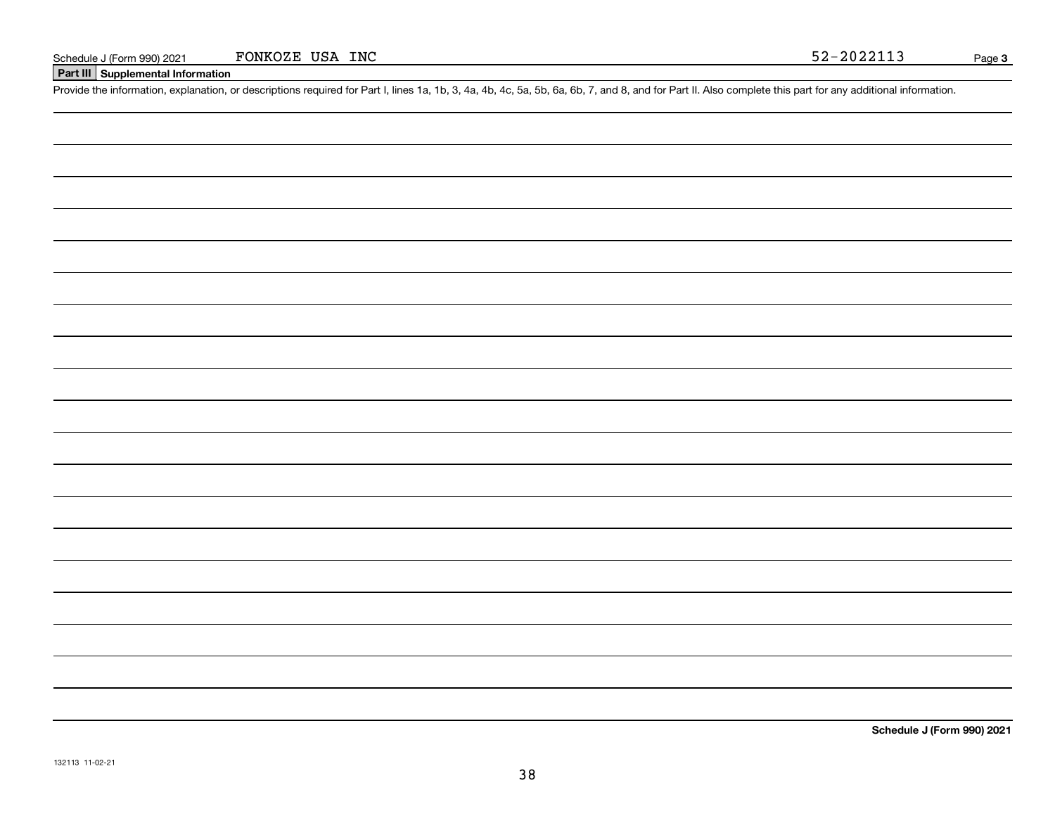Schedule J (Form 990) 2021 FONKOZE USA INC 52-2022113 Page **3**

## Part III Supplemental Information

Provide the information, explanation, or descriptions required for Part I, lines 1a, 1b, 3, 4a, 4b, 4c, 5a, 5b, 6a, 6b, 7, and 8, and for Part II. Also complete this part for any additional information.

**Schedule J (Form 990) 2021**

132113 11-02-21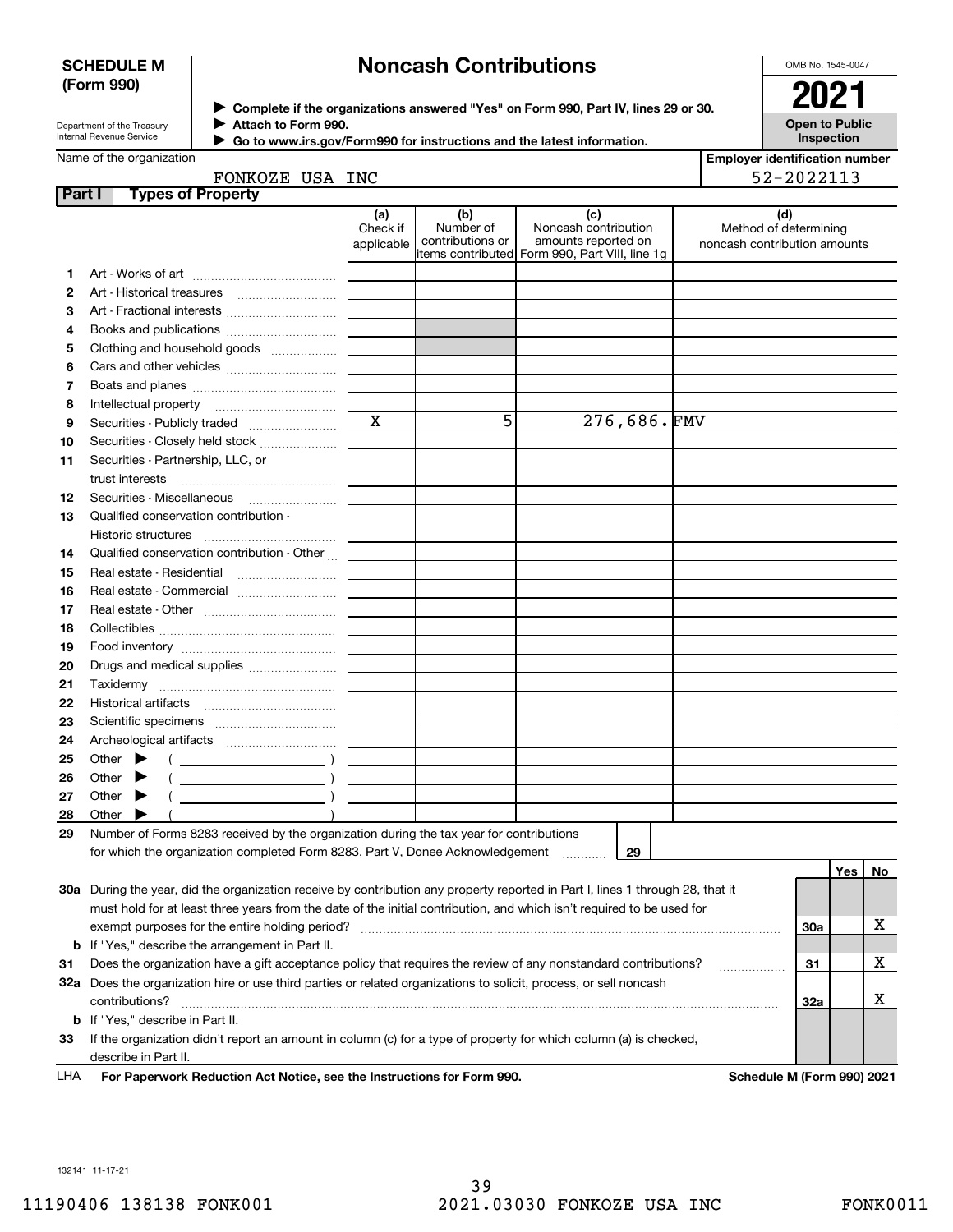**SCHEDULE M (Form 990)**

Department of the Treasury
Internal Revenue Service

# Noncash Contributions

▶ Complete if the organizations answered "Yes" on Form 990, Part IV, lines 29 or 30.
▶ Attach to Form 990.
▶ Go to www.irs.gov/Form990 for instructions and the latest information.

OMB No. 1545-0047

**2021**

**Open to Public Inspection**

Name of the organization: FONKOZE USA INC

Employer identification number: 52-2022113

## Part I Types of Property

| | | (a) Check if applicable | (b) Number of contributions or items contributed | (c) Noncash contribution amounts reported on Form 990, Part VIII, line 1g | (d) Method of determining noncash contribution amounts |
|---|---|---|---|---|---|
| 1 | Art - Works of art | | | | |
| 2 | Art - Historical treasures | | | | |
| 3 | Art - Fractional interests | | | | |
| 4 | Books and publications | | | | |
| 5 | Clothing and household goods | | | | |
| 6 | Cars and other vehicles | | | | |
| 7 | Boats and planes | | | | |
| 8 | Intellectual property | | | | |
| 9 | Securities - Publicly traded | X | 5 | 276,686. | FMV |
| 10 | Securities - Closely held stock | | | | |
| 11 | Securities - Partnership, LLC, or trust interests | | | | |
| 12 | Securities - Miscellaneous | | | | |
| 13 | Qualified conservation contribution - Historic structures | | | | |
| 14 | Qualified conservation contribution - Other | | | | |
| 15 | Real estate - Residential | | | | |
| 16 | Real estate - Commercial | | | | |
| 17 | Real estate - Other | | | | |
| 18 | Collectibles | | | | |
| 19 | Food inventory | | | | |
| 20 | Drugs and medical supplies | | | | |
| 21 | Taxidermy | | | | |
| 22 | Historical artifacts | | | | |
| 23 | Scientific specimens | | | | |
| 24 | Archeological artifacts | | | | |
| 25 | Other ▶ ( ) | | | | |
| 26 | Other ▶ ( ) | | | | |
| 27 | Other ▶ ( ) | | | | |
| 28 | Other ▶ ( ) | | | | |

**29** Number of Forms 8283 received by the organization during the tax year for contributions for which the organization completed Form 8283, Part V, Donee Acknowledgement ..... **29**

| | | | Yes | No |
|---|---|---|---|---|
| 30a | During the year, did the organization receive by contribution any property reported in Part I, lines 1 through 28, that it must hold for at least three years from the date of the initial contribution, and which isn't required to be used for exempt purposes for the entire holding period? | 30a | | X |
| b | If "Yes," describe the arrangement in Part II. | | | |
| 31 | Does the organization have a gift acceptance policy that requires the review of any nonstandard contributions? | 31 | | X |
| 32a | Does the organization hire or use third parties or related organizations to solicit, process, or sell noncash contributions? | 32a | | X |
| b | If "Yes," describe in Part II. | | | |
| 33 | If the organization didn't report an amount in column (c) for a type of property for which column (a) is checked, describe in Part II. | | | |

LHA **For Paperwork Reduction Act Notice, see the Instructions for Form 990.** **Schedule M (Form 990) 2021**

132141 11-17-21

11190406 138138 FONK001 2021.03030 FONKOZE USA INC FONK0011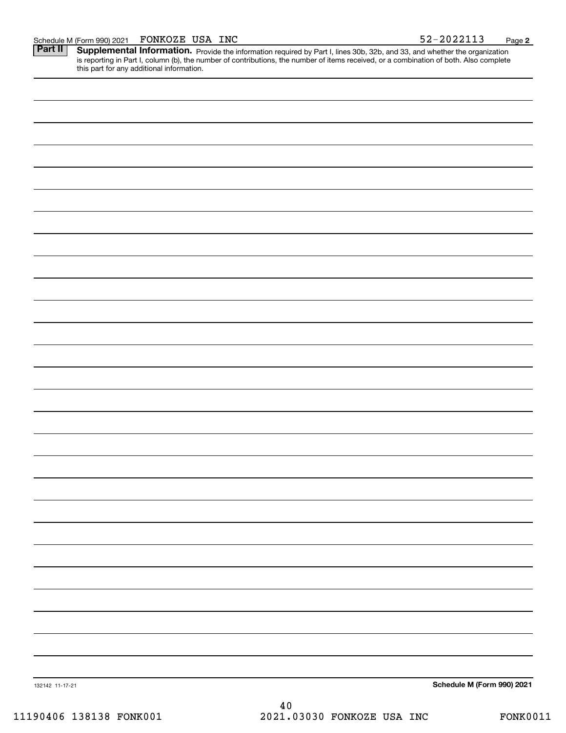Schedule M (Form 990) 2021 FONKOZE USA INC 52-2022113

**Part II** **Supplemental Information.** Provide the information required by Part I, lines 30b, 32b, and 33, and whether the organization is reporting in Part I, column (b), the number of contributions, the number of items received, or a combination of both. Also complete this part for any additional information.

132142 11-17-21

**Schedule M (Form 990) 2021**

11190406 138138 FONK001 2021.03030 FONKOZE USA INC FONK0011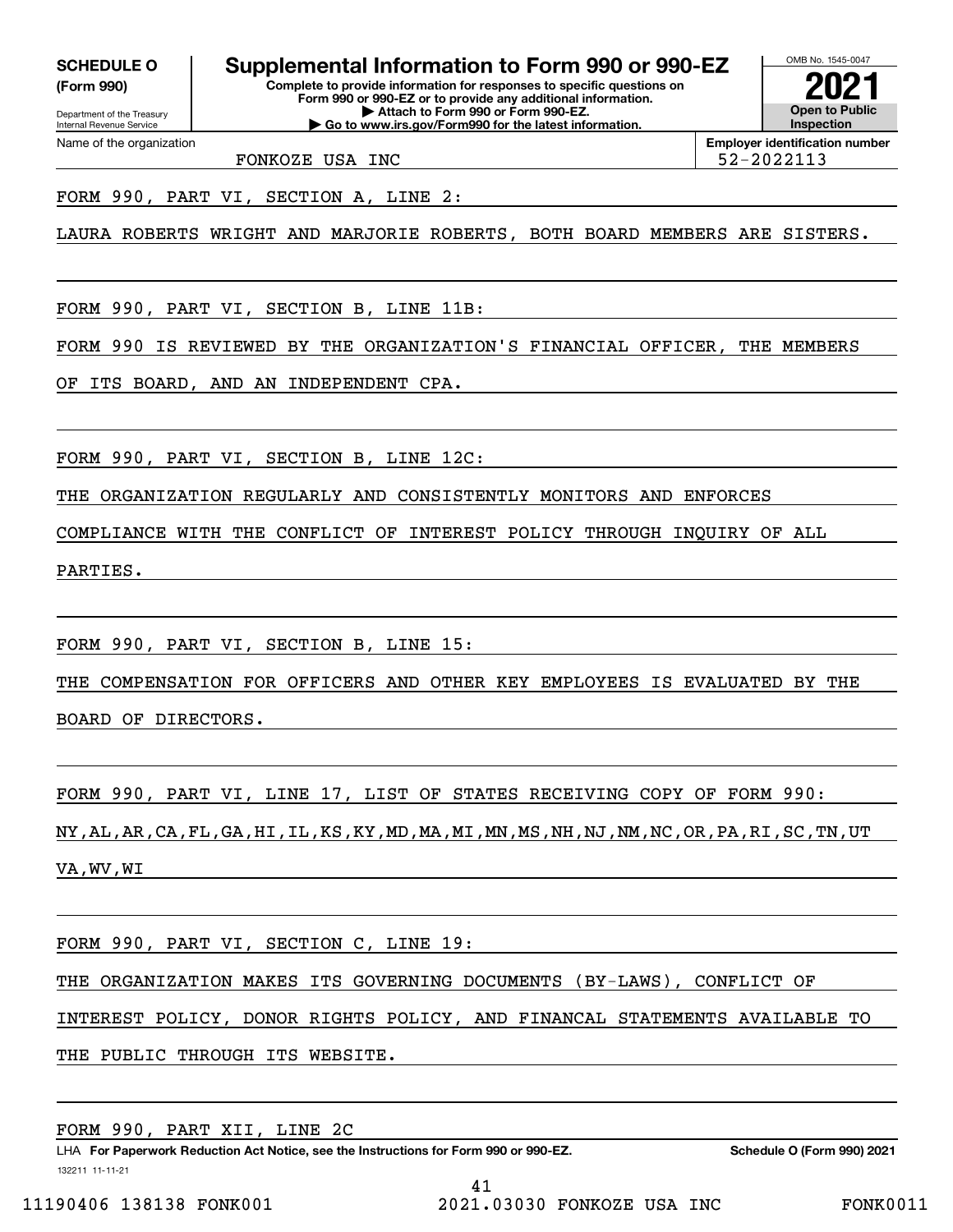**SCHEDULE O**
**(Form 990)**

Department of the Treasury
Internal Revenue Service

# Supplemental Information to Form 990 or 990-EZ

**Complete to provide information for responses to specific questions on Form 990 or 990-EZ or to provide any additional information.**
**▶ Attach to Form 990 or Form 990-EZ.**
**▶ Go to www.irs.gov/Form990 for the latest information.**

OMB No. 1545-0047

**2021**

**Open to Public Inspection**

Name of the organization: FONKOZE USA INC

**Employer identification number** 52-2022113

FORM 990, PART VI, SECTION A, LINE 2:

LAURA ROBERTS WRIGHT AND MARJORIE ROBERTS, BOTH BOARD MEMBERS ARE SISTERS.

FORM 990, PART VI, SECTION B, LINE 11B:

FORM 990 IS REVIEWED BY THE ORGANIZATION'S FINANCIAL OFFICER, THE MEMBERS OF ITS BOARD, AND AN INDEPENDENT CPA.

FORM 990, PART VI, SECTION B, LINE 12C:

THE ORGANIZATION REGULARLY AND CONSISTENTLY MONITORS AND ENFORCES COMPLIANCE WITH THE CONFLICT OF INTEREST POLICY THROUGH INQUIRY OF ALL PARTIES.

FORM 990, PART VI, SECTION B, LINE 15:

THE COMPENSATION FOR OFFICERS AND OTHER KEY EMPLOYEES IS EVALUATED BY THE BOARD OF DIRECTORS.

FORM 990, PART VI, LINE 17, LIST OF STATES RECEIVING COPY OF FORM 990:

NY,AL,AR,CA,FL,GA,HI,IL,KS,KY,MD,MA,MI,MN,MS,NH,NJ,NM,NC,OR,PA,RI,SC,TN,UT VA,WV,WI

FORM 990, PART VI, SECTION C, LINE 19:

THE ORGANIZATION MAKES ITS GOVERNING DOCUMENTS (BY-LAWS), CONFLICT OF INTEREST POLICY, DONOR RIGHTS POLICY, AND FINANCAL STATEMENTS AVAILABLE TO THE PUBLIC THROUGH ITS WEBSITE.

FORM 990, PART XII, LINE 2C

LHA **For Paperwork Reduction Act Notice, see the Instructions for Form 990 or 990-EZ.** **Schedule O (Form 990) 2021**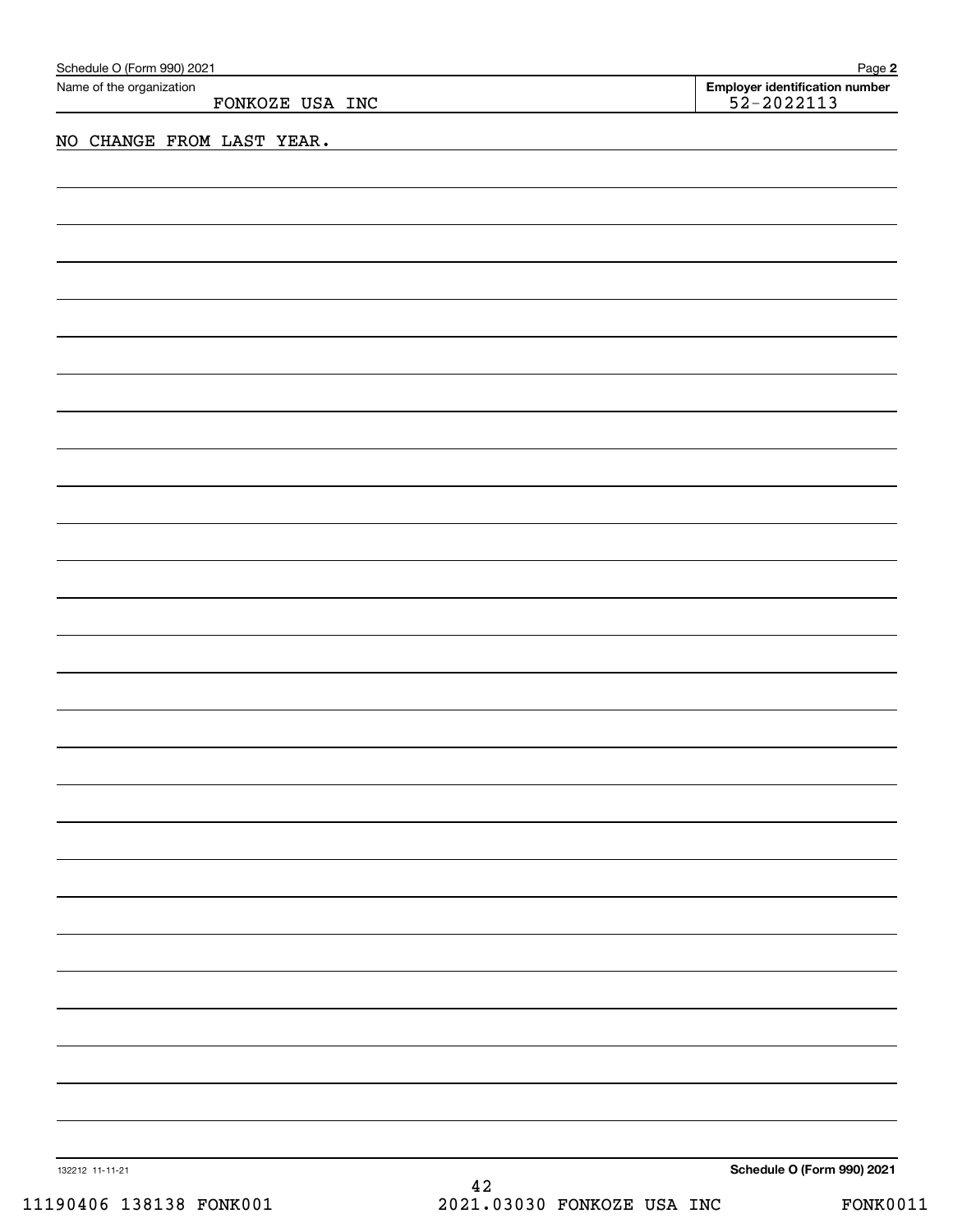Schedule O (Form 990) 2021

Name of the organization: FONKOZE USA INC

Employer identification number: 52-2022113

NO CHANGE FROM LAST YEAR.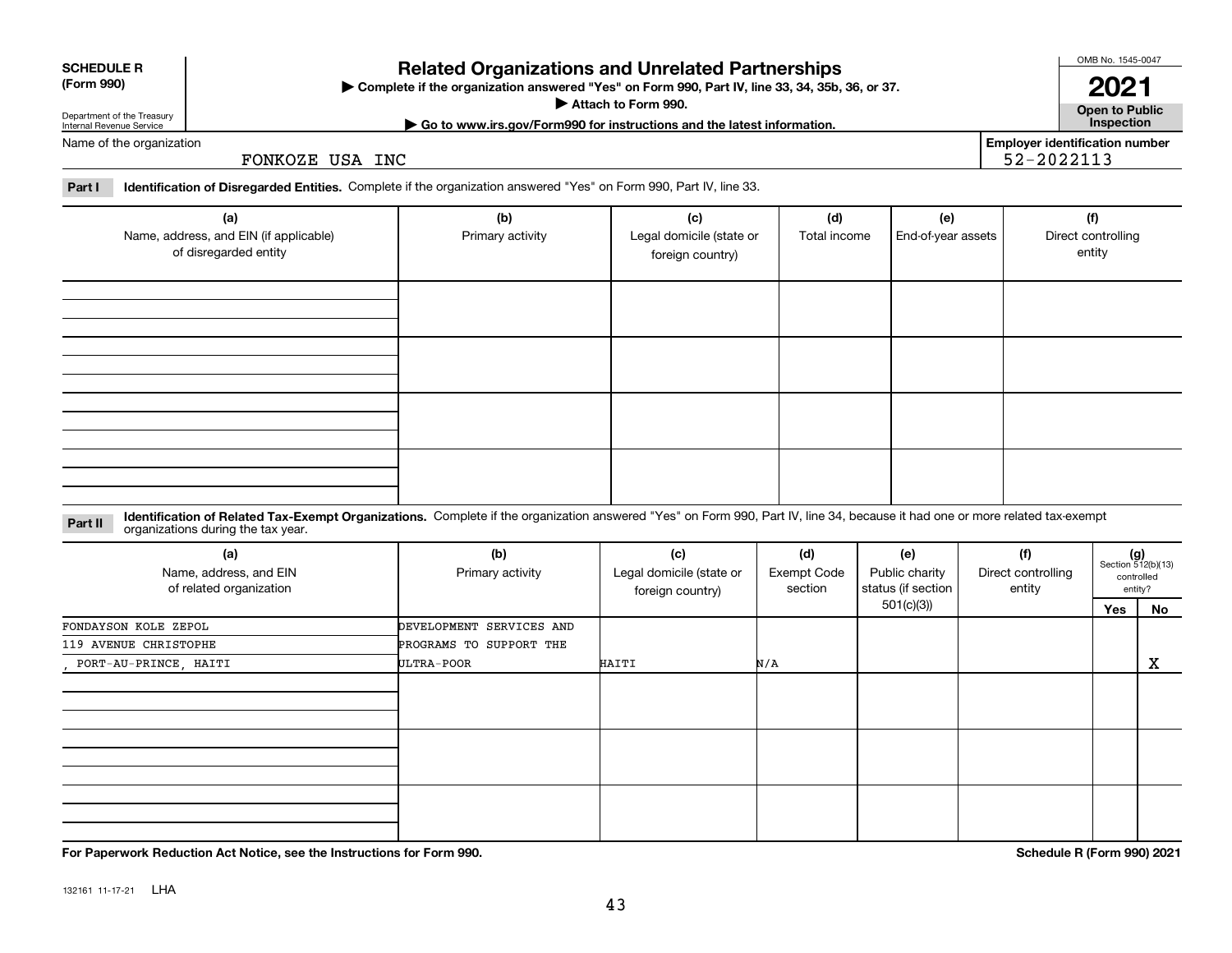**SCHEDULE R (Form 990)**

Department of the Treasury
Internal Revenue Service

# Related Organizations and Unrelated Partnerships

▶ Complete if the organization answered "Yes" on Form 990, Part IV, line 33, 34, 35b, 36, or 37.
▶ Attach to Form 990.
▶ Go to www.irs.gov/Form990 for instructions and the latest information.

OMB No. 1545-0047

**2021**

**Open to Public Inspection**

Name of the organization: FONKOZE USA INC

Employer identification number: 52-2022113

**Part I** **Identification of Disregarded Entities.** Complete if the organization answered "Yes" on Form 990, Part IV, line 33.

| (a) Name, address, and EIN (if applicable) of disregarded entity | (b) Primary activity | (c) Legal domicile (state or foreign country) | (d) Total income | (e) End-of-year assets | (f) Direct controlling entity |
|---|---|---|---|---|---|
| | | | | | |
| | | | | | |
| | | | | | |
| | | | | | |

**Part II** **Identification of Related Tax-Exempt Organizations.** Complete if the organization answered "Yes" on Form 990, Part IV, line 34, because it had one or more related tax-exempt organizations during the tax year.

| (a) Name, address, and EIN of related organization | (b) Primary activity | (c) Legal domicile (state or foreign country) | (d) Exempt Code section | (e) Public charity status (if section 501(c)(3)) | (f) Direct controlling entity | (g) Section 512(b)(13) controlled entity? Yes | No |
|---|---|---|---|---|---|---|---|
| FONDAYSON KOLE ZEPOL<br>119 AVENUE CHRISTOPHE<br>, PORT-AU-PRINCE, HAITI | DEVELOPMENT SERVICES AND PROGRAMS TO SUPPORT THE ULTRA-POOR | HAITI | N/A | | | | X |
| | | | | | | | |
| | | | | | | | |
| | | | | | | | |

**For Paperwork Reduction Act Notice, see the Instructions for Form 990.**

**Schedule R (Form 990) 2021**

132161 11-17-21 LHA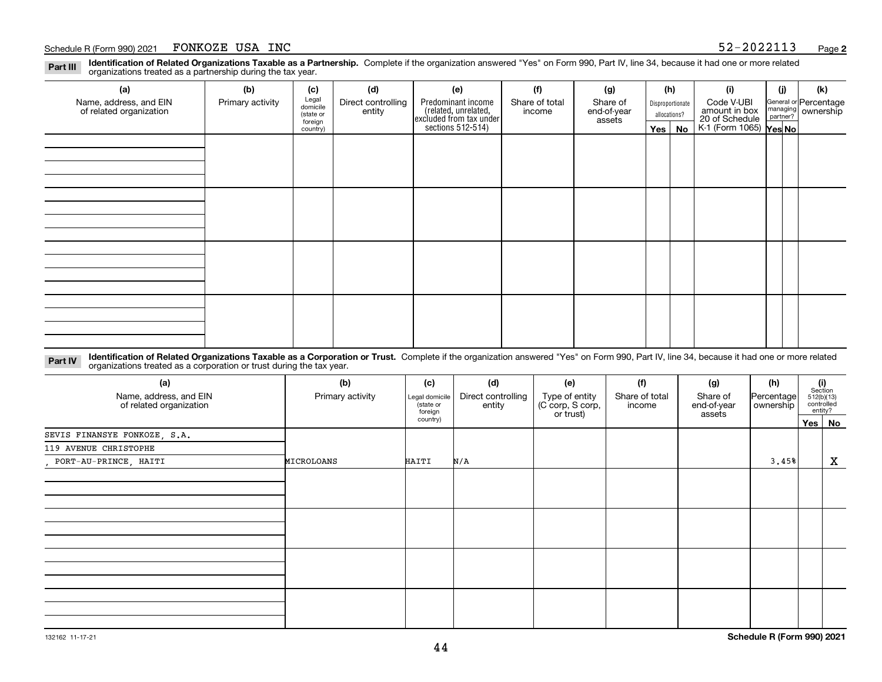Schedule R (Form 990) 2021 FONKOZE USA INC 52-2022113 Page **2**

**Part III** **Identification of Related Organizations Taxable as a Partnership.** Complete if the organization answered "Yes" on Form 990, Part IV, line 34, because it had one or more related organizations treated as a partnership during the tax year.

| (a) Name, address, and EIN of related organization | (b) Primary activity | (c) Legal domicile (state or foreign country) | (d) Direct controlling entity | (e) Predominant income (related, unrelated, excluded from tax under sections 512-514) | (f) Share of total income | (g) Share of end-of-year assets | (h) Disproportionate allocations? Yes | (h) No | (i) Code V-UBI amount in box 20 of Schedule K-1 (Form 1065) | (j) General or managing partner? Yes | (j) No | (k) Percentage ownership |
|---|---|---|---|---|---|---|---|---|---|---|---|---|
| | | | | | | | | | | | | |
| | | | | | | | | | | | | |
| | | | | | | | | | | | | |
| | | | | | | | | | | | | |

**Part IV** **Identification of Related Organizations Taxable as a Corporation or Trust.** Complete if the organization answered "Yes" on Form 990, Part IV, line 34, because it had one or more related organizations treated as a corporation or trust during the tax year.

| (a) Name, address, and EIN of related organization | (b) Primary activity | (c) Legal domicile (state or foreign country) | (d) Direct controlling entity | (e) Type of entity (C corp, S corp, or trust) | (f) Share of total income | (g) Share of end-of-year assets | (h) Percentage ownership | (i) Section 512(b)(13) controlled entity? Yes | (i) No |
|---|---|---|---|---|---|---|---|---|---|
| SEVIS FINANSYE FONKOZE, S.A.<br>119 AVENUE CHRISTOPHE<br>, PORT-AU-PRINCE, HAITI | MICROLOANS | HAITI | N/A | | | | 3.45% | | X |
| | | | | | | | | | |
| | | | | | | | | | |
| | | | | | | | | | |
| | | | | | | | | | |

132162 11-17-21 **Schedule R (Form 990) 2021**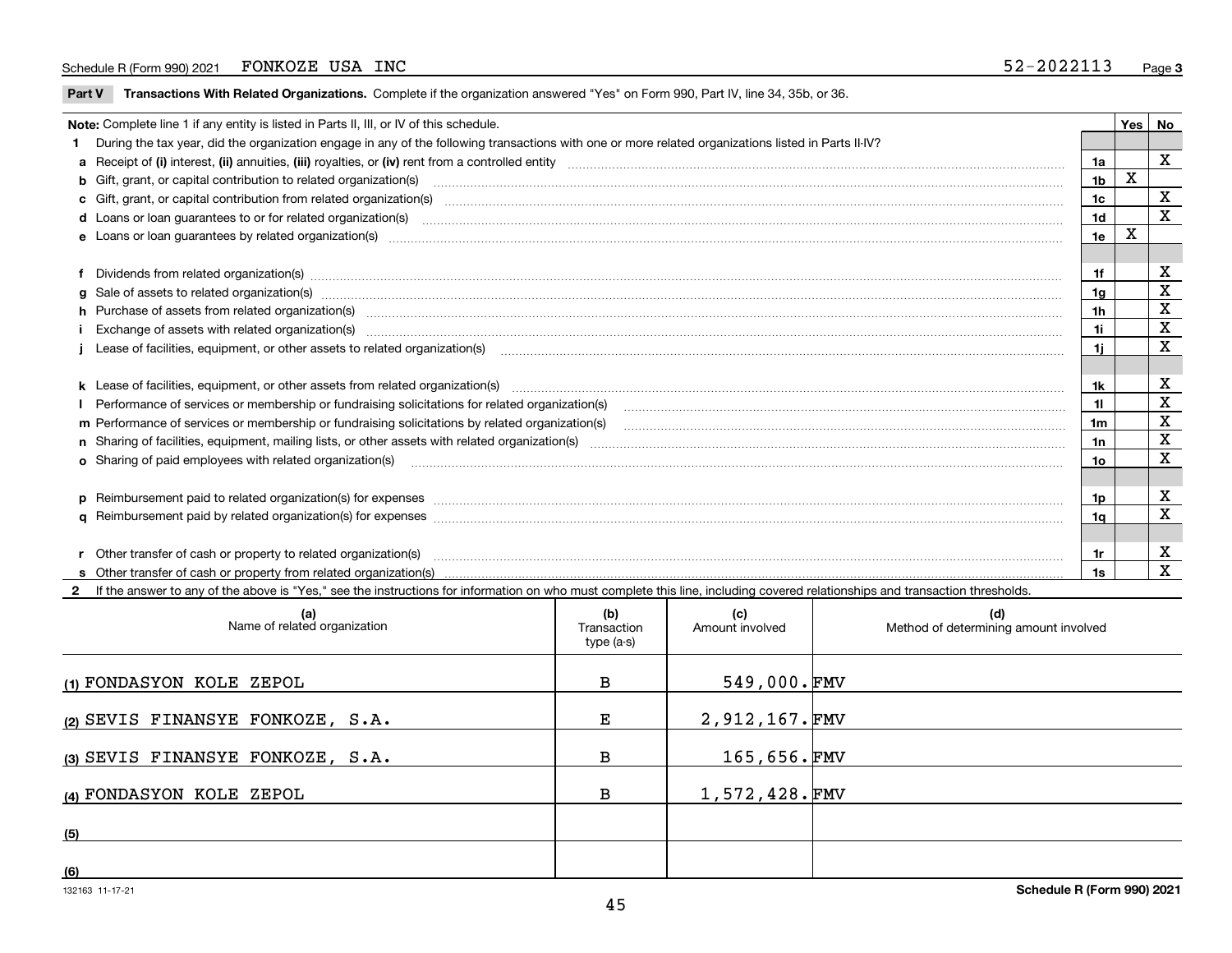Schedule R (Form 990) 2021 FONKOZE USA INC 52-2022113

**Part V Transactions With Related Organizations.** Complete if the organization answered "Yes" on Form 990, Part IV, line 34, 35b, or 36.

| Note: Complete line 1 if any entity is listed in Parts II, III, or IV of this schedule. | | Yes | No |
|---|---|---|---|
| **1** During the tax year, did the organization engage in any of the following transactions with one or more related organizations listed in Parts II-IV? | | | |
| **a** Receipt of **(i)** interest, **(ii)** annuities, **(iii)** royalties, or **(iv)** rent from a controlled entity | 1a | | X |
| **b** Gift, grant, or capital contribution to related organization(s) | 1b | X | |
| **c** Gift, grant, or capital contribution from related organization(s) | 1c | | X |
| **d** Loans or loan guarantees to or for related organization(s) | 1d | | X |
| **e** Loans or loan guarantees by related organization(s) | 1e | X | |
| **f** Dividends from related organization(s) | 1f | | X |
| **g** Sale of assets to related organization(s) | 1g | | X |
| **h** Purchase of assets from related organization(s) | 1h | | X |
| **i** Exchange of assets with related organization(s) | 1i | | X |
| **j** Lease of facilities, equipment, or other assets to related organization(s) | 1j | | X |
| **k** Lease of facilities, equipment, or other assets from related organization(s) | 1k | | X |
| **l** Performance of services or membership or fundraising solicitations for related organization(s) | 1l | | X |
| **m** Performance of services or membership or fundraising solicitations by related organization(s) | 1m | | X |
| **n** Sharing of facilities, equipment, mailing lists, or other assets with related organization(s) | 1n | | X |
| **o** Sharing of paid employees with related organization(s) | 1o | | X |
| **p** Reimbursement paid to related organization(s) for expenses | 1p | | X |
| **q** Reimbursement paid by related organization(s) for expenses | 1q | | X |
| **r** Other transfer of cash or property to related organization(s) | 1r | | X |
| **s** Other transfer of cash or property from related organization(s) | 1s | | X |

**2** If the answer to any of the above is "Yes," see the instructions for information on who must complete this line, including covered relationships and transaction thresholds.

| (a) Name of related organization | (b) Transaction type (a-s) | (c) Amount involved | (d) Method of determining amount involved |
|---|---|---|---|
| (1) FONDASYON KOLE ZEPOL | B | 549,000. | FMV |
| (2) SEVIS FINANSYE FONKOZE, S.A. | E | 2,912,167. | FMV |
| (3) SEVIS FINANSYE FONKOZE, S.A. | B | 165,656. | FMV |
| (4) FONDASYON KOLE ZEPOL | B | 1,572,428. | FMV |
| (5) | | | |
| (6) | | | |

132163 11-17-21 **Schedule R (Form 990) 2021**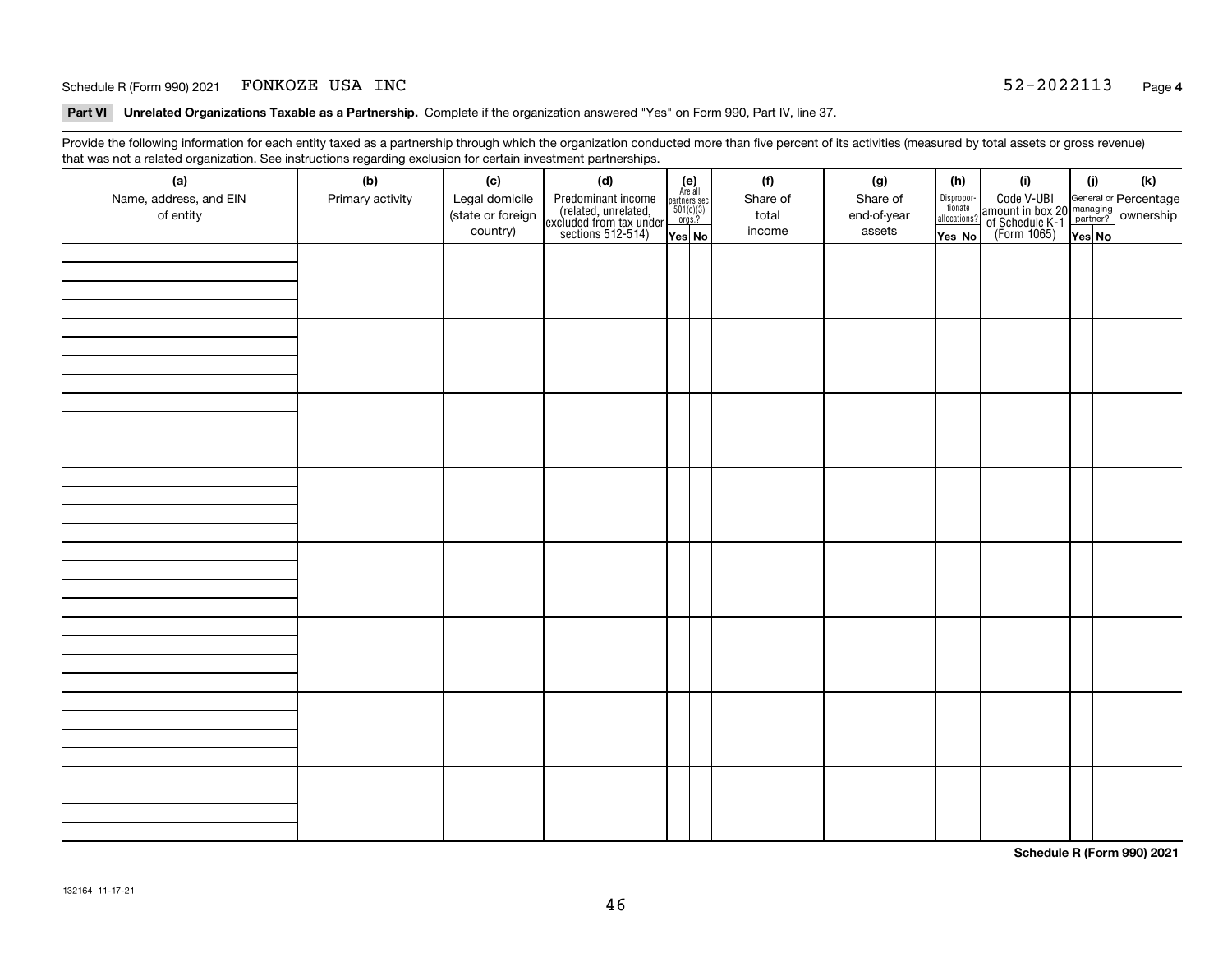Schedule R (Form 990) 2021 FONKOZE USA INC 52-2022113

## Part VI Unrelated Organizations Taxable as a Partnership.

Complete if the organization answered "Yes" on Form 990, Part IV, line 37.

Provide the following information for each entity taxed as a partnership through which the organization conducted more than five percent of its activities (measured by total assets or gross revenue) that was not a related organization. See instructions regarding exclusion for certain investment partnerships.

| (a) Name, address, and EIN of entity | (b) Primary activity | (c) Legal domicile (state or foreign country) | (d) Predominant income (related, unrelated, excluded from tax under sections 512-514) | (e) Are all partners sec. 501(c)(3) orgs.? | | (f) Share of total income | (g) Share of end-of-year assets | (h) Disproportionate allocations? | | (i) Code V-UBI amount in box 20 of Schedule K-1 (Form 1065) | (j) General or managing partner? | | (k) Percentage ownership |
|---|---|---|---|---|---|---|---|---|---|---|---|---|---|
| | | | | Yes | No | | | Yes | No | | Yes | No | |
| | | | | | | | | | | | | | |
| | | | | | | | | | | | | | |
| | | | | | | | | | | | | | |
| | | | | | | | | | | | | | |
| | | | | | | | | | | | | | |
| | | | | | | | | | | | | | |
| | | | | | | | | | | | | | |
| | | | | | | | | | | | | | |

Schedule R (Form 990) 2021

132164 11-17-21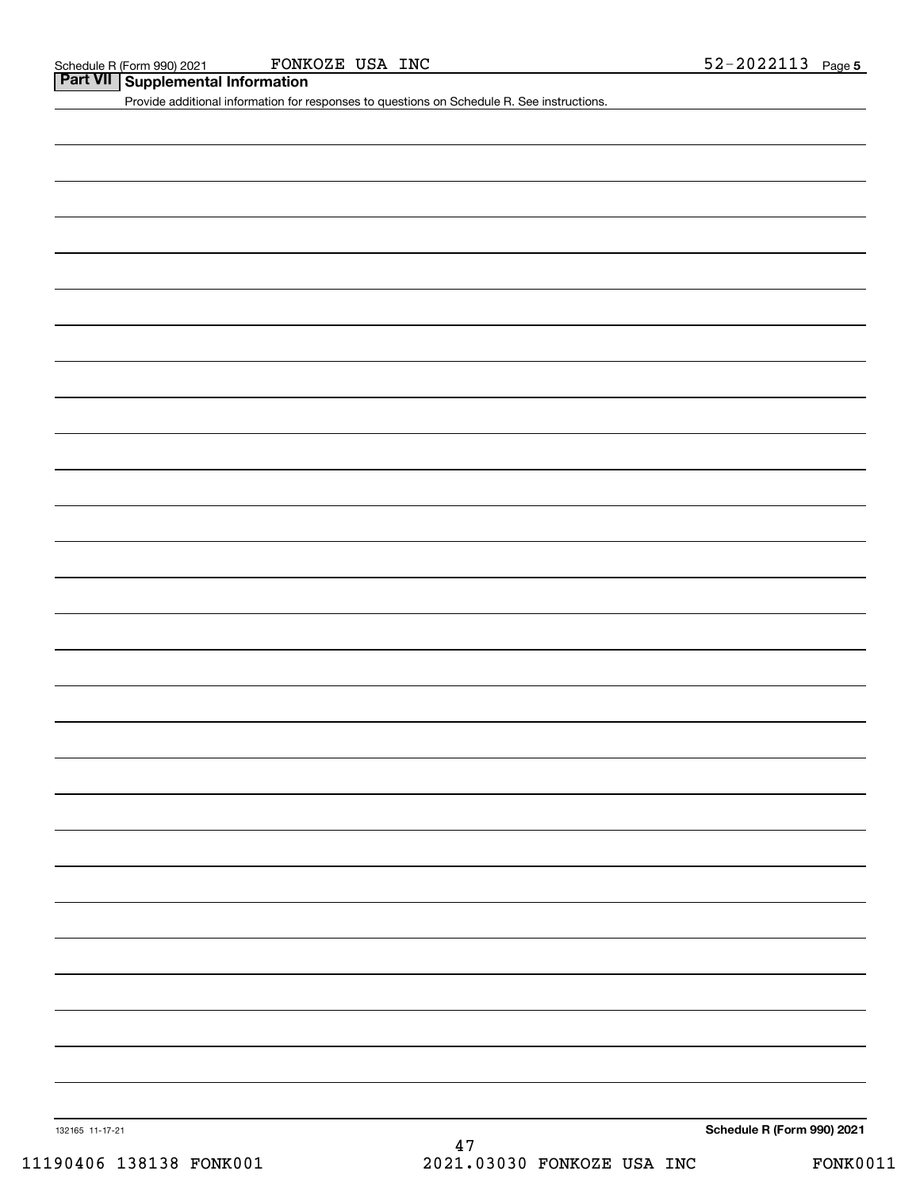Schedule R (Form 990) 2021 FONKOZE USA INC 52-2022113

## Part VII Supplemental Information

Provide additional information for responses to questions on Schedule R. See instructions.